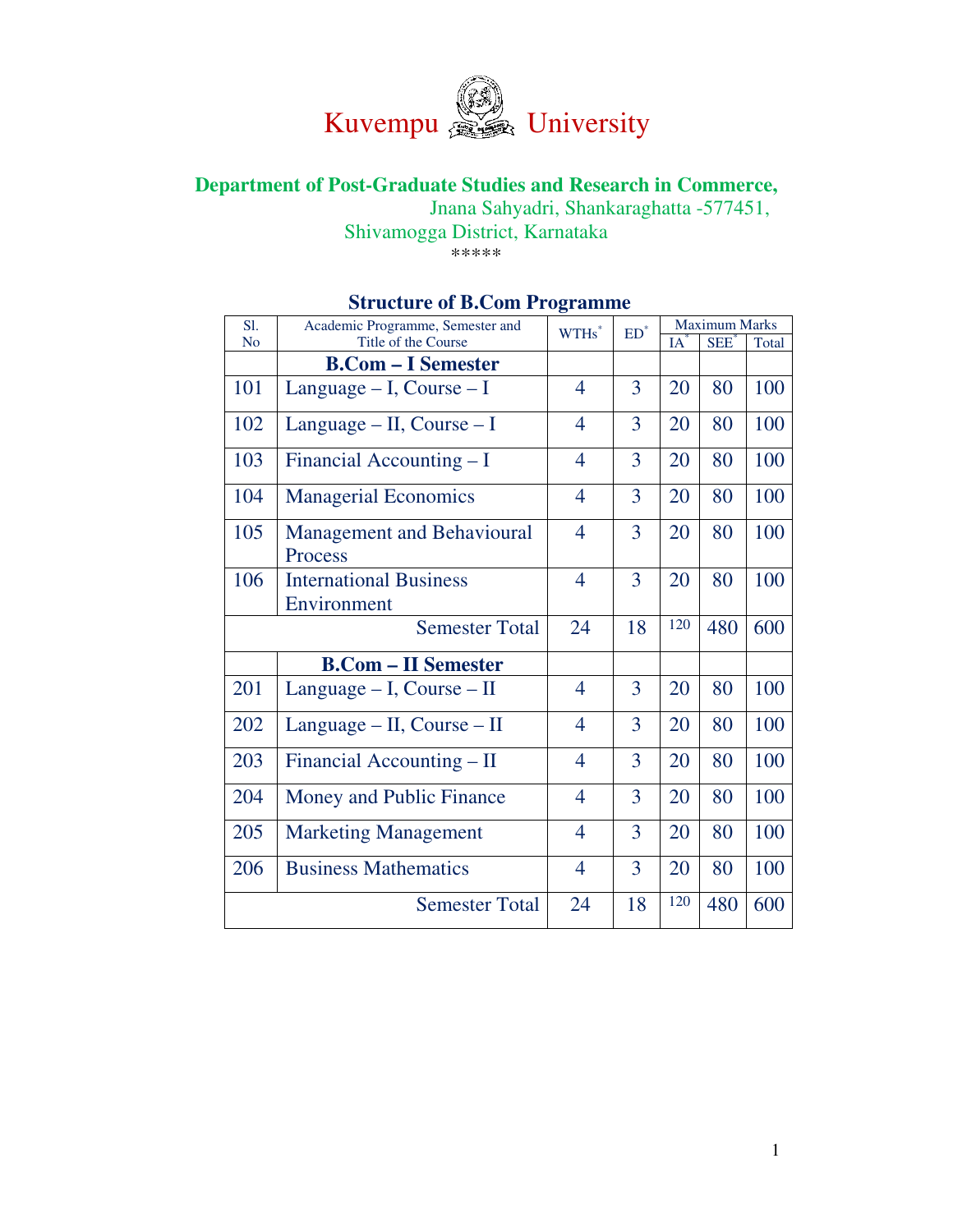# Kuvempu University

## Department of Post-Graduate Studies and Research in Commerce,

Jnana Sahyadri, Shankaraghatta -577451,
Shivamogga District, Karnataka

*****

### Structure of B.Com Programme

| Sl. No | Academic Programme, Semester and Title of the Course | WTHs* | ED* | Maximum Marks | | |
|---|---|---|---|---|---|---|
| | | | | IA* | SEE* | Total |
| | **B.Com – I Semester** | | | | | |
| 101 | Language – I, Course – I | 4 | 3 | 20 | 80 | 100 |
| 102 | Language – II, Course – I | 4 | 3 | 20 | 80 | 100 |
| 103 | Financial Accounting – I | 4 | 3 | 20 | 80 | 100 |
| 104 | Managerial Economics | 4 | 3 | 20 | 80 | 100 |
| 105 | Management and Behavioural Process | 4 | 3 | 20 | 80 | 100 |
| 106 | International Business Environment | 4 | 3 | 20 | 80 | 100 |
| | Semester Total | 24 | 18 | 120 | 480 | 600 |
| | **B.Com – II Semester** | | | | | |
| 201 | Language – I, Course – II | 4 | 3 | 20 | 80 | 100 |
| 202 | Language – II, Course – II | 4 | 3 | 20 | 80 | 100 |
| 203 | Financial Accounting – II | 4 | 3 | 20 | 80 | 100 |
| 204 | Money and Public Finance | 4 | 3 | 20 | 80 | 100 |
| 205 | Marketing Management | 4 | 3 | 20 | 80 | 100 |
| 206 | Business Mathematics | 4 | 3 | 20 | 80 | 100 |
| | Semester Total | 24 | 18 | 120 | 480 | 600 |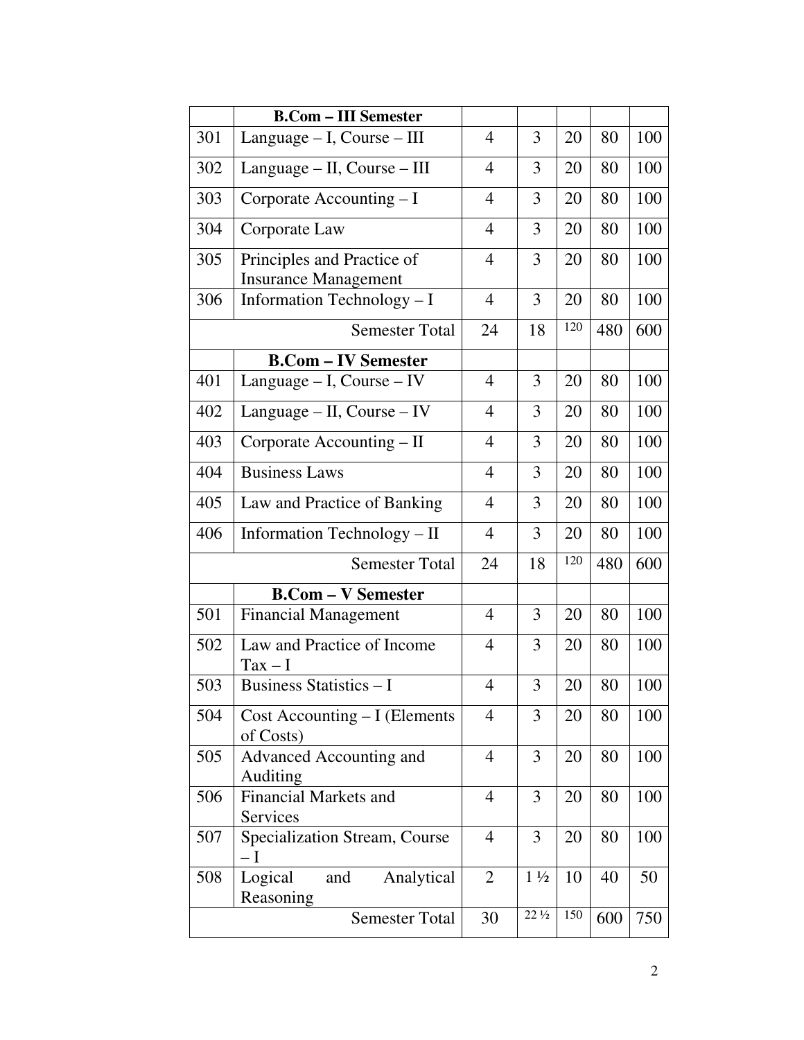| | | | | | | |
|---|---|---|---|---|---|---|
| | **B.Com – III Semester** | | | | | |
| 301 | Language – I, Course – III | 4 | 3 | 20 | 80 | 100 |
| 302 | Language – II, Course – III | 4 | 3 | 20 | 80 | 100 |
| 303 | Corporate Accounting – I | 4 | 3 | 20 | 80 | 100 |
| 304 | Corporate Law | 4 | 3 | 20 | 80 | 100 |
| 305 | Principles and Practice of Insurance Management | 4 | 3 | 20 | 80 | 100 |
| 306 | Information Technology – I | 4 | 3 | 20 | 80 | 100 |
| | Semester Total | 24 | 18 | 120 | 480 | 600 |
| | **B.Com – IV Semester** | | | | | |
| 401 | Language – I, Course – IV | 4 | 3 | 20 | 80 | 100 |
| 402 | Language – II, Course – IV | 4 | 3 | 20 | 80 | 100 |
| 403 | Corporate Accounting – II | 4 | 3 | 20 | 80 | 100 |
| 404 | Business Laws | 4 | 3 | 20 | 80 | 100 |
| 405 | Law and Practice of Banking | 4 | 3 | 20 | 80 | 100 |
| 406 | Information Technology – II | 4 | 3 | 20 | 80 | 100 |
| | Semester Total | 24 | 18 | 120 | 480 | 600 |
| | **B.Com – V Semester** | | | | | |
| 501 | Financial Management | 4 | 3 | 20 | 80 | 100 |
| 502 | Law and Practice of Income Tax – I | 4 | 3 | 20 | 80 | 100 |
| 503 | Business Statistics – I | 4 | 3 | 20 | 80 | 100 |
| 504 | Cost Accounting – I (Elements of Costs) | 4 | 3 | 20 | 80 | 100 |
| 505 | Advanced Accounting and Auditing | 4 | 3 | 20 | 80 | 100 |
| 506 | Financial Markets and Services | 4 | 3 | 20 | 80 | 100 |
| 507 | Specialization Stream, Course – I | 4 | 3 | 20 | 80 | 100 |
| 508 | Logical and Analytical Reasoning | 2 | 1 ½ | 10 | 40 | 50 |
| | Semester Total | 30 | 22 ½ | 150 | 600 | 750 |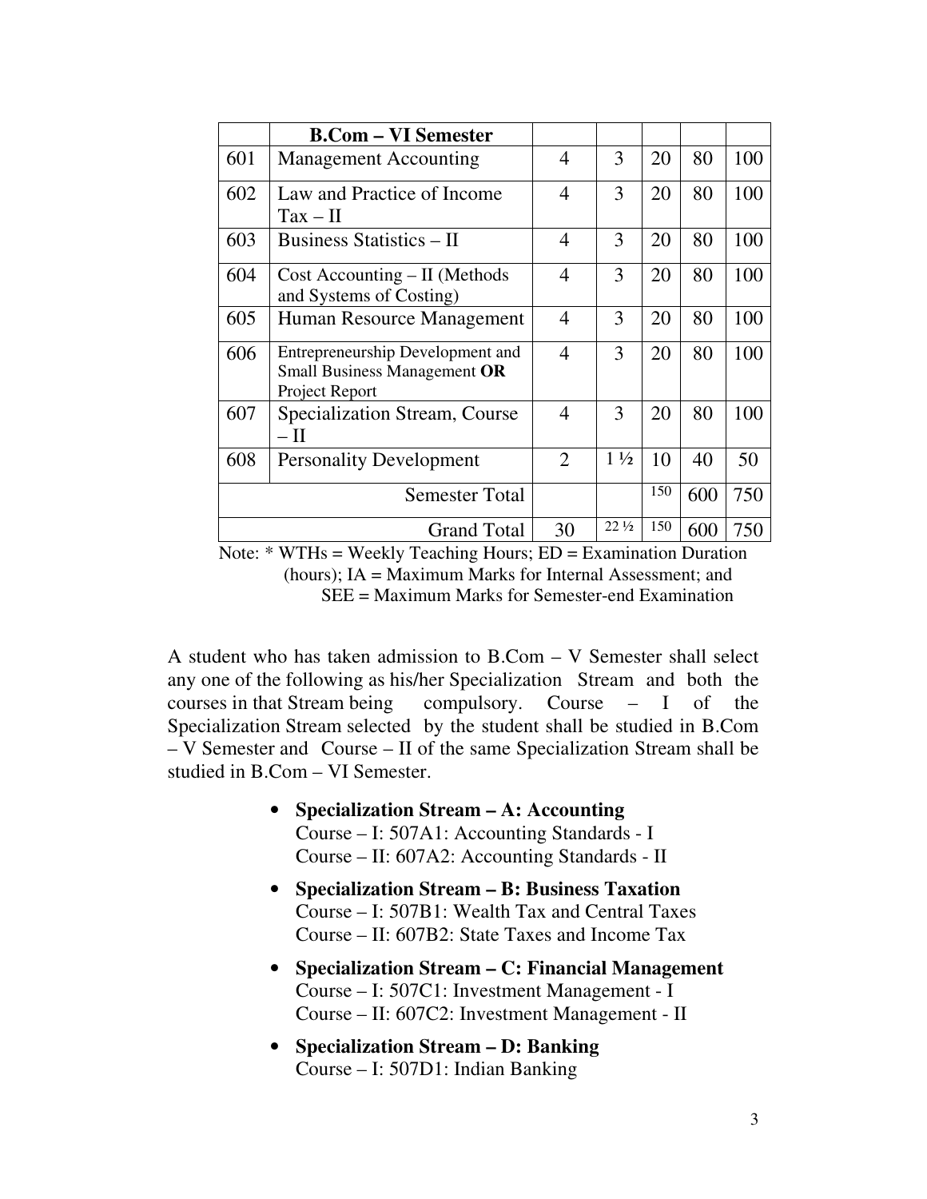| | B.Com – VI Semester | | | | | |
|---|---|---|---|---|---|---|
| 601 | Management Accounting | 4 | 3 | 20 | 80 | 100 |
| 602 | Law and Practice of Income Tax – II | 4 | 3 | 20 | 80 | 100 |
| 603 | Business Statistics – II | 4 | 3 | 20 | 80 | 100 |
| 604 | Cost Accounting – II (Methods and Systems of Costing) | 4 | 3 | 20 | 80 | 100 |
| 605 | Human Resource Management | 4 | 3 | 20 | 80 | 100 |
| 606 | Entrepreneurship Development and Small Business Management **OR** Project Report | 4 | 3 | 20 | 80 | 100 |
| 607 | Specialization Stream, Course – II | 4 | 3 | 20 | 80 | 100 |
| 608 | Personality Development | 2 | 1 ½ | 10 | 40 | 50 |
| | Semester Total | | | 150 | 600 | 750 |
| | Grand Total | 30 | 22 ½ | 150 | 600 | 750 |

Note: * WTHs = Weekly Teaching Hours; ED = Examination Duration (hours); IA = Maximum Marks for Internal Assessment; and SEE = Maximum Marks for Semester-end Examination

A student who has taken admission to B.Com – V Semester shall select any one of the following as his/her Specialization Stream and both the courses in that Stream being compulsory. Course – I of the Specialization Stream selected by the student shall be studied in B.Com – V Semester and Course – II of the same Specialization Stream shall be studied in B.Com – VI Semester.

- **Specialization Stream – A: Accounting**
  Course – I: 507A1: Accounting Standards - I
  Course – II: 607A2: Accounting Standards - II
- **Specialization Stream – B: Business Taxation**
  Course – I: 507B1: Wealth Tax and Central Taxes
  Course – II: 607B2: State Taxes and Income Tax
- **Specialization Stream – C: Financial Management**
  Course – I: 507C1: Investment Management - I
  Course – II: 607C2: Investment Management - II
- **Specialization Stream – D: Banking**
  Course – I: 507D1: Indian Banking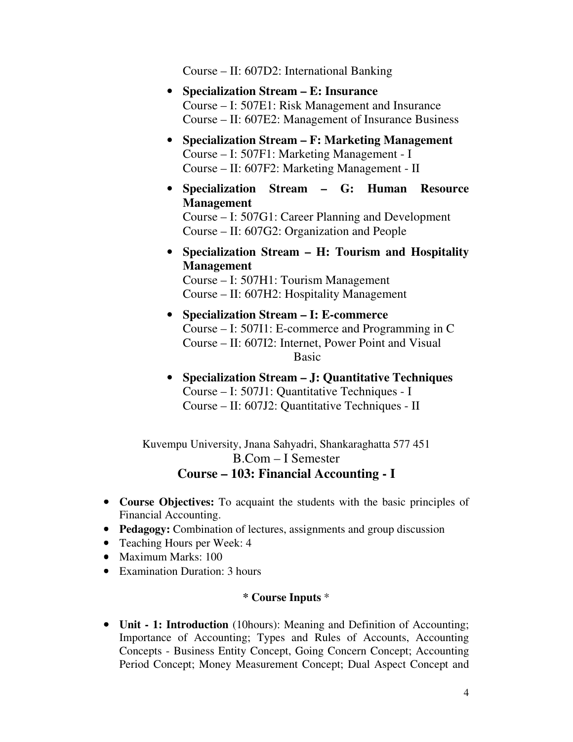Course – II: 607D2: International Banking

- **Specialization Stream – E: Insurance**
  Course – I: 507E1: Risk Management and Insurance
  Course – II: 607E2: Management of Insurance Business

- **Specialization Stream – F: Marketing Management**
  Course – I: 507F1: Marketing Management - I
  Course – II: 607F2: Marketing Management - II

- **Specialization Stream – G: Human Resource Management**
  Course – I: 507G1: Career Planning and Development
  Course – II: 607G2: Organization and People

- **Specialization Stream – H: Tourism and Hospitality Management**
  Course – I: 507H1: Tourism Management
  Course – II: 607H2: Hospitality Management

- **Specialization Stream – I: E-commerce**
  Course – I: 507I1: E-commerce and Programming in C
  Course – II: 607I2: Internet, Power Point and Visual Basic

- **Specialization Stream – J: Quantitative Techniques**
  Course – I: 507J1: Quantitative Techniques - I
  Course – II: 607J2: Quantitative Techniques - II

Kuvempu University, Jnana Sahyadri, Shankaraghatta 577 451

B.Com – I Semester

## Course – 103: Financial Accounting - I

- **Course Objectives:** To acquaint the students with the basic principles of Financial Accounting.
- **Pedagogy:** Combination of lectures, assignments and group discussion
- Teaching Hours per Week: 4
- Maximum Marks: 100
- Examination Duration: 3 hours

**\* Course Inputs \***

- **Unit - 1: Introduction** (10hours): Meaning and Definition of Accounting; Importance of Accounting; Types and Rules of Accounts, Accounting Concepts - Business Entity Concept, Going Concern Concept; Accounting Period Concept; Money Measurement Concept; Dual Aspect Concept and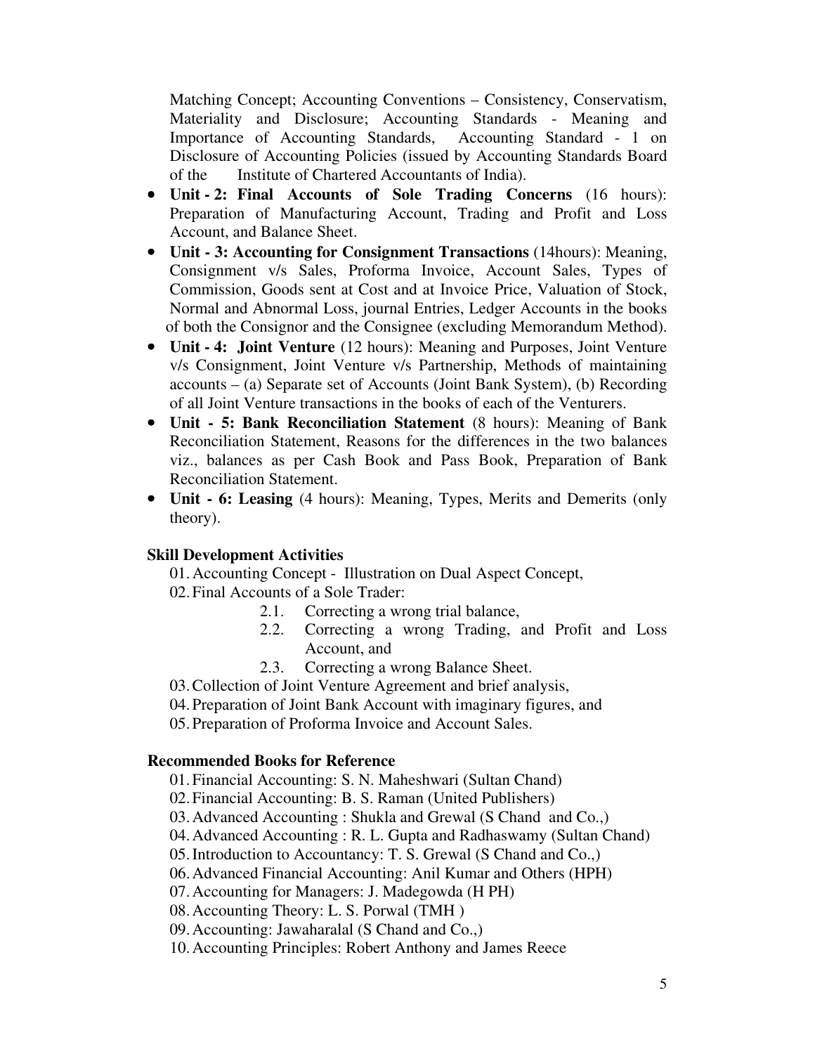Matching Concept; Accounting Conventions – Consistency, Conservatism, Materiality and Disclosure; Accounting Standards - Meaning and Importance of Accounting Standards, Accounting Standard - 1 on Disclosure of Accounting Policies (issued by Accounting Standards Board of the Institute of Chartered Accountants of India).

- **Unit - 2: Final Accounts of Sole Trading Concerns** (16 hours): Preparation of Manufacturing Account, Trading and Profit and Loss Account, and Balance Sheet.
- **Unit - 3: Accounting for Consignment Transactions** (14hours): Meaning, Consignment v/s Sales, Proforma Invoice, Account Sales, Types of Commission, Goods sent at Cost and at Invoice Price, Valuation of Stock, Normal and Abnormal Loss, journal Entries, Ledger Accounts in the books of both the Consignor and the Consignee (excluding Memorandum Method).
- **Unit - 4: Joint Venture** (12 hours): Meaning and Purposes, Joint Venture v/s Consignment, Joint Venture v/s Partnership, Methods of maintaining accounts – (a) Separate set of Accounts (Joint Bank System), (b) Recording of all Joint Venture transactions in the books of each of the Venturers.
- **Unit - 5: Bank Reconciliation Statement** (8 hours): Meaning of Bank Reconciliation Statement, Reasons for the differences in the two balances viz., balances as per Cash Book and Pass Book, Preparation of Bank Reconciliation Statement.
- **Unit - 6: Leasing** (4 hours): Meaning, Types, Merits and Demerits (only theory).

**Skill Development Activities**

01. Accounting Concept - Illustration on Dual Aspect Concept,
02. Final Accounts of a Sole Trader:
    - 2.1. Correcting a wrong trial balance,
    - 2.2. Correcting a wrong Trading, and Profit and Loss Account, and
    - 2.3. Correcting a wrong Balance Sheet.
03. Collection of Joint Venture Agreement and brief analysis,
04. Preparation of Joint Bank Account with imaginary figures, and
05. Preparation of Proforma Invoice and Account Sales.

**Recommended Books for Reference**

01. Financial Accounting: S. N. Maheshwari (Sultan Chand)
02. Financial Accounting: B. S. Raman (United Publishers)
03. Advanced Accounting : Shukla and Grewal (S Chand and Co.,)
04. Advanced Accounting : R. L. Gupta and Radhaswamy (Sultan Chand)
05. Introduction to Accountancy: T. S. Grewal (S Chand and Co.,)
06. Advanced Financial Accounting: Anil Kumar and Others (HPH)
07. Accounting for Managers: J. Madegowda (H PH)
08. Accounting Theory: L. S. Porwal (TMH )
09. Accounting: Jawaharalal (S Chand and Co.,)
10. Accounting Principles: Robert Anthony and James Reece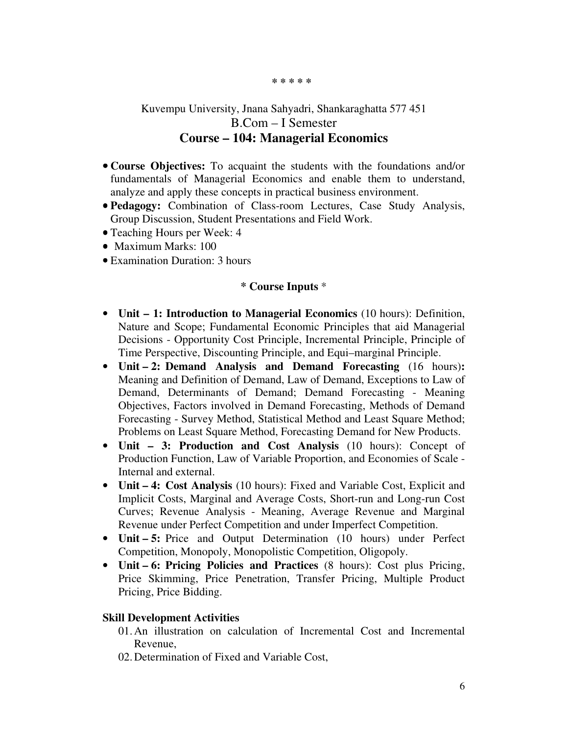\* \* \* \* \*

Kuvempu University, Jnana Sahyadri, Shankaraghatta 577 451

B.Com – I Semester

## Course – 104: Managerial Economics

- **Course Objectives:** To acquaint the students with the foundations and/or fundamentals of Managerial Economics and enable them to understand, analyze and apply these concepts in practical business environment.
- **Pedagogy:** Combination of Class-room Lectures, Case Study Analysis, Group Discussion, Student Presentations and Field Work.
- Teaching Hours per Week: 4
- Maximum Marks: 100
- Examination Duration: 3 hours

**\* Course Inputs** \*

- **Unit – 1: Introduction to Managerial Economics** (10 hours): Definition, Nature and Scope; Fundamental Economic Principles that aid Managerial Decisions - Opportunity Cost Principle, Incremental Principle, Principle of Time Perspective, Discounting Principle, and Equi–marginal Principle.
- **Unit – 2: Demand Analysis and Demand Forecasting** (16 hours)**:** Meaning and Definition of Demand, Law of Demand, Exceptions to Law of Demand, Determinants of Demand; Demand Forecasting - Meaning Objectives, Factors involved in Demand Forecasting, Methods of Demand Forecasting - Survey Method, Statistical Method and Least Square Method; Problems on Least Square Method, Forecasting Demand for New Products.
- **Unit – 3: Production and Cost Analysis** (10 hours): Concept of Production Function, Law of Variable Proportion, and Economies of Scale - Internal and external.
- **Unit – 4: Cost Analysis** (10 hours): Fixed and Variable Cost, Explicit and Implicit Costs, Marginal and Average Costs, Short-run and Long-run Cost Curves; Revenue Analysis - Meaning, Average Revenue and Marginal Revenue under Perfect Competition and under Imperfect Competition.
- **Unit – 5:** Price and Output Determination (10 hours) under Perfect Competition, Monopoly, Monopolistic Competition, Oligopoly.
- **Unit – 6: Pricing Policies and Practices** (8 hours): Cost plus Pricing, Price Skimming, Price Penetration, Transfer Pricing, Multiple Product Pricing, Price Bidding.

**Skill Development Activities**

01. An illustration on calculation of Incremental Cost and Incremental Revenue,
02. Determination of Fixed and Variable Cost,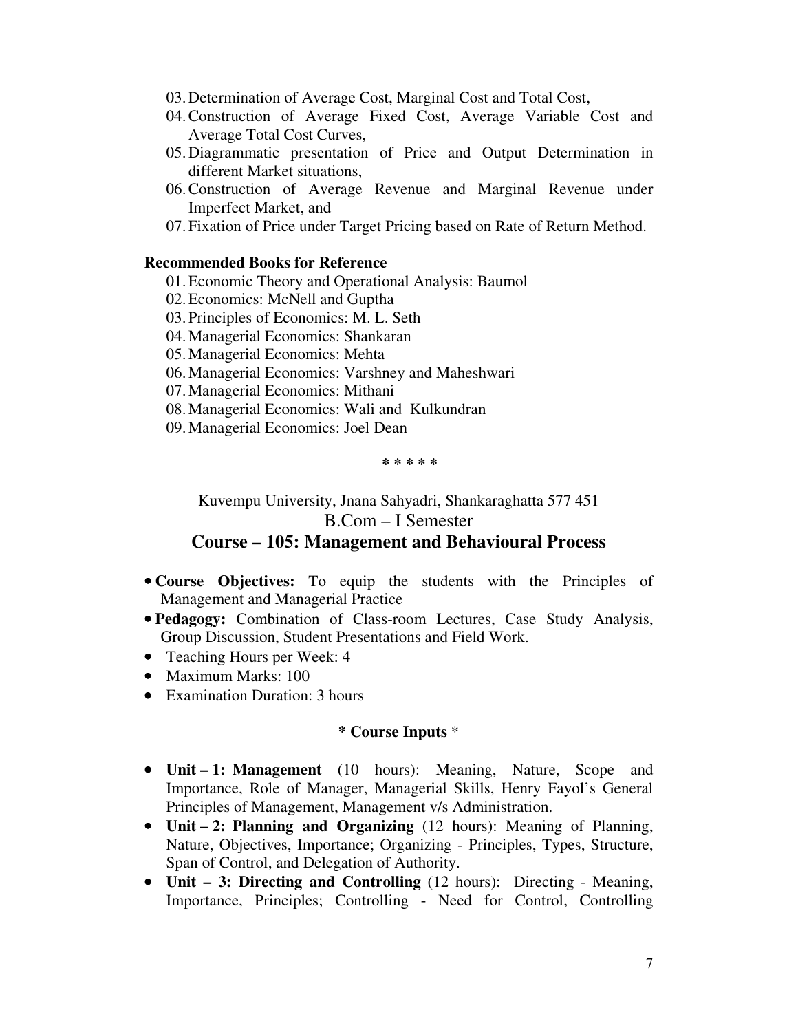03. Determination of Average Cost, Marginal Cost and Total Cost,
04. Construction of Average Fixed Cost, Average Variable Cost and Average Total Cost Curves,
05. Diagrammatic presentation of Price and Output Determination in different Market situations,
06. Construction of Average Revenue and Marginal Revenue under Imperfect Market, and
07. Fixation of Price under Target Pricing based on Rate of Return Method.

**Recommended Books for Reference**

01. Economic Theory and Operational Analysis: Baumol
02. Economics: McNell and Guptha
03. Principles of Economics: M. L. Seth
04. Managerial Economics: Shankaran
05. Managerial Economics: Mehta
06. Managerial Economics: Varshney and Maheshwari
07. Managerial Economics: Mithani
08. Managerial Economics: Wali and Kulkundran
09. Managerial Economics: Joel Dean

\* \* \* \* \*

Kuvempu University, Jnana Sahyadri, Shankaraghatta 577 451

B.Com – I Semester

## Course – 105: Management and Behavioural Process

- **Course Objectives:** To equip the students with the Principles of Management and Managerial Practice
- **Pedagogy:** Combination of Class-room Lectures, Case Study Analysis, Group Discussion, Student Presentations and Field Work.
- Teaching Hours per Week: 4
- Maximum Marks: 100
- Examination Duration: 3 hours

**\* Course Inputs \***

- **Unit – 1: Management** (10 hours): Meaning, Nature, Scope and Importance, Role of Manager, Managerial Skills, Henry Fayol's General Principles of Management, Management v/s Administration.
- **Unit – 2: Planning and Organizing** (12 hours): Meaning of Planning, Nature, Objectives, Importance; Organizing - Principles, Types, Structure, Span of Control, and Delegation of Authority.
- **Unit – 3: Directing and Controlling** (12 hours): Directing - Meaning, Importance, Principles; Controlling - Need for Control, Controlling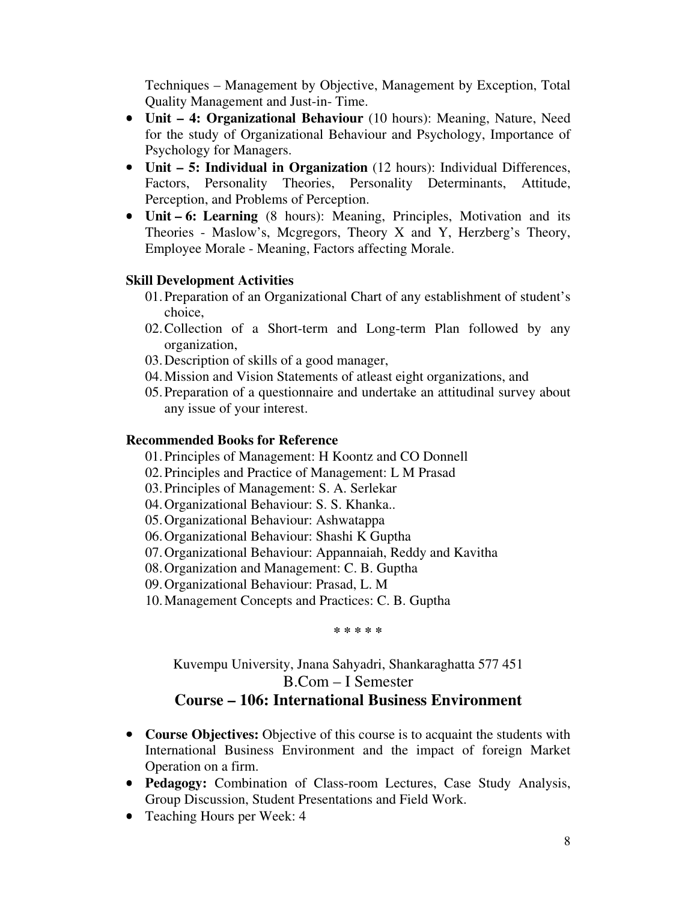Techniques – Management by Objective, Management by Exception, Total Quality Management and Just-in- Time.

- **Unit – 4: Organizational Behaviour** (10 hours): Meaning, Nature, Need for the study of Organizational Behaviour and Psychology, Importance of Psychology for Managers.
- **Unit – 5: Individual in Organization** (12 hours): Individual Differences, Factors, Personality Theories, Personality Determinants, Attitude, Perception, and Problems of Perception.
- **Unit – 6: Learning** (8 hours): Meaning, Principles, Motivation and its Theories - Maslow's, Mcgregors, Theory X and Y, Herzberg's Theory, Employee Morale - Meaning, Factors affecting Morale.

**Skill Development Activities**

01. Preparation of an Organizational Chart of any establishment of student's choice,
02. Collection of a Short-term and Long-term Plan followed by any organization,
03. Description of skills of a good manager,
04. Mission and Vision Statements of atleast eight organizations, and
05. Preparation of a questionnaire and undertake an attitudinal survey about any issue of your interest.

**Recommended Books for Reference**

01. Principles of Management: H Koontz and CO Donnell
02. Principles and Practice of Management: L M Prasad
03. Principles of Management: S. A. Serlekar
04. Organizational Behaviour: S. S. Khanka..
05. Organizational Behaviour: Ashwatappa
06. Organizational Behaviour: Shashi K Guptha
07. Organizational Behaviour: Appannaiah, Reddy and Kavitha
08. Organization and Management: C. B. Guptha
09. Organizational Behaviour: Prasad, L. M
10. Management Concepts and Practices: C. B. Guptha

\* \* \* \* \*

Kuvempu University, Jnana Sahyadri, Shankaraghatta 577 451

B.Com – I Semester

## Course – 106: International Business Environment

- **Course Objectives:** Objective of this course is to acquaint the students with International Business Environment and the impact of foreign Market Operation on a firm.
- **Pedagogy:** Combination of Class-room Lectures, Case Study Analysis, Group Discussion, Student Presentations and Field Work.
- Teaching Hours per Week: 4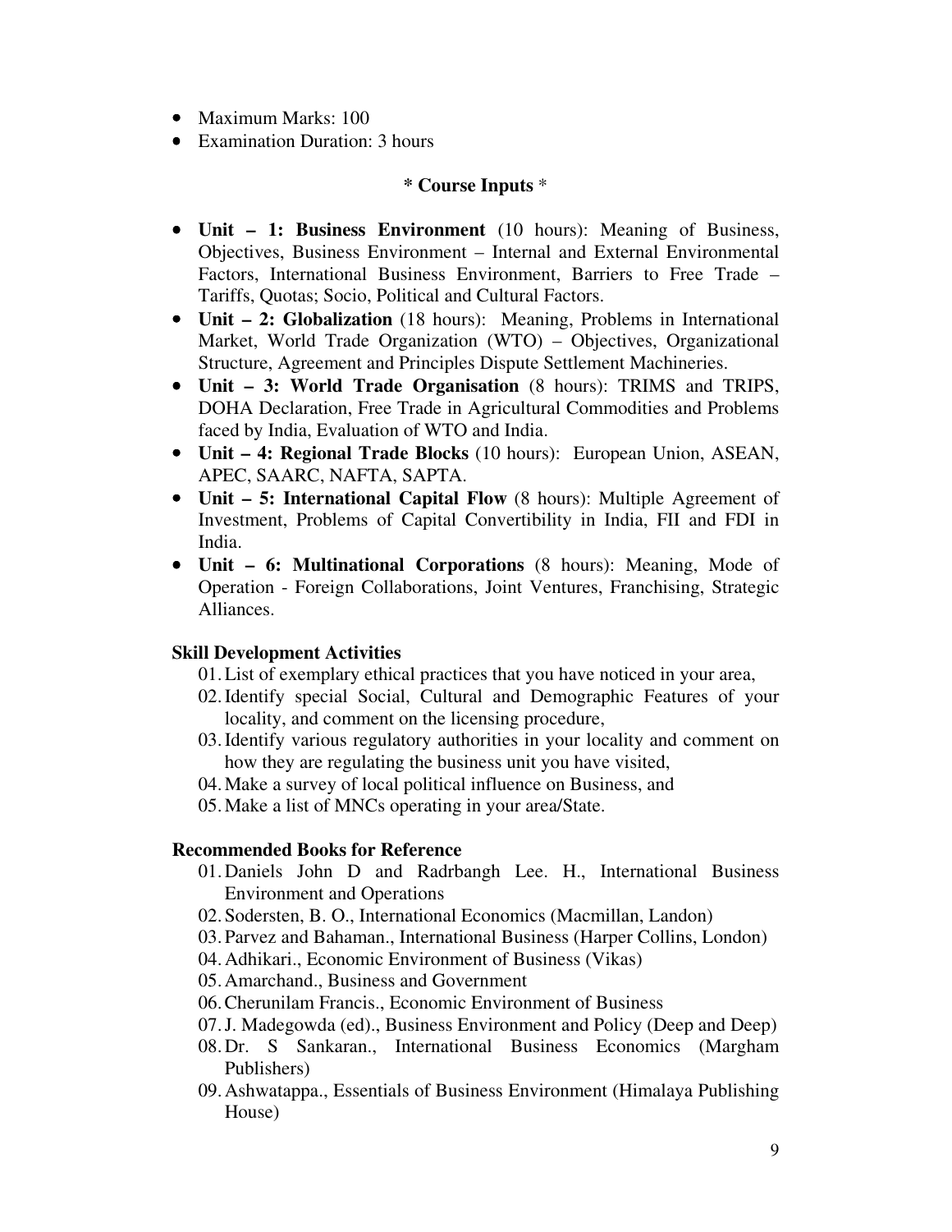- Maximum Marks: 100
- Examination Duration: 3 hours

**\* Course Inputs \***

- **Unit – 1: Business Environment** (10 hours): Meaning of Business, Objectives, Business Environment – Internal and External Environmental Factors, International Business Environment, Barriers to Free Trade – Tariffs, Quotas; Socio, Political and Cultural Factors.
- **Unit – 2: Globalization** (18 hours): Meaning, Problems in International Market, World Trade Organization (WTO) – Objectives, Organizational Structure, Agreement and Principles Dispute Settlement Machineries.
- **Unit – 3: World Trade Organisation** (8 hours): TRIMS and TRIPS, DOHA Declaration, Free Trade in Agricultural Commodities and Problems faced by India, Evaluation of WTO and India.
- **Unit – 4: Regional Trade Blocks** (10 hours): European Union, ASEAN, APEC, SAARC, NAFTA, SAPTA.
- **Unit – 5: International Capital Flow** (8 hours): Multiple Agreement of Investment, Problems of Capital Convertibility in India, FII and FDI in India.
- **Unit – 6: Multinational Corporations** (8 hours): Meaning, Mode of Operation - Foreign Collaborations, Joint Ventures, Franchising, Strategic Alliances.

**Skill Development Activities**

01. List of exemplary ethical practices that you have noticed in your area,
02. Identify special Social, Cultural and Demographic Features of your locality, and comment on the licensing procedure,
03. Identify various regulatory authorities in your locality and comment on how they are regulating the business unit you have visited,
04. Make a survey of local political influence on Business, and
05. Make a list of MNCs operating in your area/State.

**Recommended Books for Reference**

01. Daniels John D and Radrbangh Lee. H., International Business Environment and Operations
02. Sodersten, B. O., International Economics (Macmillan, Landon)
03. Parvez and Bahaman., International Business (Harper Collins, London)
04. Adhikari., Economic Environment of Business (Vikas)
05. Amarchand., Business and Government
06. Cherunilam Francis., Economic Environment of Business
07. J. Madegowda (ed)., Business Environment and Policy (Deep and Deep)
08. Dr. S Sankaran., International Business Economics (Margham Publishers)
09. Ashwatappa., Essentials of Business Environment (Himalaya Publishing House)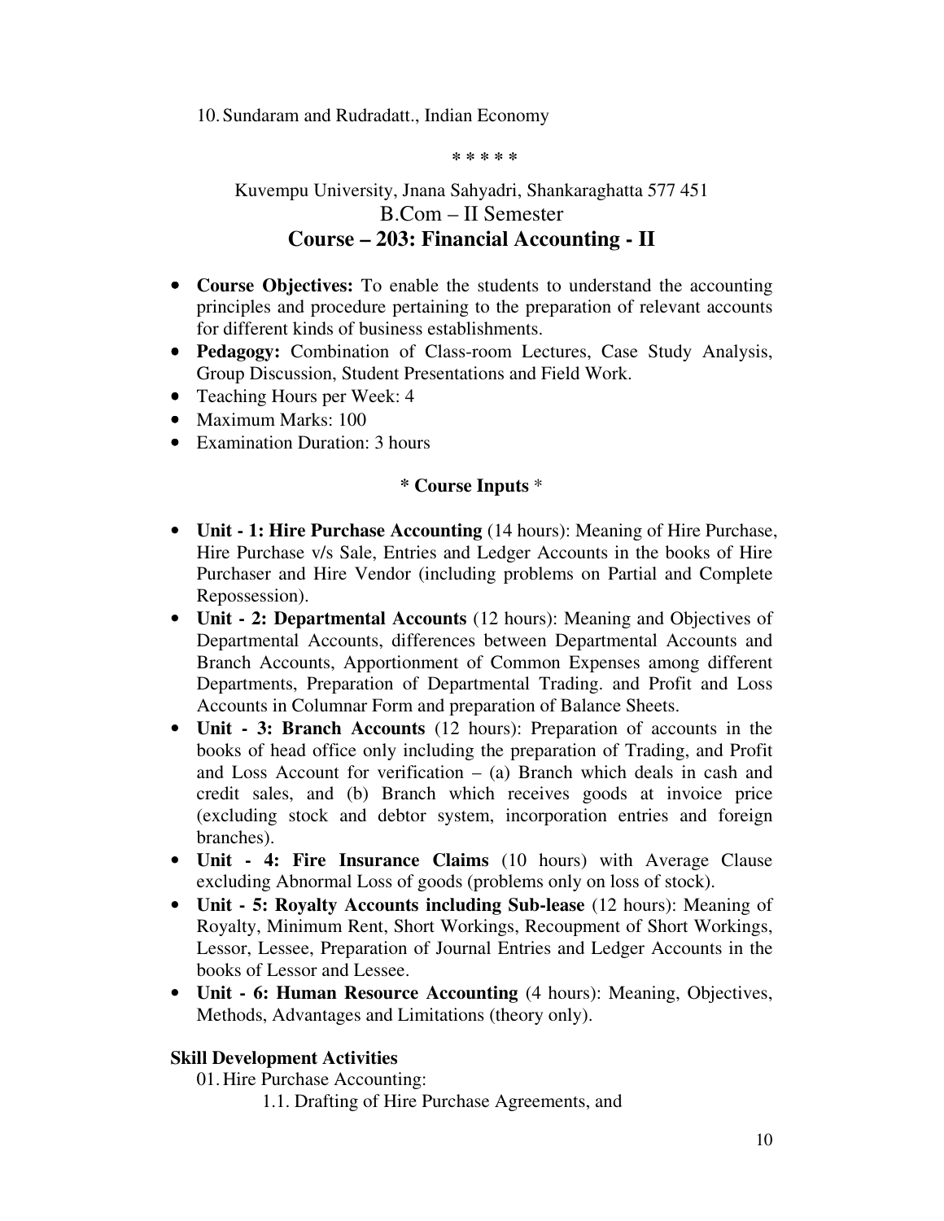10. Sundaram and Rudradatt., Indian Economy

* * * * *

Kuvempu University, Jnana Sahyadri, Shankaraghatta 577 451

B.Com – II Semester

## Course – 203: Financial Accounting - II

- **Course Objectives:** To enable the students to understand the accounting principles and procedure pertaining to the preparation of relevant accounts for different kinds of business establishments.
- **Pedagogy:** Combination of Class-room Lectures, Case Study Analysis, Group Discussion, Student Presentations and Field Work.
- Teaching Hours per Week: 4
- Maximum Marks: 100
- Examination Duration: 3 hours

**\* Course Inputs \***

- **Unit - 1: Hire Purchase Accounting** (14 hours): Meaning of Hire Purchase, Hire Purchase v/s Sale, Entries and Ledger Accounts in the books of Hire Purchaser and Hire Vendor (including problems on Partial and Complete Repossession).
- **Unit - 2: Departmental Accounts** (12 hours): Meaning and Objectives of Departmental Accounts, differences between Departmental Accounts and Branch Accounts, Apportionment of Common Expenses among different Departments, Preparation of Departmental Trading. and Profit and Loss Accounts in Columnar Form and preparation of Balance Sheets.
- **Unit - 3: Branch Accounts** (12 hours): Preparation of accounts in the books of head office only including the preparation of Trading, and Profit and Loss Account for verification – (a) Branch which deals in cash and credit sales, and (b) Branch which receives goods at invoice price (excluding stock and debtor system, incorporation entries and foreign branches).
- **Unit - 4: Fire Insurance Claims** (10 hours) with Average Clause excluding Abnormal Loss of goods (problems only on loss of stock).
- **Unit - 5: Royalty Accounts including Sub-lease** (12 hours): Meaning of Royalty, Minimum Rent, Short Workings, Recoupment of Short Workings, Lessor, Lessee, Preparation of Journal Entries and Ledger Accounts in the books of Lessor and Lessee.
- **Unit - 6: Human Resource Accounting** (4 hours): Meaning, Objectives, Methods, Advantages and Limitations (theory only).

**Skill Development Activities**

01. Hire Purchase Accounting:

    1.1. Drafting of Hire Purchase Agreements, and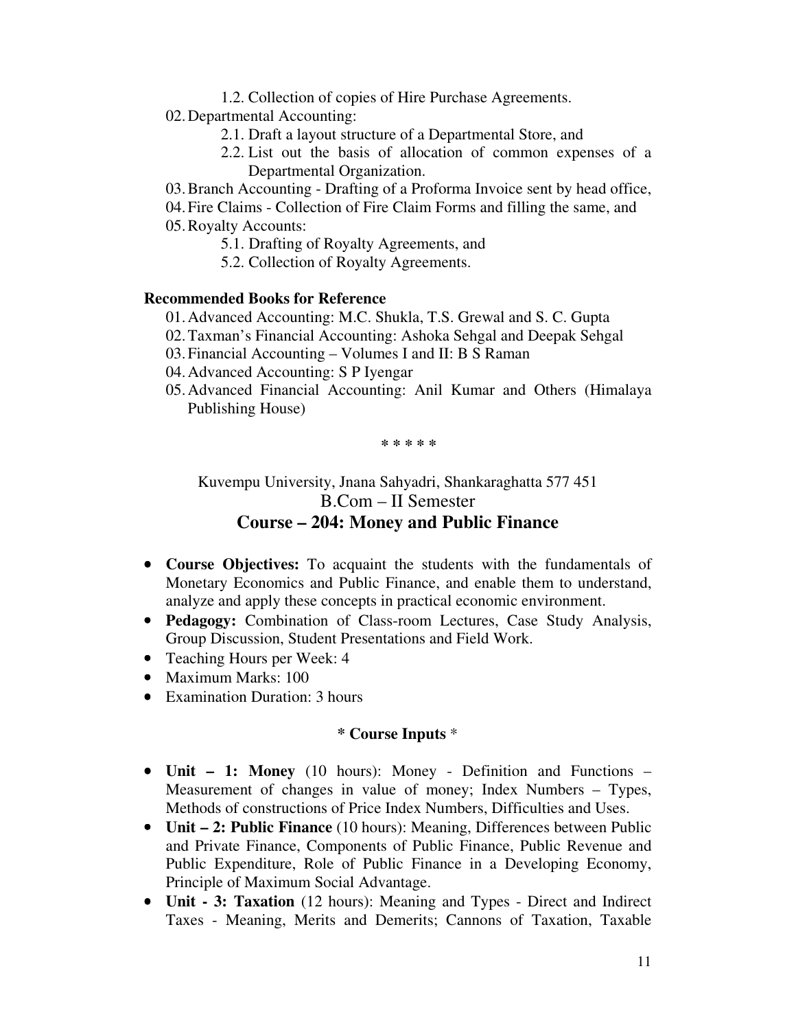1.2. Collection of copies of Hire Purchase Agreements.

02. Departmental Accounting:
    - 2.1. Draft a layout structure of a Departmental Store, and
    - 2.2. List out the basis of allocation of common expenses of a Departmental Organization.

03. Branch Accounting - Drafting of a Proforma Invoice sent by head office,

04. Fire Claims - Collection of Fire Claim Forms and filling the same, and

05. Royalty Accounts:
    - 5.1. Drafting of Royalty Agreements, and
    - 5.2. Collection of Royalty Agreements.

**Recommended Books for Reference**

01. Advanced Accounting: M.C. Shukla, T.S. Grewal and S. C. Gupta
02. Taxman's Financial Accounting: Ashoka Sehgal and Deepak Sehgal
03. Financial Accounting – Volumes I and II: B S Raman
04. Advanced Accounting: S P Iyengar
05. Advanced Financial Accounting: Anil Kumar and Others (Himalaya Publishing House)

\* \* \* \* \*

Kuvempu University, Jnana Sahyadri, Shankaraghatta 577 451

B.Com – II Semester

## Course – 204: Money and Public Finance

- **Course Objectives:** To acquaint the students with the fundamentals of Monetary Economics and Public Finance, and enable them to understand, analyze and apply these concepts in practical economic environment.
- **Pedagogy:** Combination of Class-room Lectures, Case Study Analysis, Group Discussion, Student Presentations and Field Work.
- Teaching Hours per Week: 4
- Maximum Marks: 100
- Examination Duration: 3 hours

**\* Course Inputs \***

- **Unit – 1: Money** (10 hours): Money - Definition and Functions – Measurement of changes in value of money; Index Numbers – Types, Methods of constructions of Price Index Numbers, Difficulties and Uses.
- **Unit – 2: Public Finance** (10 hours): Meaning, Differences between Public and Private Finance, Components of Public Finance, Public Revenue and Public Expenditure, Role of Public Finance in a Developing Economy, Principle of Maximum Social Advantage.
- **Unit - 3: Taxation** (12 hours): Meaning and Types - Direct and Indirect Taxes - Meaning, Merits and Demerits; Cannons of Taxation, Taxable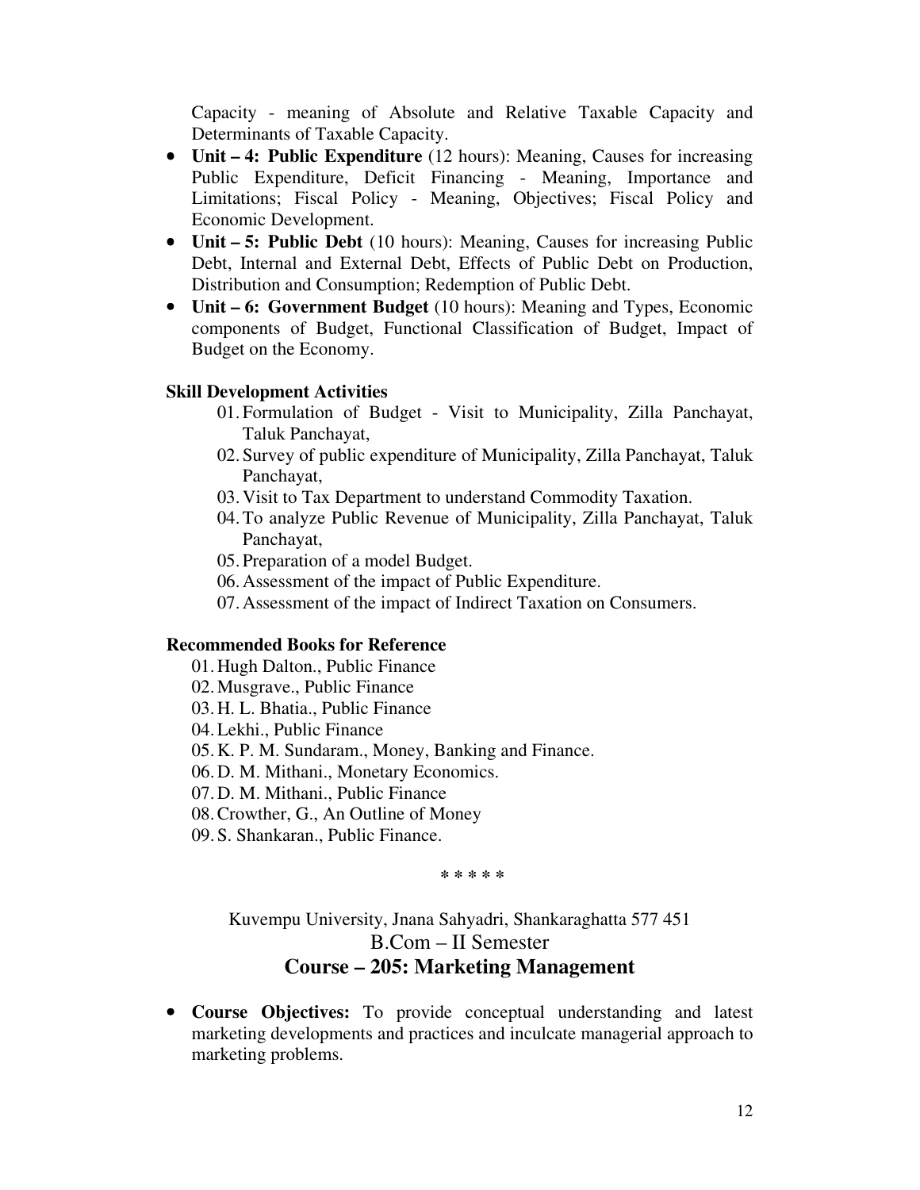Capacity - meaning of Absolute and Relative Taxable Capacity and Determinants of Taxable Capacity.

- **Unit – 4: Public Expenditure** (12 hours): Meaning, Causes for increasing Public Expenditure, Deficit Financing - Meaning, Importance and Limitations; Fiscal Policy - Meaning, Objectives; Fiscal Policy and Economic Development.
- **Unit – 5: Public Debt** (10 hours): Meaning, Causes for increasing Public Debt, Internal and External Debt, Effects of Public Debt on Production, Distribution and Consumption; Redemption of Public Debt.
- **Unit – 6: Government Budget** (10 hours): Meaning and Types, Economic components of Budget, Functional Classification of Budget, Impact of Budget on the Economy.

**Skill Development Activities**

01. Formulation of Budget - Visit to Municipality, Zilla Panchayat, Taluk Panchayat,
02. Survey of public expenditure of Municipality, Zilla Panchayat, Taluk Panchayat,
03. Visit to Tax Department to understand Commodity Taxation.
04. To analyze Public Revenue of Municipality, Zilla Panchayat, Taluk Panchayat,
05. Preparation of a model Budget.
06. Assessment of the impact of Public Expenditure.
07. Assessment of the impact of Indirect Taxation on Consumers.

**Recommended Books for Reference**

01. Hugh Dalton., Public Finance
02. Musgrave., Public Finance
03. H. L. Bhatia., Public Finance
04. Lekhi., Public Finance
05. K. P. M. Sundaram., Money, Banking and Finance.
06. D. M. Mithani., Monetary Economics.
07. D. M. Mithani., Public Finance
08. Crowther, G., An Outline of Money
09. S. Shankaran., Public Finance.

\* \* \* \* \*

Kuvempu University, Jnana Sahyadri, Shankaraghatta 577 451

B.Com – II Semester

## Course – 205: Marketing Management

- **Course Objectives:** To provide conceptual understanding and latest marketing developments and practices and inculcate managerial approach to marketing problems.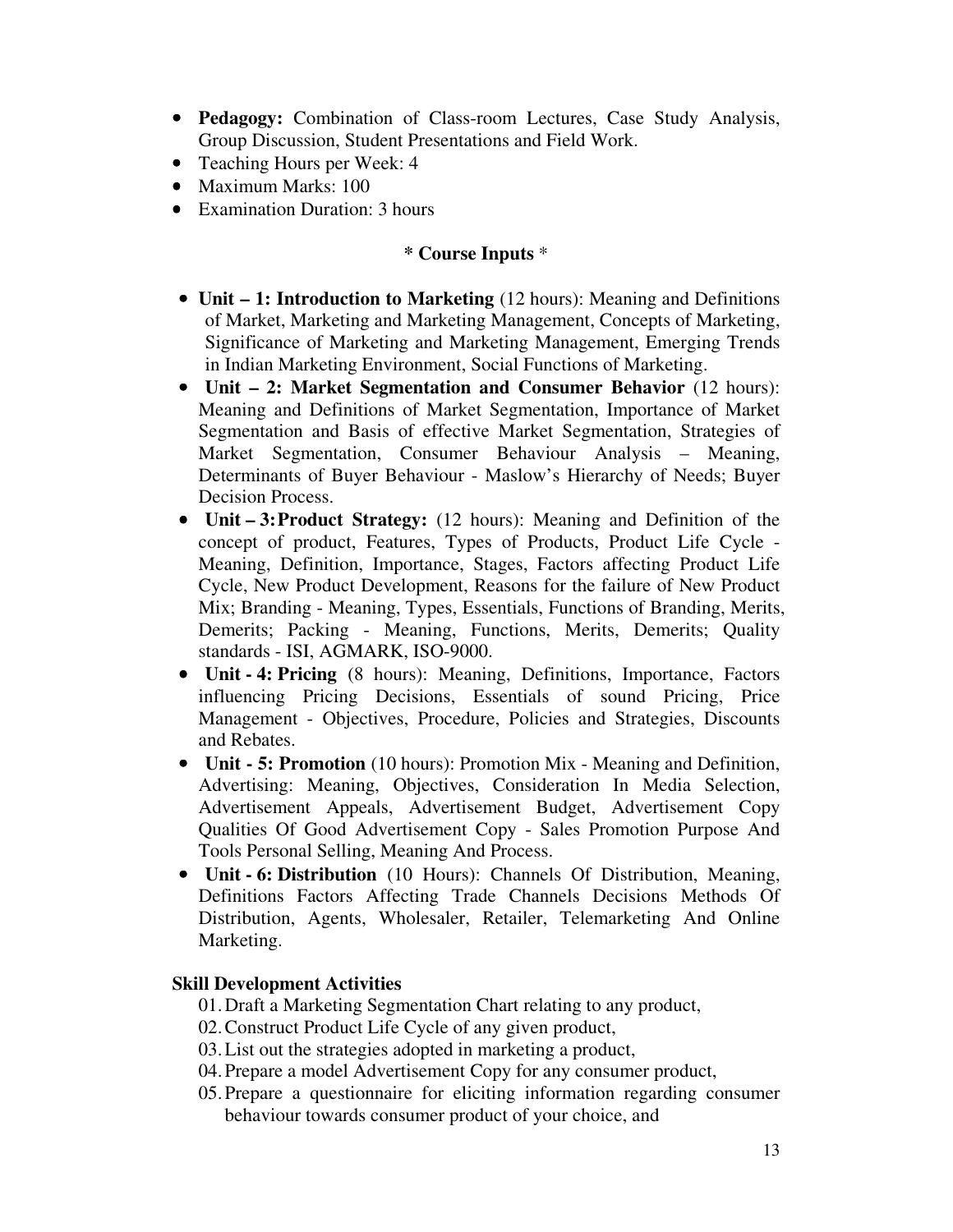- **Pedagogy:** Combination of Class-room Lectures, Case Study Analysis, Group Discussion, Student Presentations and Field Work.
- Teaching Hours per Week: 4
- Maximum Marks: 100
- Examination Duration: 3 hours

### * Course Inputs *

- **Unit – 1: Introduction to Marketing** (12 hours): Meaning and Definitions of Market, Marketing and Marketing Management, Concepts of Marketing, Significance of Marketing and Marketing Management, Emerging Trends in Indian Marketing Environment, Social Functions of Marketing.
- **Unit – 2: Market Segmentation and Consumer Behavior** (12 hours): Meaning and Definitions of Market Segmentation, Importance of Market Segmentation and Basis of effective Market Segmentation, Strategies of Market Segmentation, Consumer Behaviour Analysis – Meaning, Determinants of Buyer Behaviour - Maslow's Hierarchy of Needs; Buyer Decision Process.
- **Unit – 3: Product Strategy:** (12 hours): Meaning and Definition of the concept of product, Features, Types of Products, Product Life Cycle - Meaning, Definition, Importance, Stages, Factors affecting Product Life Cycle, New Product Development, Reasons for the failure of New Product Mix; Branding - Meaning, Types, Essentials, Functions of Branding, Merits, Demerits; Packing - Meaning, Functions, Merits, Demerits; Quality standards - ISI, AGMARK, ISO-9000.
- **Unit - 4: Pricing** (8 hours): Meaning, Definitions, Importance, Factors influencing Pricing Decisions, Essentials of sound Pricing, Price Management - Objectives, Procedure, Policies and Strategies, Discounts and Rebates.
- **Unit - 5: Promotion** (10 hours): Promotion Mix - Meaning and Definition, Advertising: Meaning, Objectives, Consideration In Media Selection, Advertisement Appeals, Advertisement Budget, Advertisement Copy Qualities Of Good Advertisement Copy - Sales Promotion Purpose And Tools Personal Selling, Meaning And Process.
- **Unit - 6: Distribution** (10 Hours): Channels Of Distribution, Meaning, Definitions Factors Affecting Trade Channels Decisions Methods Of Distribution, Agents, Wholesaler, Retailer, Telemarketing And Online Marketing.

**Skill Development Activities**

01. Draft a Marketing Segmentation Chart relating to any product,
02. Construct Product Life Cycle of any given product,
03. List out the strategies adopted in marketing a product,
04. Prepare a model Advertisement Copy for any consumer product,
05. Prepare a questionnaire for eliciting information regarding consumer behaviour towards consumer product of your choice, and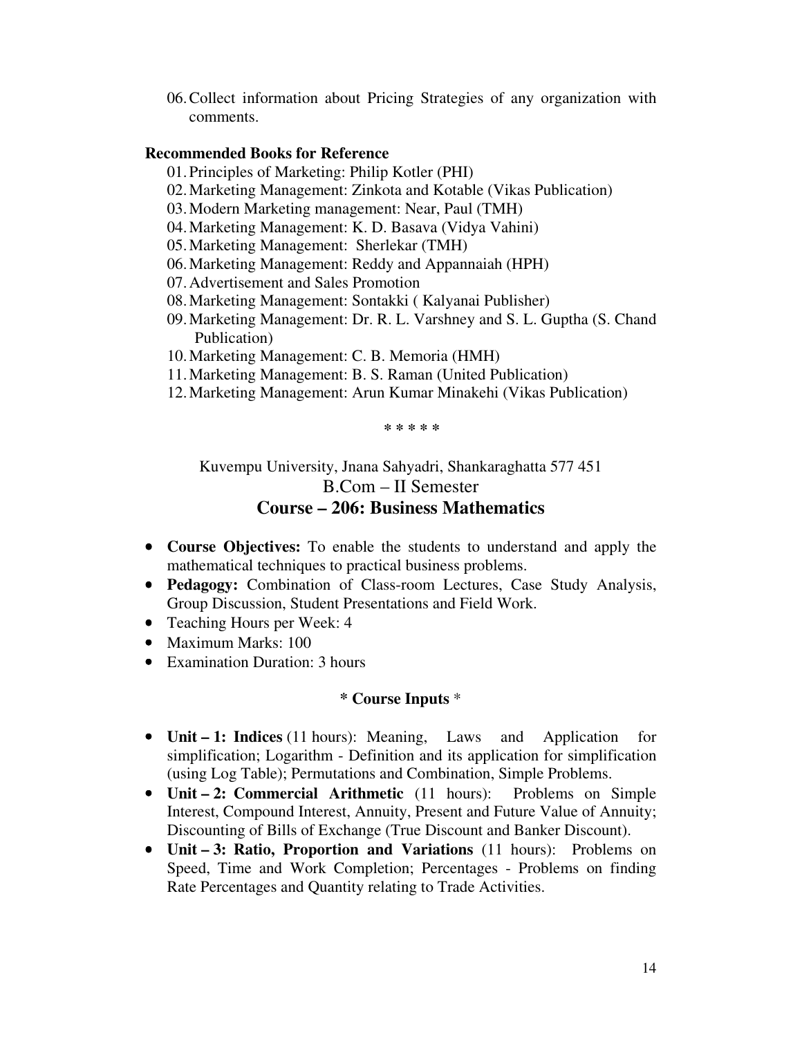06. Collect information about Pricing Strategies of any organization with comments.

**Recommended Books for Reference**

01. Principles of Marketing: Philip Kotler (PHI)
02. Marketing Management: Zinkota and Kotable (Vikas Publication)
03. Modern Marketing management: Near, Paul (TMH)
04. Marketing Management: K. D. Basava (Vidya Vahini)
05. Marketing Management: Sherlekar (TMH)
06. Marketing Management: Reddy and Appannaiah (HPH)
07. Advertisement and Sales Promotion
08. Marketing Management: Sontakki ( Kalyanai Publisher)
09. Marketing Management: Dr. R. L. Varshney and S. L. Guptha (S. Chand Publication)
10. Marketing Management: C. B. Memoria (HMH)
11. Marketing Management: B. S. Raman (United Publication)
12. Marketing Management: Arun Kumar Minakehi (Vikas Publication)

\* \* \* \* \*

Kuvempu University, Jnana Sahyadri, Shankaraghatta 577 451

B.Com – II Semester

## Course – 206: Business Mathematics

- **Course Objectives:** To enable the students to understand and apply the mathematical techniques to practical business problems.
- **Pedagogy:** Combination of Class-room Lectures, Case Study Analysis, Group Discussion, Student Presentations and Field Work.
- Teaching Hours per Week: 4
- Maximum Marks: 100
- Examination Duration: 3 hours

**\* Course Inputs** \*

- **Unit – 1: Indices** (11 hours): Meaning, Laws and Application for simplification; Logarithm - Definition and its application for simplification (using Log Table); Permutations and Combination, Simple Problems.
- **Unit – 2: Commercial Arithmetic** (11 hours): Problems on Simple Interest, Compound Interest, Annuity, Present and Future Value of Annuity; Discounting of Bills of Exchange (True Discount and Banker Discount).
- **Unit – 3: Ratio, Proportion and Variations** (11 hours): Problems on Speed, Time and Work Completion; Percentages - Problems on finding Rate Percentages and Quantity relating to Trade Activities.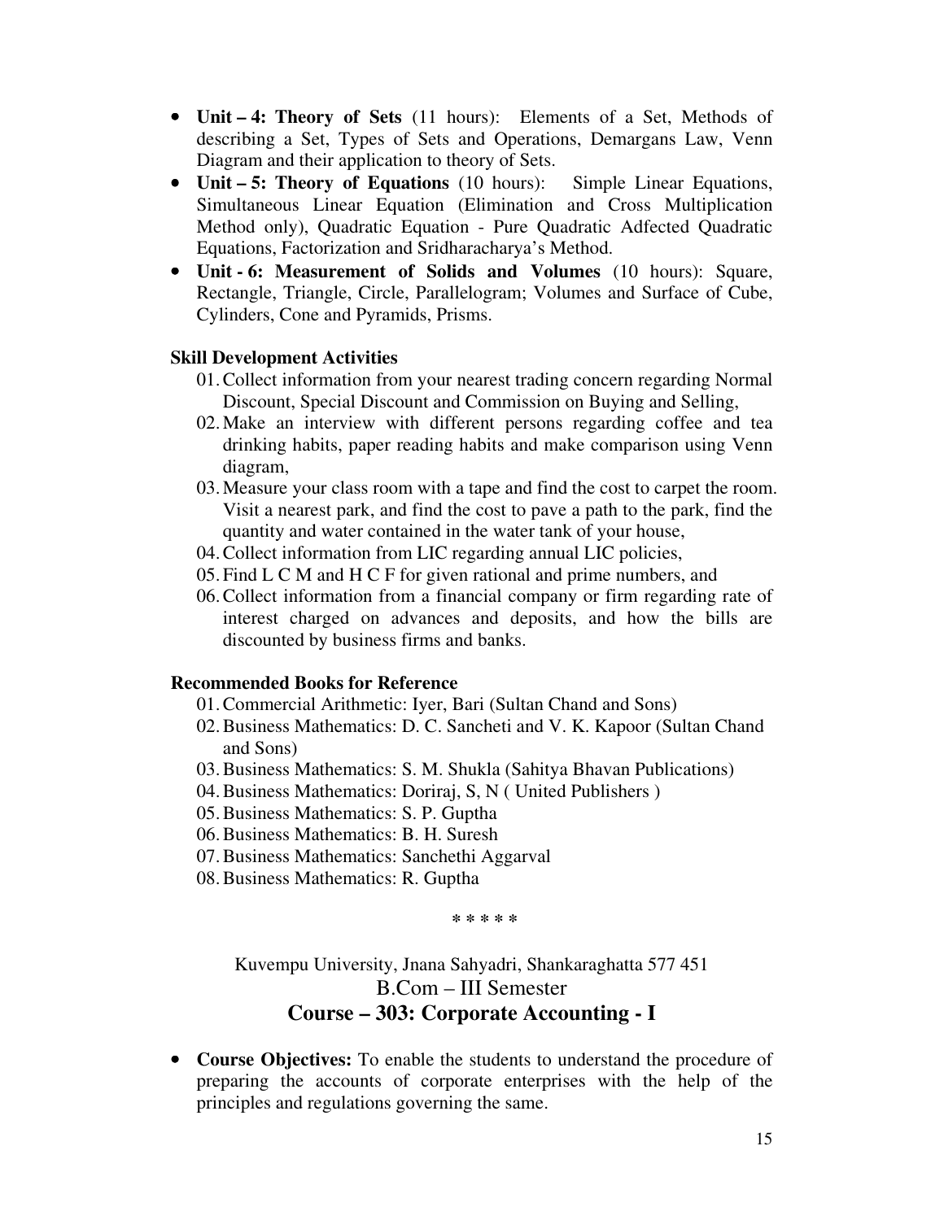- **Unit – 4: Theory of Sets** (11 hours): Elements of a Set, Methods of describing a Set, Types of Sets and Operations, Demargans Law, Venn Diagram and their application to theory of Sets.
- **Unit – 5: Theory of Equations** (10 hours): Simple Linear Equations, Simultaneous Linear Equation (Elimination and Cross Multiplication Method only), Quadratic Equation - Pure Quadratic Adfected Quadratic Equations, Factorization and Sridharacharya's Method.
- **Unit - 6: Measurement of Solids and Volumes** (10 hours): Square, Rectangle, Triangle, Circle, Parallelogram; Volumes and Surface of Cube, Cylinders, Cone and Pyramids, Prisms.

**Skill Development Activities**

01. Collect information from your nearest trading concern regarding Normal Discount, Special Discount and Commission on Buying and Selling,
02. Make an interview with different persons regarding coffee and tea drinking habits, paper reading habits and make comparison using Venn diagram,
03. Measure your class room with a tape and find the cost to carpet the room. Visit a nearest park, and find the cost to pave a path to the park, find the quantity and water contained in the water tank of your house,
04. Collect information from LIC regarding annual LIC policies,
05. Find L C M and H C F for given rational and prime numbers, and
06. Collect information from a financial company or firm regarding rate of interest charged on advances and deposits, and how the bills are discounted by business firms and banks.

**Recommended Books for Reference**

01. Commercial Arithmetic: Iyer, Bari (Sultan Chand and Sons)
02. Business Mathematics: D. C. Sancheti and V. K. Kapoor (Sultan Chand and Sons)
03. Business Mathematics: S. M. Shukla (Sahitya Bhavan Publications)
04. Business Mathematics: Doriraj, S, N ( United Publishers )
05. Business Mathematics: S. P. Guptha
06. Business Mathematics: B. H. Suresh
07. Business Mathematics: Sanchethi Aggarval
08. Business Mathematics: R. Guptha

\* \* \* \* \*

Kuvempu University, Jnana Sahyadri, Shankaraghatta 577 451

B.Com – III Semester

## Course – 303: Corporate Accounting - I

- **Course Objectives:** To enable the students to understand the procedure of preparing the accounts of corporate enterprises with the help of the principles and regulations governing the same.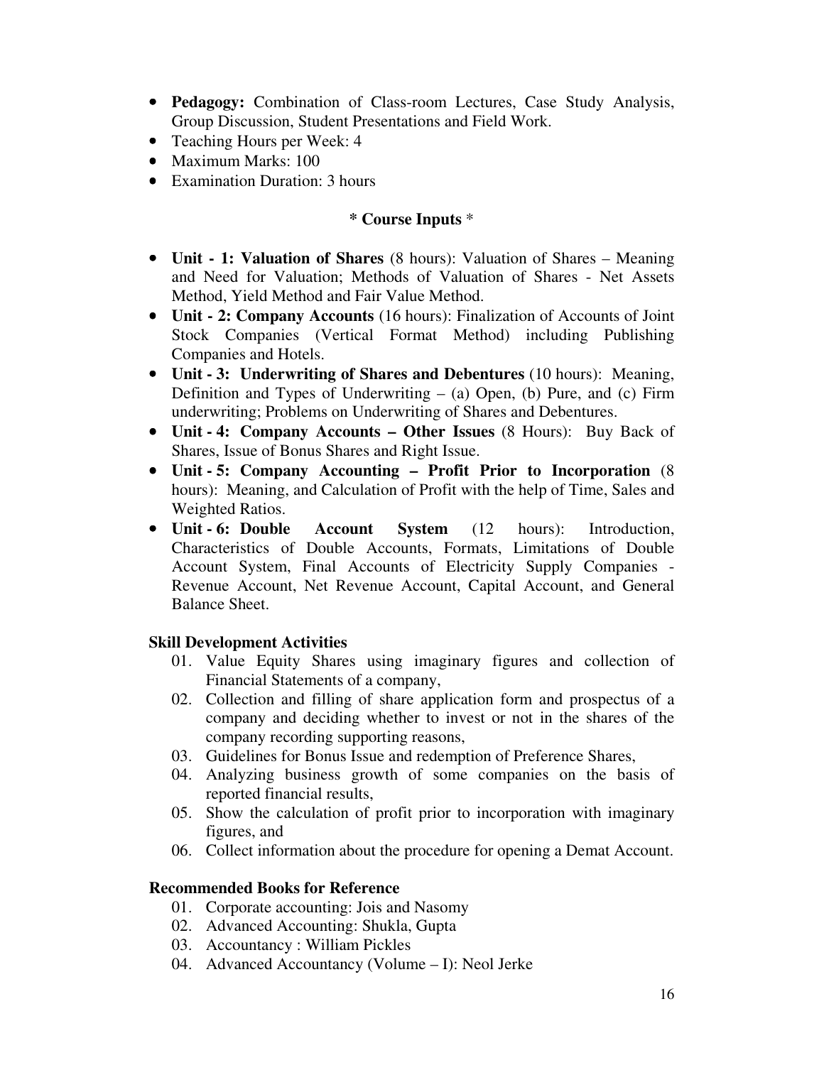- **Pedagogy:** Combination of Class-room Lectures, Case Study Analysis, Group Discussion, Student Presentations and Field Work.
- Teaching Hours per Week: 4
- Maximum Marks: 100
- Examination Duration: 3 hours

## * Course Inputs *

- **Unit - 1: Valuation of Shares** (8 hours): Valuation of Shares – Meaning and Need for Valuation; Methods of Valuation of Shares - Net Assets Method, Yield Method and Fair Value Method.
- **Unit - 2: Company Accounts** (16 hours): Finalization of Accounts of Joint Stock Companies (Vertical Format Method) including Publishing Companies and Hotels.
- **Unit - 3: Underwriting of Shares and Debentures** (10 hours): Meaning, Definition and Types of Underwriting – (a) Open, (b) Pure, and (c) Firm underwriting; Problems on Underwriting of Shares and Debentures.
- **Unit - 4: Company Accounts – Other Issues** (8 Hours): Buy Back of Shares, Issue of Bonus Shares and Right Issue.
- **Unit - 5: Company Accounting – Profit Prior to Incorporation** (8 hours): Meaning, and Calculation of Profit with the help of Time, Sales and Weighted Ratios.
- **Unit - 6: Double Account System** (12 hours): Introduction, Characteristics of Double Accounts, Formats, Limitations of Double Account System, Final Accounts of Electricity Supply Companies - Revenue Account, Net Revenue Account, Capital Account, and General Balance Sheet.

### Skill Development Activities

01. Value Equity Shares using imaginary figures and collection of Financial Statements of a company,
02. Collection and filling of share application form and prospectus of a company and deciding whether to invest or not in the shares of the company recording supporting reasons,
03. Guidelines for Bonus Issue and redemption of Preference Shares,
04. Analyzing business growth of some companies on the basis of reported financial results,
05. Show the calculation of profit prior to incorporation with imaginary figures, and
06. Collect information about the procedure for opening a Demat Account.

### Recommended Books for Reference

01. Corporate accounting: Jois and Nasomy
02. Advanced Accounting: Shukla, Gupta
03. Accountancy : William Pickles
04. Advanced Accountancy (Volume – I): Neol Jerke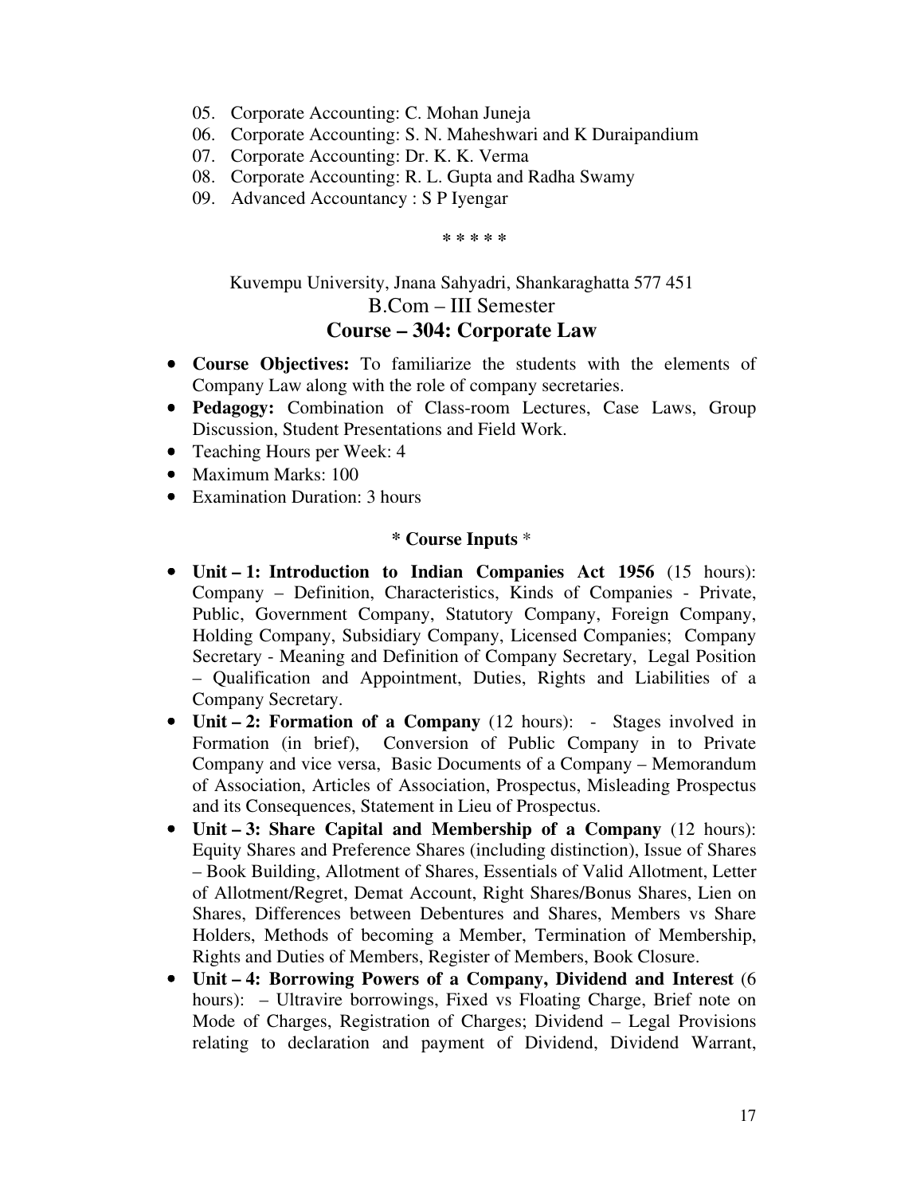05. Corporate Accounting: C. Mohan Juneja
06. Corporate Accounting: S. N. Maheshwari and K Duraipandium
07. Corporate Accounting: Dr. K. K. Verma
08. Corporate Accounting: R. L. Gupta and Radha Swamy
09. Advanced Accountancy : S P Iyengar

* * * * *

Kuvempu University, Jnana Sahyadri, Shankaraghatta 577 451

B.Com – III Semester

## Course – 304: Corporate Law

- **Course Objectives:** To familiarize the students with the elements of Company Law along with the role of company secretaries.
- **Pedagogy:** Combination of Class-room Lectures, Case Laws, Group Discussion, Student Presentations and Field Work.
- Teaching Hours per Week: 4
- Maximum Marks: 100
- Examination Duration: 3 hours

**\* Course Inputs \***

- **Unit – 1: Introduction to Indian Companies Act 1956** (15 hours): Company – Definition, Characteristics, Kinds of Companies - Private, Public, Government Company, Statutory Company, Foreign Company, Holding Company, Subsidiary Company, Licensed Companies; Company Secretary - Meaning and Definition of Company Secretary, Legal Position – Qualification and Appointment, Duties, Rights and Liabilities of a Company Secretary.
- **Unit – 2: Formation of a Company** (12 hours): - Stages involved in Formation (in brief), Conversion of Public Company in to Private Company and vice versa, Basic Documents of a Company – Memorandum of Association, Articles of Association, Prospectus, Misleading Prospectus and its Consequences, Statement in Lieu of Prospectus.
- **Unit – 3: Share Capital and Membership of a Company** (12 hours): Equity Shares and Preference Shares (including distinction), Issue of Shares – Book Building, Allotment of Shares, Essentials of Valid Allotment, Letter of Allotment/Regret, Demat Account, Right Shares/Bonus Shares, Lien on Shares, Differences between Debentures and Shares, Members vs Share Holders, Methods of becoming a Member, Termination of Membership, Rights and Duties of Members, Register of Members, Book Closure.
- **Unit – 4: Borrowing Powers of a Company, Dividend and Interest** (6 hours): – Ultravire borrowings, Fixed vs Floating Charge, Brief note on Mode of Charges, Registration of Charges; Dividend – Legal Provisions relating to declaration and payment of Dividend, Dividend Warrant,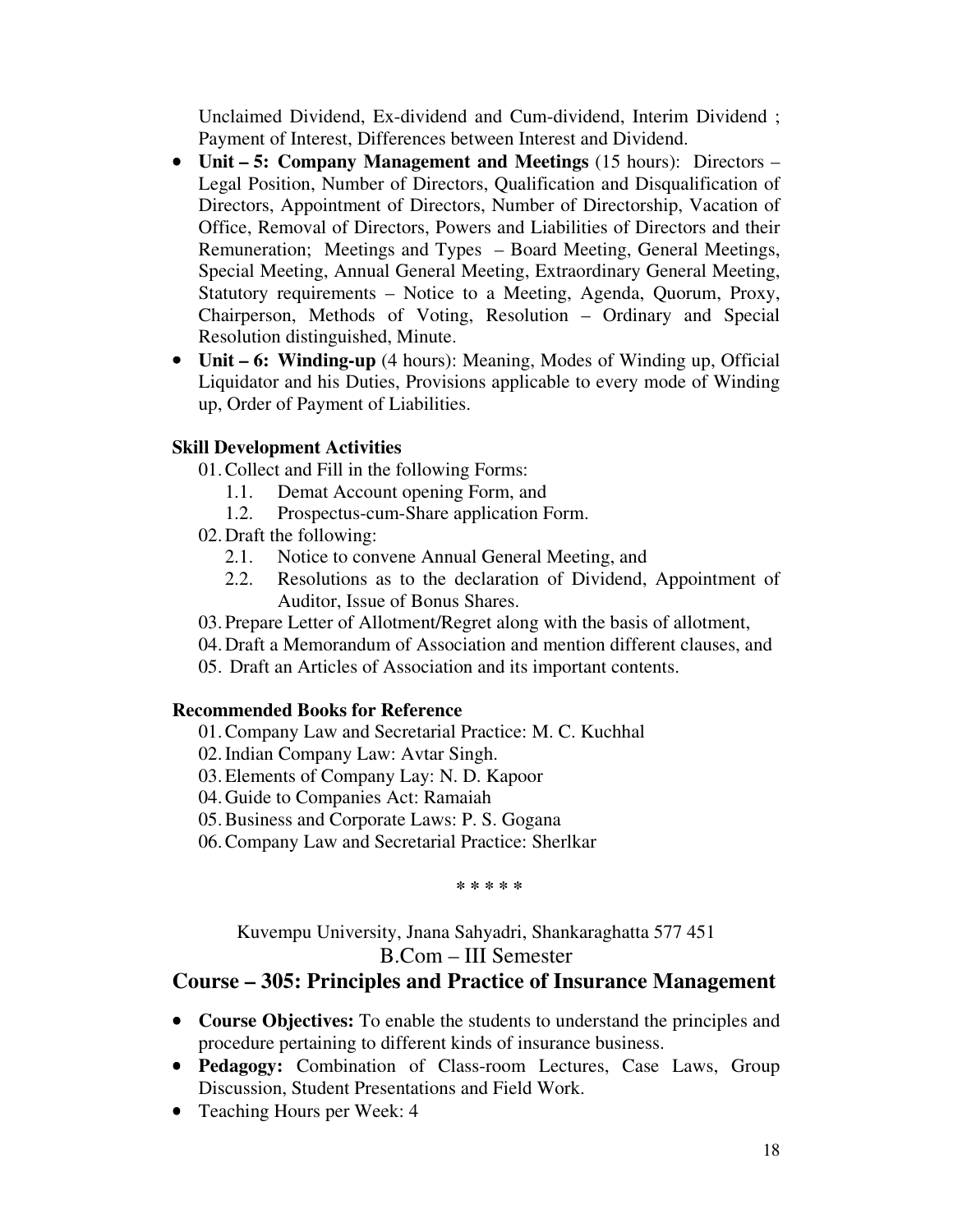Unclaimed Dividend, Ex-dividend and Cum-dividend, Interim Dividend ; Payment of Interest, Differences between Interest and Dividend.

- **Unit – 5: Company Management and Meetings** (15 hours): Directors – Legal Position, Number of Directors, Qualification and Disqualification of Directors, Appointment of Directors, Number of Directorship, Vacation of Office, Removal of Directors, Powers and Liabilities of Directors and their Remuneration; Meetings and Types – Board Meeting, General Meetings, Special Meeting, Annual General Meeting, Extraordinary General Meeting, Statutory requirements – Notice to a Meeting, Agenda, Quorum, Proxy, Chairperson, Methods of Voting, Resolution – Ordinary and Special Resolution distinguished, Minute.
- **Unit – 6: Winding-up** (4 hours): Meaning, Modes of Winding up, Official Liquidator and his Duties, Provisions applicable to every mode of Winding up, Order of Payment of Liabilities.

**Skill Development Activities**

01. Collect and Fill in the following Forms:
    1.1. Demat Account opening Form, and
    1.2. Prospectus-cum-Share application Form.
02. Draft the following:
    2.1. Notice to convene Annual General Meeting, and
    2.2. Resolutions as to the declaration of Dividend, Appointment of Auditor, Issue of Bonus Shares.
03. Prepare Letter of Allotment/Regret along with the basis of allotment,
04. Draft a Memorandum of Association and mention different clauses, and
05. Draft an Articles of Association and its important contents.

**Recommended Books for Reference**

01. Company Law and Secretarial Practice: M. C. Kuchhal
02. Indian Company Law: Avtar Singh.
03. Elements of Company Lay: N. D. Kapoor
04. Guide to Companies Act: Ramaiah
05. Business and Corporate Laws: P. S. Gogana
06. Company Law and Secretarial Practice: Sherlkar

\* \* \* \* \*

Kuvempu University, Jnana Sahyadri, Shankaraghatta 577 451

B.Com – III Semester

## Course – 305: Principles and Practice of Insurance Management

- **Course Objectives:** To enable the students to understand the principles and procedure pertaining to different kinds of insurance business.
- **Pedagogy:** Combination of Class-room Lectures, Case Laws, Group Discussion, Student Presentations and Field Work.
- Teaching Hours per Week: 4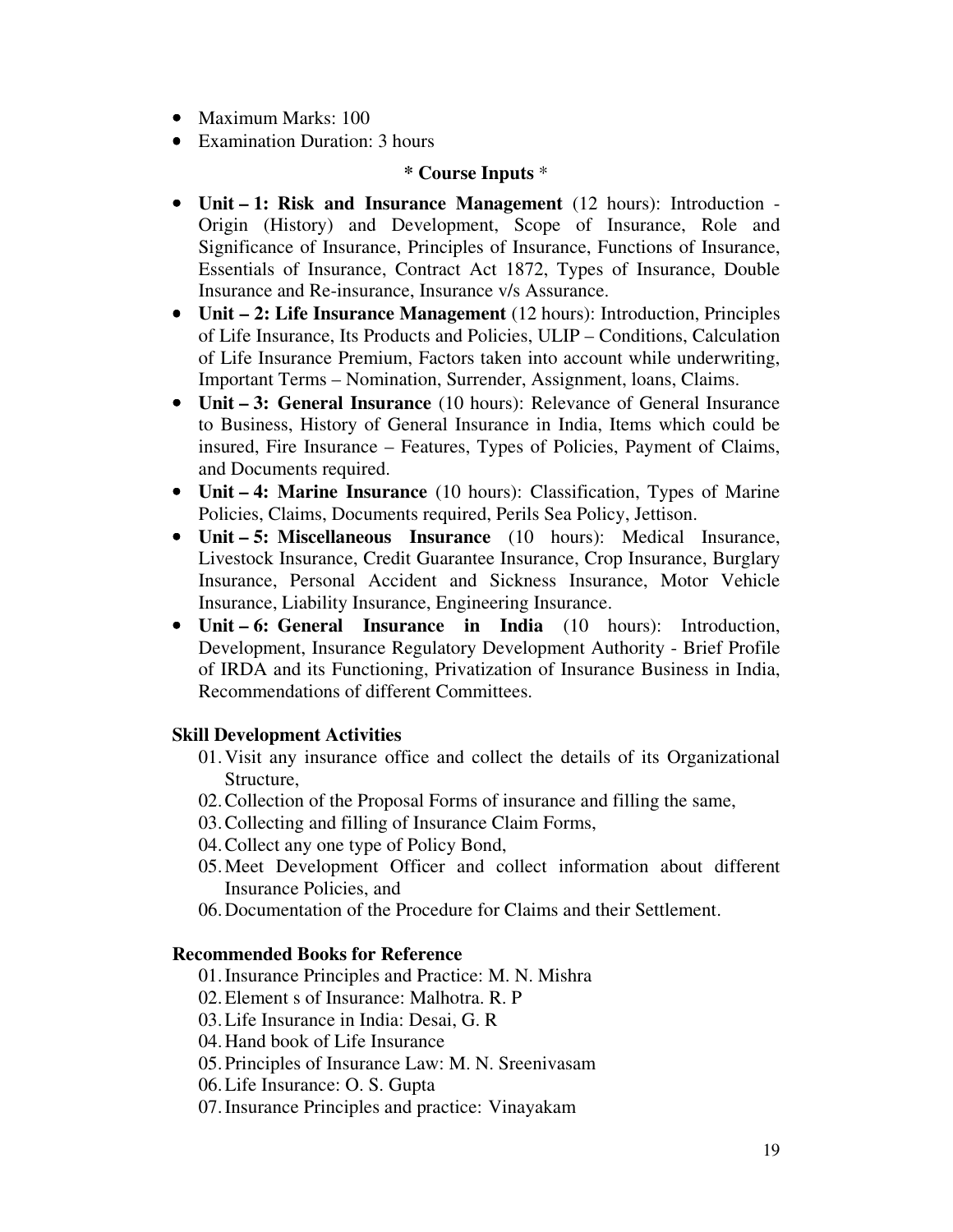- Maximum Marks: 100
- Examination Duration: 3 hours

**\* Course Inputs \***

- **Unit – 1: Risk and Insurance Management** (12 hours): Introduction - Origin (History) and Development, Scope of Insurance, Role and Significance of Insurance, Principles of Insurance, Functions of Insurance, Essentials of Insurance, Contract Act 1872, Types of Insurance, Double Insurance and Re-insurance, Insurance v/s Assurance.
- **Unit – 2: Life Insurance Management** (12 hours): Introduction, Principles of Life Insurance, Its Products and Policies, ULIP – Conditions, Calculation of Life Insurance Premium, Factors taken into account while underwriting, Important Terms – Nomination, Surrender, Assignment, loans, Claims.
- **Unit – 3: General Insurance** (10 hours): Relevance of General Insurance to Business, History of General Insurance in India, Items which could be insured, Fire Insurance – Features, Types of Policies, Payment of Claims, and Documents required.
- **Unit – 4: Marine Insurance** (10 hours): Classification, Types of Marine Policies, Claims, Documents required, Perils Sea Policy, Jettison.
- **Unit – 5: Miscellaneous Insurance** (10 hours): Medical Insurance, Livestock Insurance, Credit Guarantee Insurance, Crop Insurance, Burglary Insurance, Personal Accident and Sickness Insurance, Motor Vehicle Insurance, Liability Insurance, Engineering Insurance.
- **Unit – 6: General Insurance in India** (10 hours): Introduction, Development, Insurance Regulatory Development Authority - Brief Profile of IRDA and its Functioning, Privatization of Insurance Business in India, Recommendations of different Committees.

**Skill Development Activities**

01. Visit any insurance office and collect the details of its Organizational Structure,
02. Collection of the Proposal Forms of insurance and filling the same,
03. Collecting and filling of Insurance Claim Forms,
04. Collect any one type of Policy Bond,
05. Meet Development Officer and collect information about different Insurance Policies, and
06. Documentation of the Procedure for Claims and their Settlement.

**Recommended Books for Reference**

01. Insurance Principles and Practice: M. N. Mishra
02. Element s of Insurance: Malhotra. R. P
03. Life Insurance in India: Desai, G. R
04. Hand book of Life Insurance
05. Principles of Insurance Law: M. N. Sreenivasam
06. Life Insurance: O. S. Gupta
07. Insurance Principles and practice: Vinayakam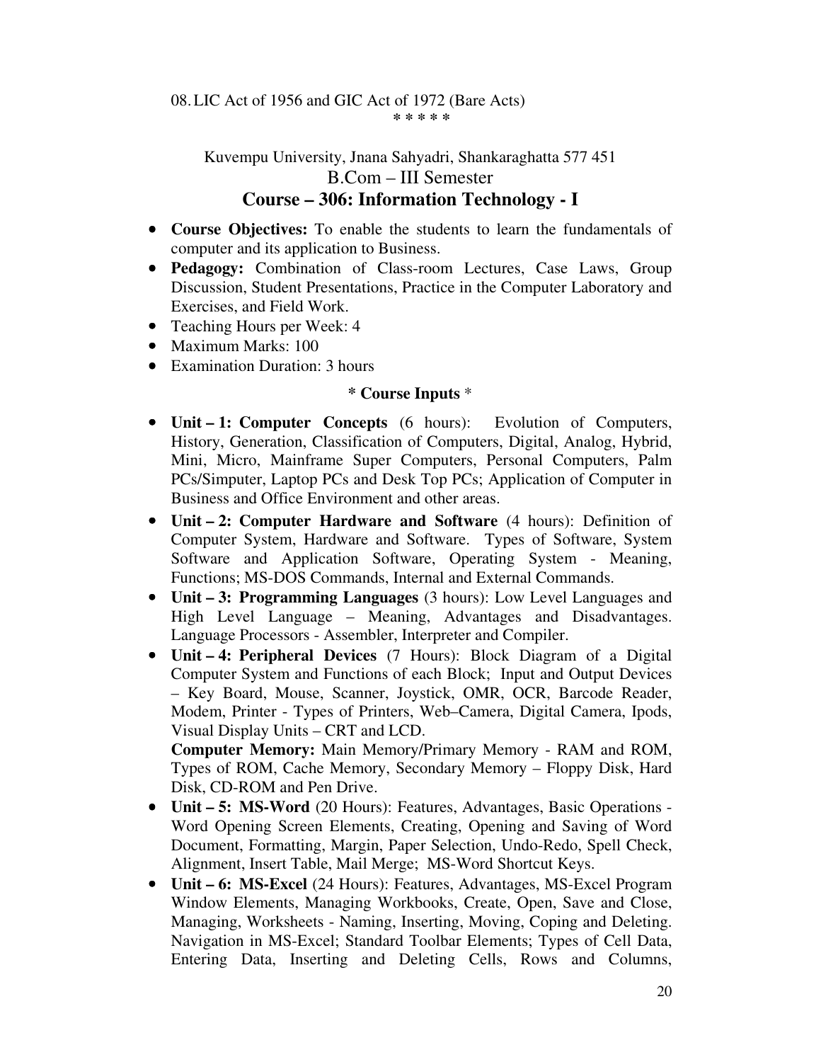08. LIC Act of 1956 and GIC Act of 1972 (Bare Acts)

* * * * *

Kuvempu University, Jnana Sahyadri, Shankaraghatta 577 451

B.Com – III Semester

## Course – 306: Information Technology - I

- **Course Objectives:** To enable the students to learn the fundamentals of computer and its application to Business.
- **Pedagogy:** Combination of Class-room Lectures, Case Laws, Group Discussion, Student Presentations, Practice in the Computer Laboratory and Exercises, and Field Work.
- Teaching Hours per Week: 4
- Maximum Marks: 100
- Examination Duration: 3 hours

**\* Course Inputs** *

- **Unit – 1: Computer Concepts** (6 hours): Evolution of Computers, History, Generation, Classification of Computers, Digital, Analog, Hybrid, Mini, Micro, Mainframe Super Computers, Personal Computers, Palm PCs/Simputer, Laptop PCs and Desk Top PCs; Application of Computer in Business and Office Environment and other areas.
- **Unit – 2: Computer Hardware and Software** (4 hours): Definition of Computer System, Hardware and Software. Types of Software, System Software and Application Software, Operating System - Meaning, Functions; MS-DOS Commands, Internal and External Commands.
- **Unit – 3: Programming Languages** (3 hours): Low Level Languages and High Level Language – Meaning, Advantages and Disadvantages. Language Processors - Assembler, Interpreter and Compiler.
- **Unit – 4: Peripheral Devices** (7 Hours): Block Diagram of a Digital Computer System and Functions of each Block; Input and Output Devices – Key Board, Mouse, Scanner, Joystick, OMR, OCR, Barcode Reader, Modem, Printer - Types of Printers, Web–Camera, Digital Camera, Ipods, Visual Display Units – CRT and LCD.

  **Computer Memory:** Main Memory/Primary Memory - RAM and ROM, Types of ROM, Cache Memory, Secondary Memory – Floppy Disk, Hard Disk, CD-ROM and Pen Drive.
- **Unit – 5: MS-Word** (20 Hours): Features, Advantages, Basic Operations - Word Opening Screen Elements, Creating, Opening and Saving of Word Document, Formatting, Margin, Paper Selection, Undo-Redo, Spell Check, Alignment, Insert Table, Mail Merge; MS-Word Shortcut Keys.
- **Unit – 6: MS-Excel** (24 Hours): Features, Advantages, MS-Excel Program Window Elements, Managing Workbooks, Create, Open, Save and Close, Managing, Worksheets - Naming, Inserting, Moving, Coping and Deleting. Navigation in MS-Excel; Standard Toolbar Elements; Types of Cell Data, Entering Data, Inserting and Deleting Cells, Rows and Columns,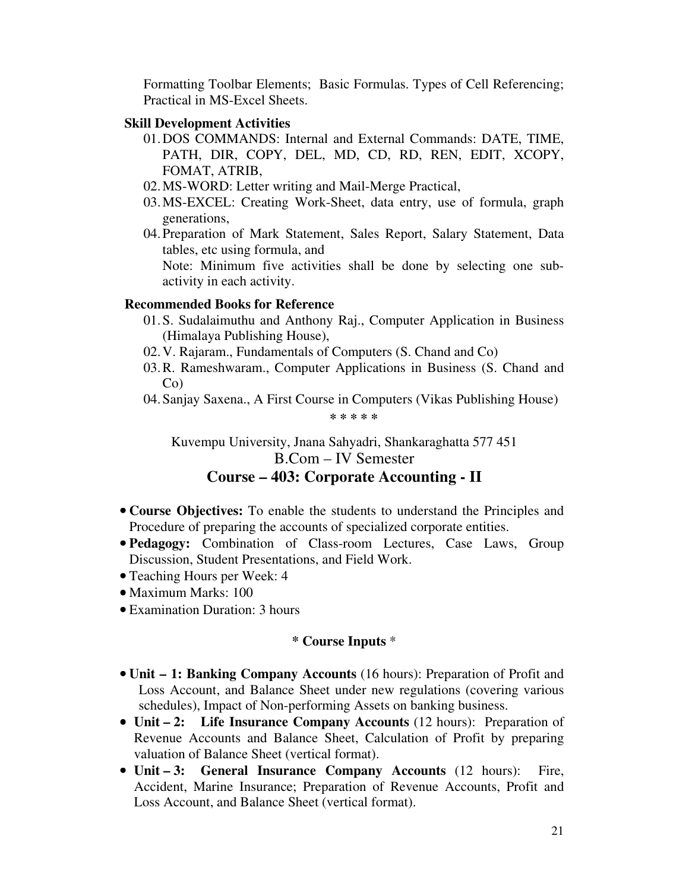Formatting Toolbar Elements; Basic Formulas. Types of Cell Referencing; Practical in MS-Excel Sheets.

**Skill Development Activities**

01. DOS COMMANDS: Internal and External Commands: DATE, TIME, PATH, DIR, COPY, DEL, MD, CD, RD, REN, EDIT, XCOPY, FOMAT, ATRIB,
02. MS-WORD: Letter writing and Mail-Merge Practical,
03. MS-EXCEL: Creating Work-Sheet, data entry, use of formula, graph generations,
04. Preparation of Mark Statement, Sales Report, Salary Statement, Data tables, etc using formula, and

    Note: Minimum five activities shall be done by selecting one sub-activity in each activity.

**Recommended Books for Reference**

01. S. Sudalaimuthu and Anthony Raj., Computer Application in Business (Himalaya Publishing House),
02. V. Rajaram., Fundamentals of Computers (S. Chand and Co)
03. R. Rameshwaram., Computer Applications in Business (S. Chand and Co)
04. Sanjay Saxena., A First Course in Computers (Vikas Publishing House)

\* \* \* \* \*

Kuvempu University, Jnana Sahyadri, Shankaraghatta 577 451

B.Com – IV Semester

## Course – 403: Corporate Accounting - II

- **Course Objectives:** To enable the students to understand the Principles and Procedure of preparing the accounts of specialized corporate entities.
- **Pedagogy:** Combination of Class-room Lectures, Case Laws, Group Discussion, Student Presentations, and Field Work.
- Teaching Hours per Week: 4
- Maximum Marks: 100
- Examination Duration: 3 hours

**\* Course Inputs \***

- **Unit – 1: Banking Company Accounts** (16 hours): Preparation of Profit and Loss Account, and Balance Sheet under new regulations (covering various schedules), Impact of Non-performing Assets on banking business.
- **Unit – 2: Life Insurance Company Accounts** (12 hours): Preparation of Revenue Accounts and Balance Sheet, Calculation of Profit by preparing valuation of Balance Sheet (vertical format).
- **Unit – 3: General Insurance Company Accounts** (12 hours): Fire, Accident, Marine Insurance; Preparation of Revenue Accounts, Profit and Loss Account, and Balance Sheet (vertical format).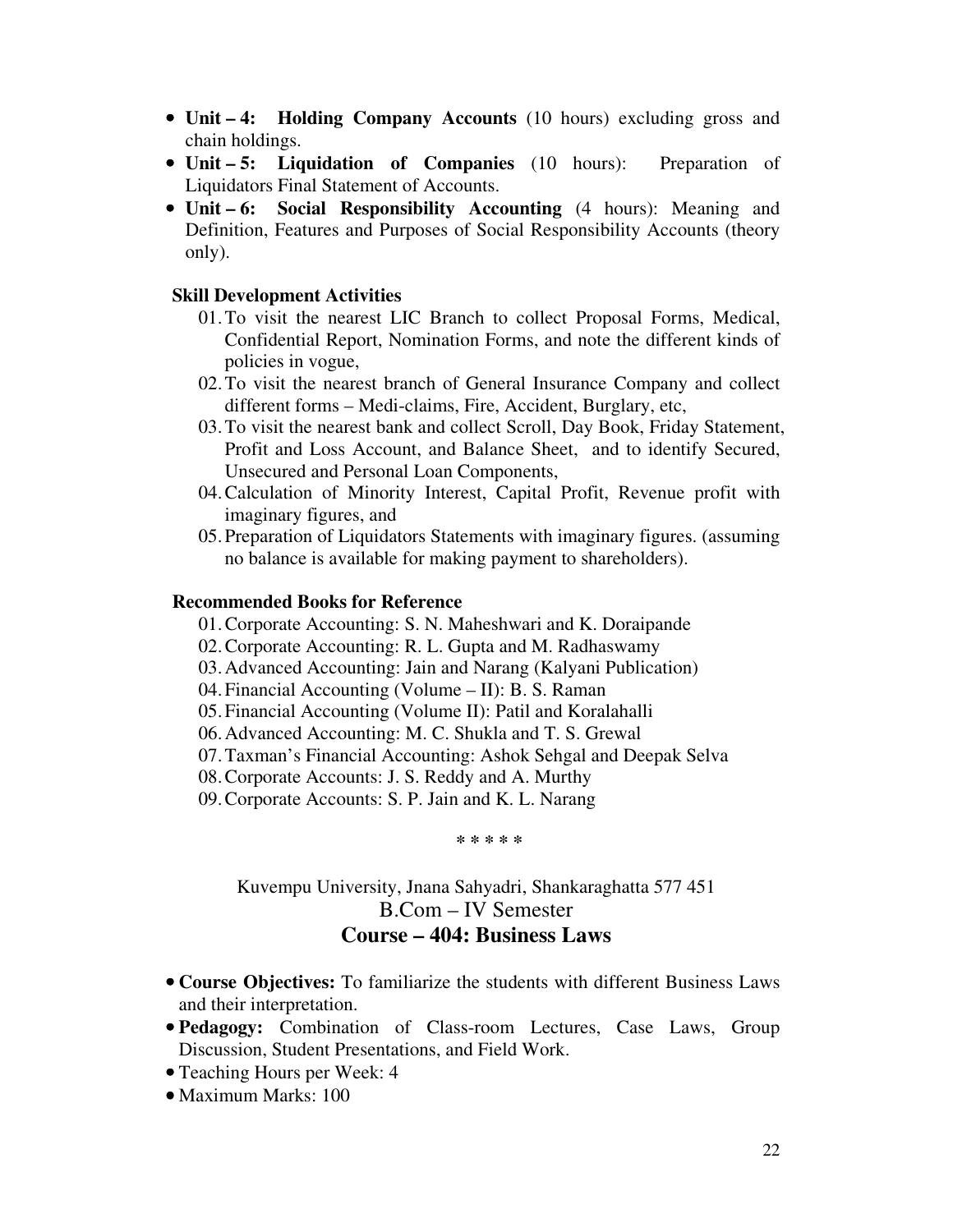- **Unit – 4: Holding Company Accounts** (10 hours) excluding gross and chain holdings.
- **Unit – 5: Liquidation of Companies** (10 hours): Preparation of Liquidators Final Statement of Accounts.
- **Unit – 6: Social Responsibility Accounting** (4 hours): Meaning and Definition, Features and Purposes of Social Responsibility Accounts (theory only).

**Skill Development Activities**

01. To visit the nearest LIC Branch to collect Proposal Forms, Medical, Confidential Report, Nomination Forms, and note the different kinds of policies in vogue,
02. To visit the nearest branch of General Insurance Company and collect different forms – Medi-claims, Fire, Accident, Burglary, etc,
03. To visit the nearest bank and collect Scroll, Day Book, Friday Statement, Profit and Loss Account, and Balance Sheet, and to identify Secured, Unsecured and Personal Loan Components,
04. Calculation of Minority Interest, Capital Profit, Revenue profit with imaginary figures, and
05. Preparation of Liquidators Statements with imaginary figures. (assuming no balance is available for making payment to shareholders).

**Recommended Books for Reference**

01. Corporate Accounting: S. N. Maheshwari and K. Doraipande
02. Corporate Accounting: R. L. Gupta and M. Radhaswamy
03. Advanced Accounting: Jain and Narang (Kalyani Publication)
04. Financial Accounting (Volume – II): B. S. Raman
05. Financial Accounting (Volume II): Patil and Koralahalli
06. Advanced Accounting: M. C. Shukla and T. S. Grewal
07. Taxman's Financial Accounting: Ashok Sehgal and Deepak Selva
08. Corporate Accounts: J. S. Reddy and A. Murthy
09. Corporate Accounts: S. P. Jain and K. L. Narang

\* \* \* \* \*

Kuvempu University, Jnana Sahyadri, Shankaraghatta 577 451

B.Com – IV Semester

## Course – 404: Business Laws

- **Course Objectives:** To familiarize the students with different Business Laws and their interpretation.
- **Pedagogy:** Combination of Class-room Lectures, Case Laws, Group Discussion, Student Presentations, and Field Work.
- Teaching Hours per Week: 4
- Maximum Marks: 100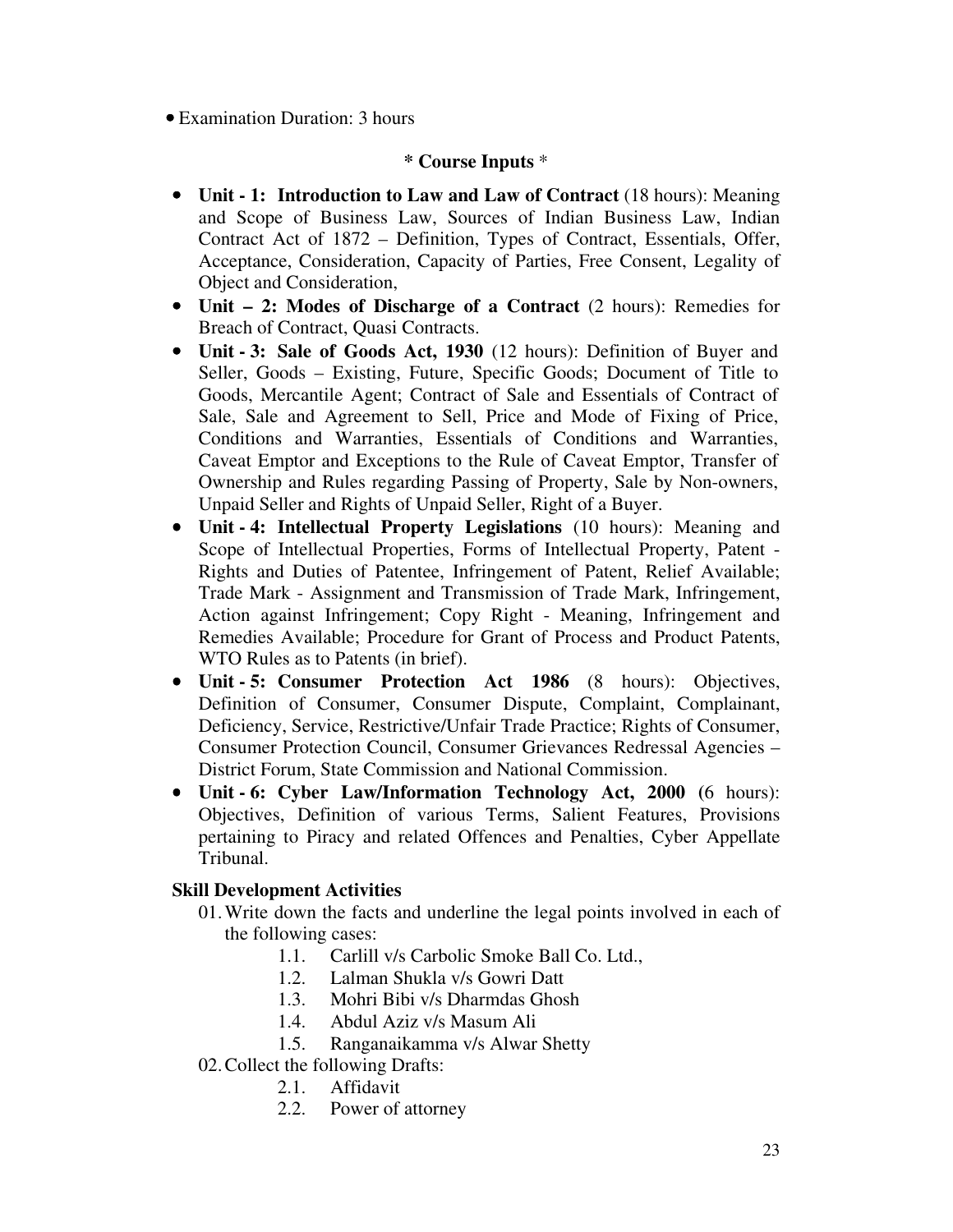- Examination Duration: 3 hours

**\* Course Inputs** *

- **Unit - 1: Introduction to Law and Law of Contract** (18 hours): Meaning and Scope of Business Law, Sources of Indian Business Law, Indian Contract Act of 1872 – Definition, Types of Contract, Essentials, Offer, Acceptance, Consideration, Capacity of Parties, Free Consent, Legality of Object and Consideration,
- **Unit – 2: Modes of Discharge of a Contract** (2 hours): Remedies for Breach of Contract, Quasi Contracts.
- **Unit - 3: Sale of Goods Act, 1930** (12 hours): Definition of Buyer and Seller, Goods – Existing, Future, Specific Goods; Document of Title to Goods, Mercantile Agent; Contract of Sale and Essentials of Contract of Sale, Sale and Agreement to Sell, Price and Mode of Fixing of Price, Conditions and Warranties, Essentials of Conditions and Warranties, Caveat Emptor and Exceptions to the Rule of Caveat Emptor, Transfer of Ownership and Rules regarding Passing of Property, Sale by Non-owners, Unpaid Seller and Rights of Unpaid Seller, Right of a Buyer.
- **Unit - 4: Intellectual Property Legislations** (10 hours): Meaning and Scope of Intellectual Properties, Forms of Intellectual Property, Patent - Rights and Duties of Patentee, Infringement of Patent, Relief Available; Trade Mark - Assignment and Transmission of Trade Mark, Infringement, Action against Infringement; Copy Right - Meaning, Infringement and Remedies Available; Procedure for Grant of Process and Product Patents, WTO Rules as to Patents (in brief).
- **Unit - 5: Consumer Protection Act 1986** (8 hours): Objectives, Definition of Consumer, Consumer Dispute, Complaint, Complainant, Deficiency, Service, Restrictive/Unfair Trade Practice; Rights of Consumer, Consumer Protection Council, Consumer Grievances Redressal Agencies – District Forum, State Commission and National Commission.
- **Unit - 6: Cyber Law/Information Technology Act, 2000** (6 hours): Objectives, Definition of various Terms, Salient Features, Provisions pertaining to Piracy and related Offences and Penalties, Cyber Appellate Tribunal.

**Skill Development Activities**

01. Write down the facts and underline the legal points involved in each of the following cases:
    - 1.1. Carlill v/s Carbolic Smoke Ball Co. Ltd.,
    - 1.2. Lalman Shukla v/s Gowri Datt
    - 1.3. Mohri Bibi v/s Dharmdas Ghosh
    - 1.4. Abdul Aziz v/s Masum Ali
    - 1.5. Ranganaikamma v/s Alwar Shetty
02. Collect the following Drafts:
    - 2.1. Affidavit
    - 2.2. Power of attorney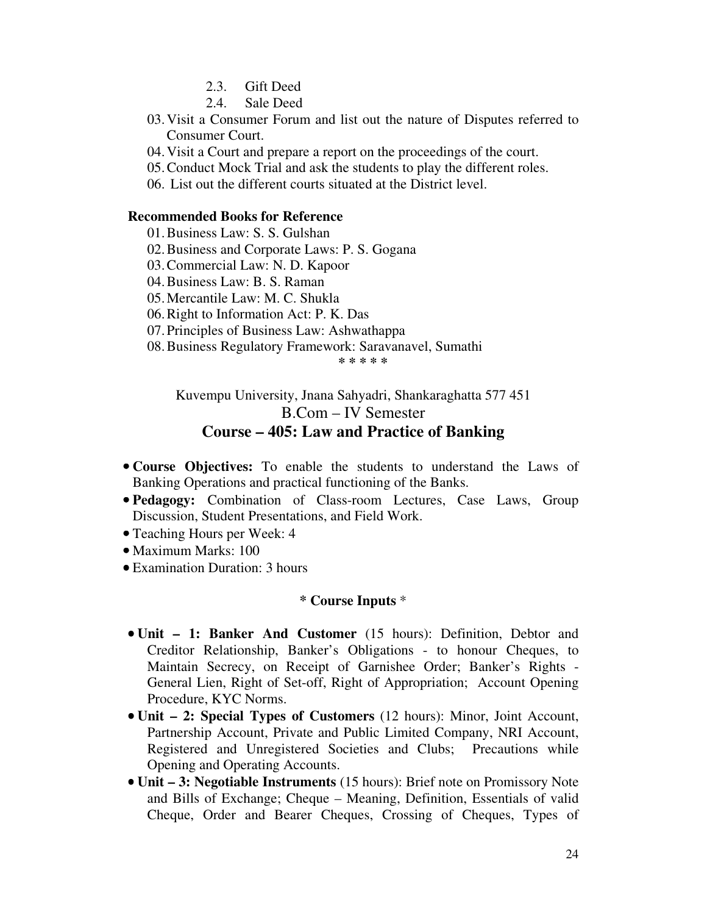2.3. Gift Deed
2.4. Sale Deed

03. Visit a Consumer Forum and list out the nature of Disputes referred to Consumer Court.
04. Visit a Court and prepare a report on the proceedings of the court.
05. Conduct Mock Trial and ask the students to play the different roles.
06. List out the different courts situated at the District level.

**Recommended Books for Reference**

01. Business Law: S. S. Gulshan
02. Business and Corporate Laws: P. S. Gogana
03. Commercial Law: N. D. Kapoor
04. Business Law: B. S. Raman
05. Mercantile Law: M. C. Shukla
06. Right to Information Act: P. K. Das
07. Principles of Business Law: Ashwathappa
08. Business Regulatory Framework: Saravanavel, Sumathi

\* \* \* \* \*

Kuvempu University, Jnana Sahyadri, Shankaraghatta 577 451

B.Com – IV Semester

## Course – 405: Law and Practice of Banking

- **Course Objectives:** To enable the students to understand the Laws of Banking Operations and practical functioning of the Banks.
- **Pedagogy:** Combination of Class-room Lectures, Case Laws, Group Discussion, Student Presentations, and Field Work.
- Teaching Hours per Week: 4
- Maximum Marks: 100
- Examination Duration: 3 hours

**\* Course Inputs \***

- **Unit – 1: Banker And Customer** (15 hours): Definition, Debtor and Creditor Relationship, Banker's Obligations - to honour Cheques, to Maintain Secrecy, on Receipt of Garnishee Order; Banker's Rights - General Lien, Right of Set-off, Right of Appropriation; Account Opening Procedure, KYC Norms.
- **Unit – 2: Special Types of Customers** (12 hours): Minor, Joint Account, Partnership Account, Private and Public Limited Company, NRI Account, Registered and Unregistered Societies and Clubs; Precautions while Opening and Operating Accounts.
- **Unit – 3: Negotiable Instruments** (15 hours): Brief note on Promissory Note and Bills of Exchange; Cheque – Meaning, Definition, Essentials of valid Cheque, Order and Bearer Cheques, Crossing of Cheques, Types of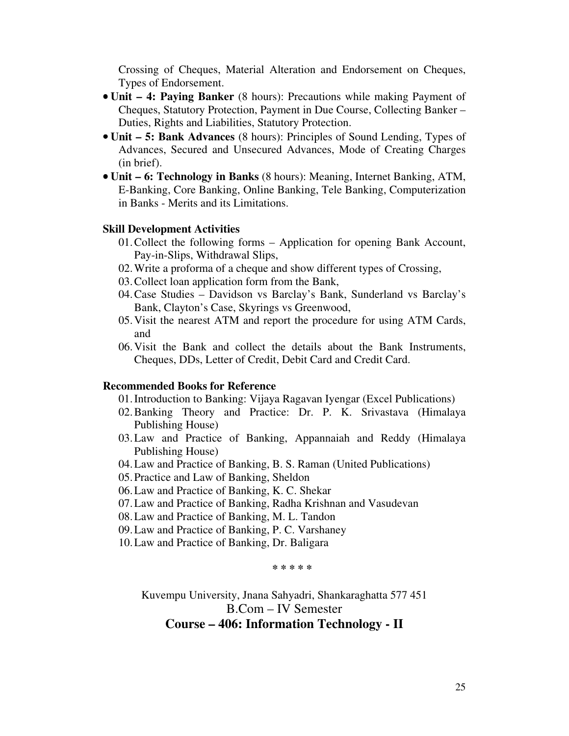Crossing of Cheques, Material Alteration and Endorsement on Cheques, Types of Endorsement.

- **Unit – 4: Paying Banker** (8 hours): Precautions while making Payment of Cheques, Statutory Protection, Payment in Due Course, Collecting Banker – Duties, Rights and Liabilities, Statutory Protection.
- **Unit – 5: Bank Advances** (8 hours): Principles of Sound Lending, Types of Advances, Secured and Unsecured Advances, Mode of Creating Charges (in brief).
- **Unit – 6: Technology in Banks** (8 hours): Meaning, Internet Banking, ATM, E-Banking, Core Banking, Online Banking, Tele Banking, Computerization in Banks - Merits and its Limitations.

**Skill Development Activities**

01. Collect the following forms – Application for opening Bank Account, Pay-in-Slips, Withdrawal Slips,
02. Write a proforma of a cheque and show different types of Crossing,
03. Collect loan application form from the Bank,
04. Case Studies – Davidson vs Barclay's Bank, Sunderland vs Barclay's Bank, Clayton's Case, Skyrings vs Greenwood,
05. Visit the nearest ATM and report the procedure for using ATM Cards, and
06. Visit the Bank and collect the details about the Bank Instruments, Cheques, DDs, Letter of Credit, Debit Card and Credit Card.

**Recommended Books for Reference**

01. Introduction to Banking: Vijaya Ragavan Iyengar (Excel Publications)
02. Banking Theory and Practice: Dr. P. K. Srivastava (Himalaya Publishing House)
03. Law and Practice of Banking, Appannaiah and Reddy (Himalaya Publishing House)
04. Law and Practice of Banking, B. S. Raman (United Publications)
05. Practice and Law of Banking, Sheldon
06. Law and Practice of Banking, K. C. Shekar
07. Law and Practice of Banking, Radha Krishnan and Vasudevan
08. Law and Practice of Banking, M. L. Tandon
09. Law and Practice of Banking, P. C. Varshaney
10. Law and Practice of Banking, Dr. Baligara

\* \* \* \* \*

Kuvempu University, Jnana Sahyadri, Shankaraghatta 577 451

B.Com – IV Semester

## Course – 406: Information Technology - II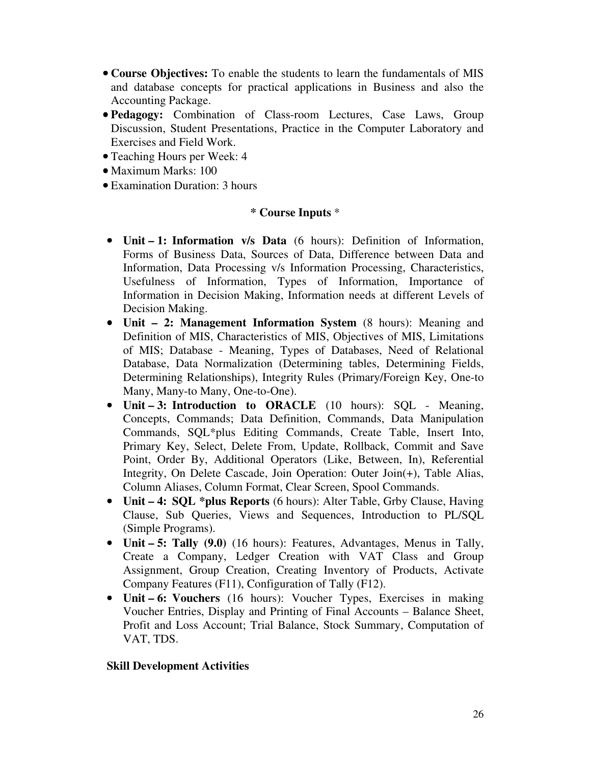- **Course Objectives:** To enable the students to learn the fundamentals of MIS and database concepts for practical applications in Business and also the Accounting Package.
- **Pedagogy:** Combination of Class-room Lectures, Case Laws, Group Discussion, Student Presentations, Practice in the Computer Laboratory and Exercises and Field Work.
- Teaching Hours per Week: 4
- Maximum Marks: 100
- Examination Duration: 3 hours

**\* Course Inputs \***

- **Unit – 1: Information v/s Data** (6 hours): Definition of Information, Forms of Business Data, Sources of Data, Difference between Data and Information, Data Processing v/s Information Processing, Characteristics, Usefulness of Information, Types of Information, Importance of Information in Decision Making, Information needs at different Levels of Decision Making.
- **Unit – 2: Management Information System** (8 hours): Meaning and Definition of MIS, Characteristics of MIS, Objectives of MIS, Limitations of MIS; Database - Meaning, Types of Databases, Need of Relational Database, Data Normalization (Determining tables, Determining Fields, Determining Relationships), Integrity Rules (Primary/Foreign Key, One-to Many, Many-to Many, One-to-One).
- **Unit – 3: Introduction to ORACLE** (10 hours): SQL - Meaning, Concepts, Commands; Data Definition, Commands, Data Manipulation Commands, SQL*plus Editing Commands, Create Table, Insert Into, Primary Key, Select, Delete From, Update, Rollback, Commit and Save Point, Order By, Additional Operators (Like, Between, In), Referential Integrity, On Delete Cascade, Join Operation: Outer Join(+), Table Alias, Column Aliases, Column Format, Clear Screen, Spool Commands.
- **Unit – 4: SQL \*plus Reports** (6 hours): Alter Table, Grby Clause, Having Clause, Sub Queries, Views and Sequences, Introduction to PL/SQL (Simple Programs).
- **Unit – 5: Tally (9.0)** (16 hours): Features, Advantages, Menus in Tally, Create a Company, Ledger Creation with VAT Class and Group Assignment, Group Creation, Creating Inventory of Products, Activate Company Features (F11), Configuration of Tally (F12).
- **Unit – 6: Vouchers** (16 hours): Voucher Types, Exercises in making Voucher Entries, Display and Printing of Final Accounts – Balance Sheet, Profit and Loss Account; Trial Balance, Stock Summary, Computation of VAT, TDS.

**Skill Development Activities**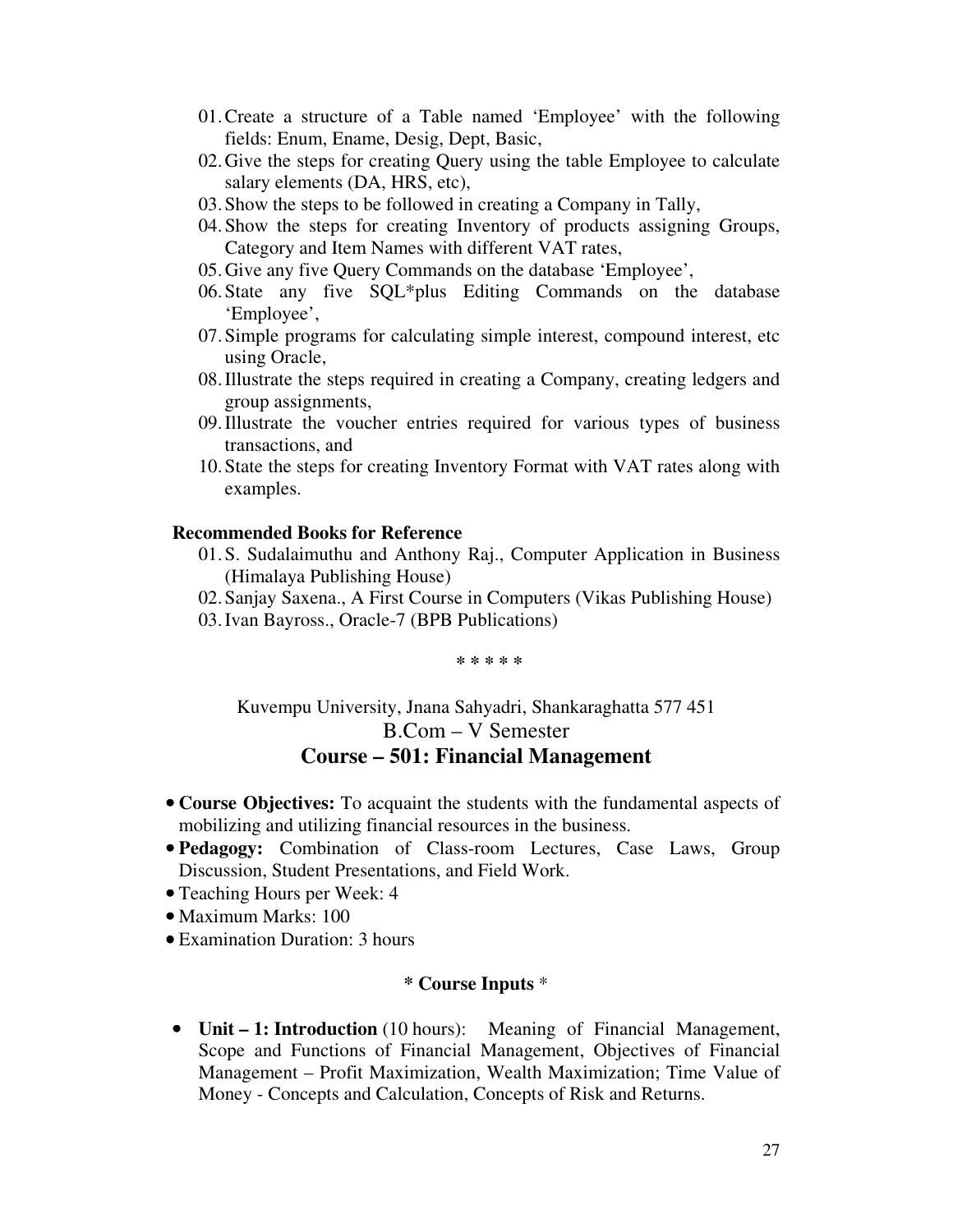01. Create a structure of a Table named 'Employee' with the following fields: Enum, Ename, Desig, Dept, Basic,
02. Give the steps for creating Query using the table Employee to calculate salary elements (DA, HRS, etc),
03. Show the steps to be followed in creating a Company in Tally,
04. Show the steps for creating Inventory of products assigning Groups, Category and Item Names with different VAT rates,
05. Give any five Query Commands on the database 'Employee',
06. State any five SQL*plus Editing Commands on the database 'Employee',
07. Simple programs for calculating simple interest, compound interest, etc using Oracle,
08. Illustrate the steps required in creating a Company, creating ledgers and group assignments,
09. Illustrate the voucher entries required for various types of business transactions, and
10. State the steps for creating Inventory Format with VAT rates along with examples.

**Recommended Books for Reference**

01. S. Sudalaimuthu and Anthony Raj., Computer Application in Business (Himalaya Publishing House)
02. Sanjay Saxena., A First Course in Computers (Vikas Publishing House)
03. Ivan Bayross., Oracle-7 (BPB Publications)

\* \* \* \* \*

Kuvempu University, Jnana Sahyadri, Shankaraghatta 577 451

B.Com – V Semester

## Course – 501: Financial Management

- **Course Objectives:** To acquaint the students with the fundamental aspects of mobilizing and utilizing financial resources in the business.
- **Pedagogy:** Combination of Class-room Lectures, Case Laws, Group Discussion, Student Presentations, and Field Work.
- Teaching Hours per Week: 4
- Maximum Marks: 100
- Examination Duration: 3 hours

**\* Course Inputs \***

- **Unit – 1: Introduction** (10 hours): Meaning of Financial Management, Scope and Functions of Financial Management, Objectives of Financial Management – Profit Maximization, Wealth Maximization; Time Value of Money - Concepts and Calculation, Concepts of Risk and Returns.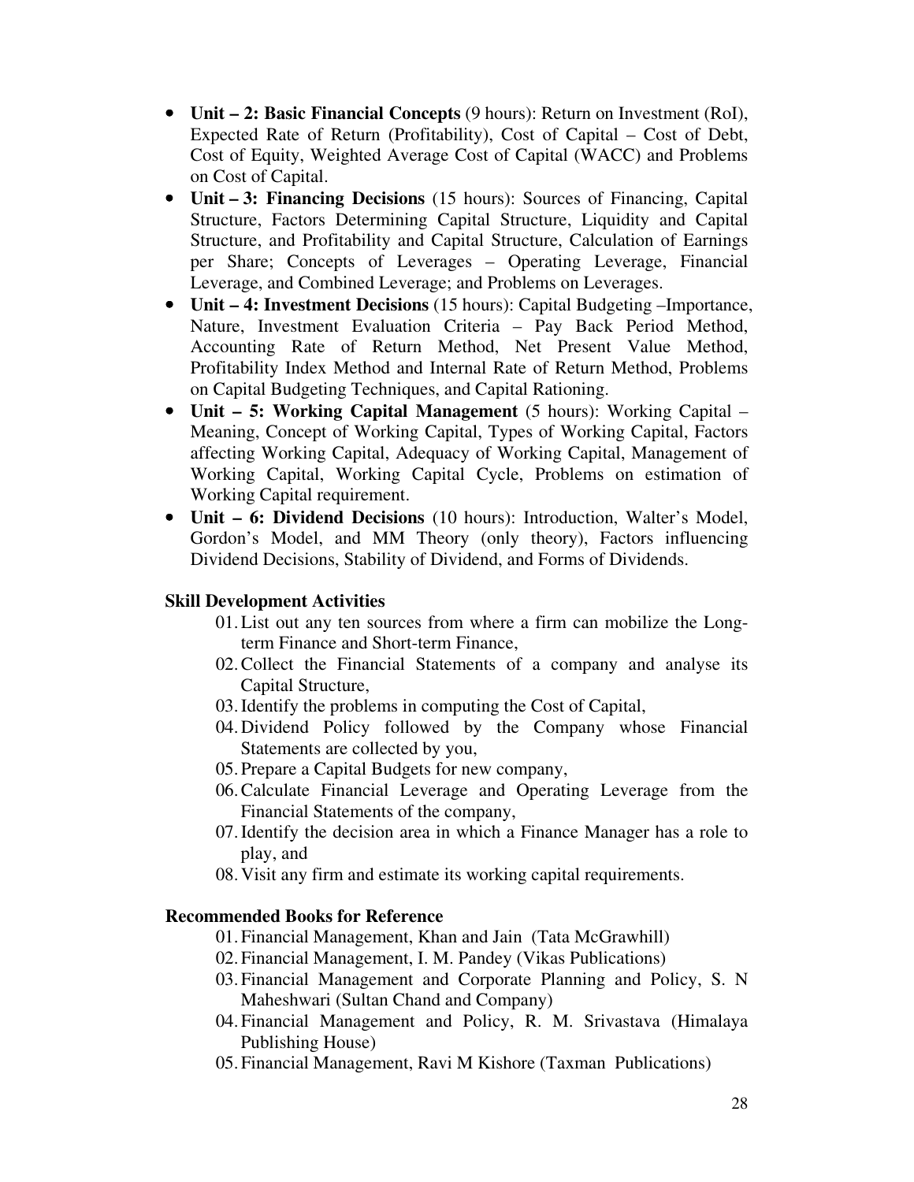- **Unit – 2: Basic Financial Concepts** (9 hours): Return on Investment (RoI), Expected Rate of Return (Profitability), Cost of Capital – Cost of Debt, Cost of Equity, Weighted Average Cost of Capital (WACC) and Problems on Cost of Capital.
- **Unit – 3: Financing Decisions** (15 hours): Sources of Financing, Capital Structure, Factors Determining Capital Structure, Liquidity and Capital Structure, and Profitability and Capital Structure, Calculation of Earnings per Share; Concepts of Leverages – Operating Leverage, Financial Leverage, and Combined Leverage; and Problems on Leverages.
- **Unit – 4: Investment Decisions** (15 hours): Capital Budgeting –Importance, Nature, Investment Evaluation Criteria – Pay Back Period Method, Accounting Rate of Return Method, Net Present Value Method, Profitability Index Method and Internal Rate of Return Method, Problems on Capital Budgeting Techniques, and Capital Rationing.
- **Unit – 5: Working Capital Management** (5 hours): Working Capital – Meaning, Concept of Working Capital, Types of Working Capital, Factors affecting Working Capital, Adequacy of Working Capital, Management of Working Capital, Working Capital Cycle, Problems on estimation of Working Capital requirement.
- **Unit – 6: Dividend Decisions** (10 hours): Introduction, Walter's Model, Gordon's Model, and MM Theory (only theory), Factors influencing Dividend Decisions, Stability of Dividend, and Forms of Dividends.

**Skill Development Activities**

01. List out any ten sources from where a firm can mobilize the Long-term Finance and Short-term Finance,
02. Collect the Financial Statements of a company and analyse its Capital Structure,
03. Identify the problems in computing the Cost of Capital,
04. Dividend Policy followed by the Company whose Financial Statements are collected by you,
05. Prepare a Capital Budgets for new company,
06. Calculate Financial Leverage and Operating Leverage from the Financial Statements of the company,
07. Identify the decision area in which a Finance Manager has a role to play, and
08. Visit any firm and estimate its working capital requirements.

**Recommended Books for Reference**

01. Financial Management, Khan and Jain (Tata McGrawhill)
02. Financial Management, I. M. Pandey (Vikas Publications)
03. Financial Management and Corporate Planning and Policy, S. N Maheshwari (Sultan Chand and Company)
04. Financial Management and Policy, R. M. Srivastava (Himalaya Publishing House)
05. Financial Management, Ravi M Kishore (Taxman Publications)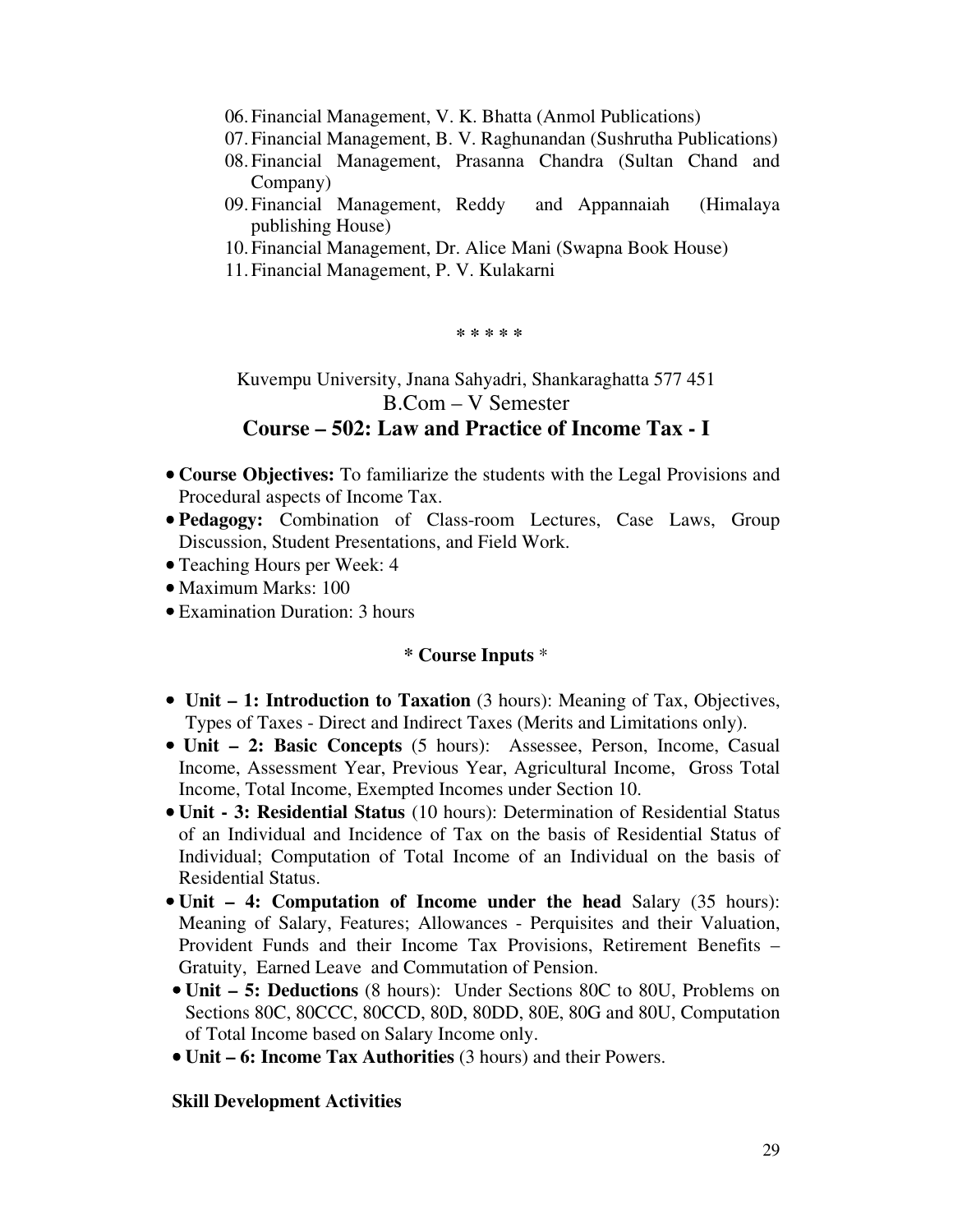06. Financial Management, V. K. Bhatta (Anmol Publications)
07. Financial Management, B. V. Raghunandan (Sushrutha Publications)
08. Financial Management, Prasanna Chandra (Sultan Chand and Company)
09. Financial Management, Reddy and Appannaiah (Himalaya publishing House)
10. Financial Management, Dr. Alice Mani (Swapna Book House)
11. Financial Management, P. V. Kulakarni

\* \* \* \* \*

Kuvempu University, Jnana Sahyadri, Shankaraghatta 577 451

B.Com – V Semester

## Course – 502: Law and Practice of Income Tax - I

- **Course Objectives:** To familiarize the students with the Legal Provisions and Procedural aspects of Income Tax.
- **Pedagogy:** Combination of Class-room Lectures, Case Laws, Group Discussion, Student Presentations, and Field Work.
- Teaching Hours per Week: 4
- Maximum Marks: 100
- Examination Duration: 3 hours

### * Course Inputs *

- **Unit – 1: Introduction to Taxation** (3 hours): Meaning of Tax, Objectives, Types of Taxes - Direct and Indirect Taxes (Merits and Limitations only).
- **Unit – 2: Basic Concepts** (5 hours): Assessee, Person, Income, Casual Income, Assessment Year, Previous Year, Agricultural Income, Gross Total Income, Total Income, Exempted Incomes under Section 10.
- **Unit - 3: Residential Status** (10 hours): Determination of Residential Status of an Individual and Incidence of Tax on the basis of Residential Status of Individual; Computation of Total Income of an Individual on the basis of Residential Status.
- **Unit – 4: Computation of Income under the head** Salary (35 hours): Meaning of Salary, Features; Allowances - Perquisites and their Valuation, Provident Funds and their Income Tax Provisions, Retirement Benefits – Gratuity, Earned Leave and Commutation of Pension.
- **Unit – 5: Deductions** (8 hours): Under Sections 80C to 80U, Problems on Sections 80C, 80CCC, 80CCD, 80D, 80DD, 80E, 80G and 80U, Computation of Total Income based on Salary Income only.
- **Unit – 6: Income Tax Authorities** (3 hours) and their Powers.

**Skill Development Activities**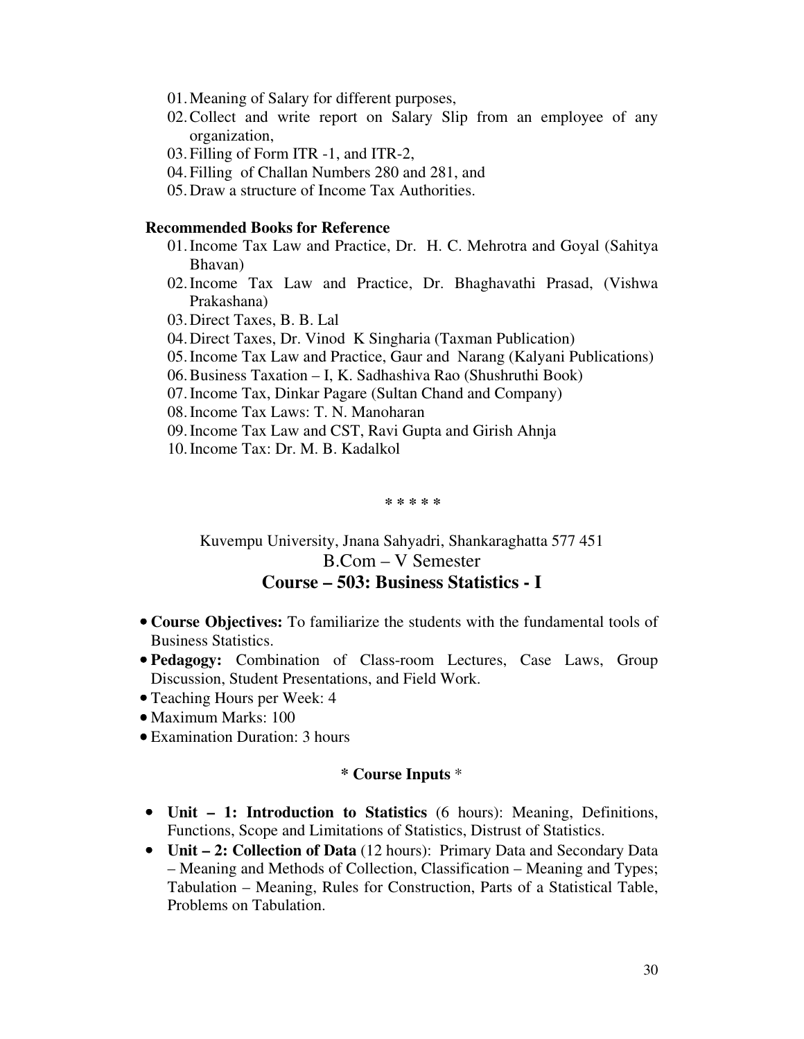01. Meaning of Salary for different purposes,
02. Collect and write report on Salary Slip from an employee of any organization,
03. Filling of Form ITR -1, and ITR-2,
04. Filling of Challan Numbers 280 and 281, and
05. Draw a structure of Income Tax Authorities.

**Recommended Books for Reference**

01. Income Tax Law and Practice, Dr. H. C. Mehrotra and Goyal (Sahitya Bhavan)
02. Income Tax Law and Practice, Dr. Bhaghavathi Prasad, (Vishwa Prakashana)
03. Direct Taxes, B. B. Lal
04. Direct Taxes, Dr. Vinod K Singharia (Taxman Publication)
05. Income Tax Law and Practice, Gaur and Narang (Kalyani Publications)
06. Business Taxation – I, K. Sadhashiva Rao (Shushruthi Book)
07. Income Tax, Dinkar Pagare (Sultan Chand and Company)
08. Income Tax Laws: T. N. Manoharan
09. Income Tax Law and CST, Ravi Gupta and Girish Ahnja
10. Income Tax: Dr. M. B. Kadalkol

\* \* \* \* \*

Kuvempu University, Jnana Sahyadri, Shankaraghatta 577 451

B.Com – V Semester

## Course – 503: Business Statistics - I

- **Course Objectives:** To familiarize the students with the fundamental tools of Business Statistics.
- **Pedagogy:** Combination of Class-room Lectures, Case Laws, Group Discussion, Student Presentations, and Field Work.
- Teaching Hours per Week: 4
- Maximum Marks: 100
- Examination Duration: 3 hours

**\* Course Inputs \***

- **Unit – 1: Introduction to Statistics** (6 hours): Meaning, Definitions, Functions, Scope and Limitations of Statistics, Distrust of Statistics.
- **Unit – 2: Collection of Data** (12 hours): Primary Data and Secondary Data – Meaning and Methods of Collection, Classification – Meaning and Types; Tabulation – Meaning, Rules for Construction, Parts of a Statistical Table, Problems on Tabulation.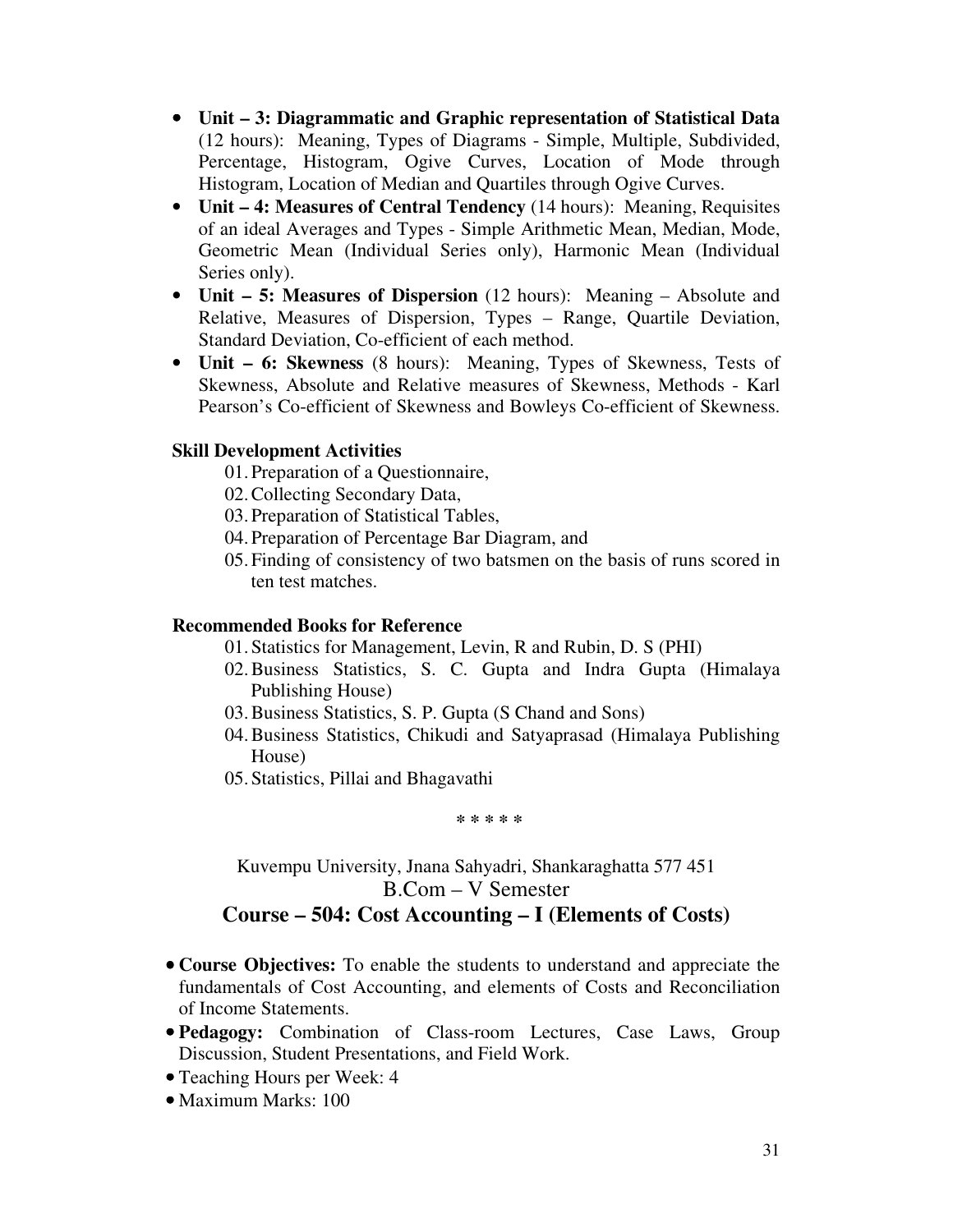- **Unit – 3: Diagrammatic and Graphic representation of Statistical Data** (12 hours): Meaning, Types of Diagrams - Simple, Multiple, Subdivided, Percentage, Histogram, Ogive Curves, Location of Mode through Histogram, Location of Median and Quartiles through Ogive Curves.
- **Unit – 4: Measures of Central Tendency** (14 hours): Meaning, Requisites of an ideal Averages and Types - Simple Arithmetic Mean, Median, Mode, Geometric Mean (Individual Series only), Harmonic Mean (Individual Series only).
- **Unit – 5: Measures of Dispersion** (12 hours): Meaning – Absolute and Relative, Measures of Dispersion, Types – Range, Quartile Deviation, Standard Deviation, Co-efficient of each method.
- **Unit – 6: Skewness** (8 hours): Meaning, Types of Skewness, Tests of Skewness, Absolute and Relative measures of Skewness, Methods - Karl Pearson's Co-efficient of Skewness and Bowleys Co-efficient of Skewness.

**Skill Development Activities**

01. Preparation of a Questionnaire,
02. Collecting Secondary Data,
03. Preparation of Statistical Tables,
04. Preparation of Percentage Bar Diagram, and
05. Finding of consistency of two batsmen on the basis of runs scored in ten test matches.

**Recommended Books for Reference**

01. Statistics for Management, Levin, R and Rubin, D. S (PHI)
02. Business Statistics, S. C. Gupta and Indra Gupta (Himalaya Publishing House)
03. Business Statistics, S. P. Gupta (S Chand and Sons)
04. Business Statistics, Chikudi and Satyaprasad (Himalaya Publishing House)
05. Statistics, Pillai and Bhagavathi

\* \* \* \* \*

Kuvempu University, Jnana Sahyadri, Shankaraghatta 577 451

B.Com – V Semester

## Course – 504: Cost Accounting – I (Elements of Costs)

- **Course Objectives:** To enable the students to understand and appreciate the fundamentals of Cost Accounting, and elements of Costs and Reconciliation of Income Statements.
- **Pedagogy:** Combination of Class-room Lectures, Case Laws, Group Discussion, Student Presentations, and Field Work.
- Teaching Hours per Week: 4
- Maximum Marks: 100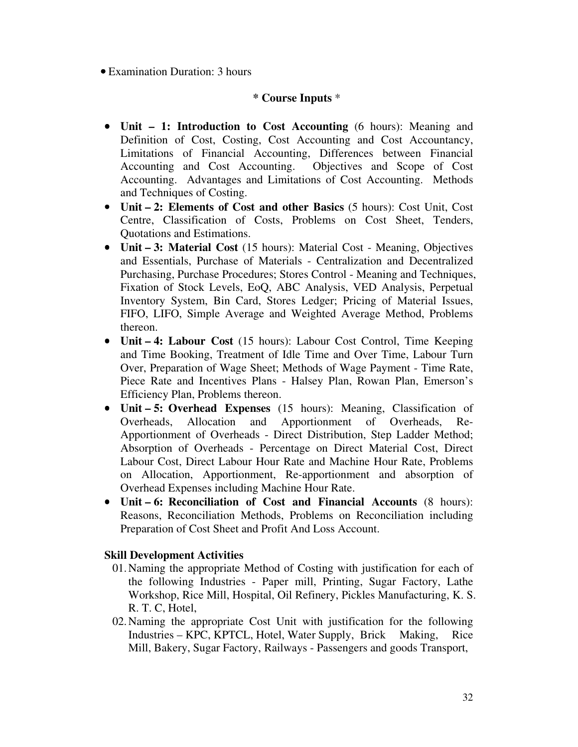- Examination Duration: 3 hours

**\* Course Inputs** *

- **Unit – 1: Introduction to Cost Accounting** (6 hours): Meaning and Definition of Cost, Costing, Cost Accounting and Cost Accountancy, Limitations of Financial Accounting, Differences between Financial Accounting and Cost Accounting. Objectives and Scope of Cost Accounting. Advantages and Limitations of Cost Accounting. Methods and Techniques of Costing.
- **Unit – 2: Elements of Cost and other Basics** (5 hours): Cost Unit, Cost Centre, Classification of Costs, Problems on Cost Sheet, Tenders, Quotations and Estimations.
- **Unit – 3: Material Cost** (15 hours): Material Cost - Meaning, Objectives and Essentials, Purchase of Materials - Centralization and Decentralized Purchasing, Purchase Procedures; Stores Control - Meaning and Techniques, Fixation of Stock Levels, EoQ, ABC Analysis, VED Analysis, Perpetual Inventory System, Bin Card, Stores Ledger; Pricing of Material Issues, FIFO, LIFO, Simple Average and Weighted Average Method, Problems thereon.
- **Unit – 4: Labour Cost** (15 hours): Labour Cost Control, Time Keeping and Time Booking, Treatment of Idle Time and Over Time, Labour Turn Over, Preparation of Wage Sheet; Methods of Wage Payment - Time Rate, Piece Rate and Incentives Plans - Halsey Plan, Rowan Plan, Emerson's Efficiency Plan, Problems thereon.
- **Unit – 5: Overhead Expenses** (15 hours): Meaning, Classification of Overheads, Allocation and Apportionment of Overheads, Re-Apportionment of Overheads - Direct Distribution, Step Ladder Method; Absorption of Overheads - Percentage on Direct Material Cost, Direct Labour Cost, Direct Labour Hour Rate and Machine Hour Rate, Problems on Allocation, Apportionment, Re-apportionment and absorption of Overhead Expenses including Machine Hour Rate.
- **Unit – 6: Reconciliation of Cost and Financial Accounts** (8 hours): Reasons, Reconciliation Methods, Problems on Reconciliation including Preparation of Cost Sheet and Profit And Loss Account.

**Skill Development Activities**

01. Naming the appropriate Method of Costing with justification for each of the following Industries - Paper mill, Printing, Sugar Factory, Lathe Workshop, Rice Mill, Hospital, Oil Refinery, Pickles Manufacturing, K. S. R. T. C, Hotel,
02. Naming the appropriate Cost Unit with justification for the following Industries – KPC, KPTCL, Hotel, Water Supply, Brick Making, Rice Mill, Bakery, Sugar Factory, Railways - Passengers and goods Transport,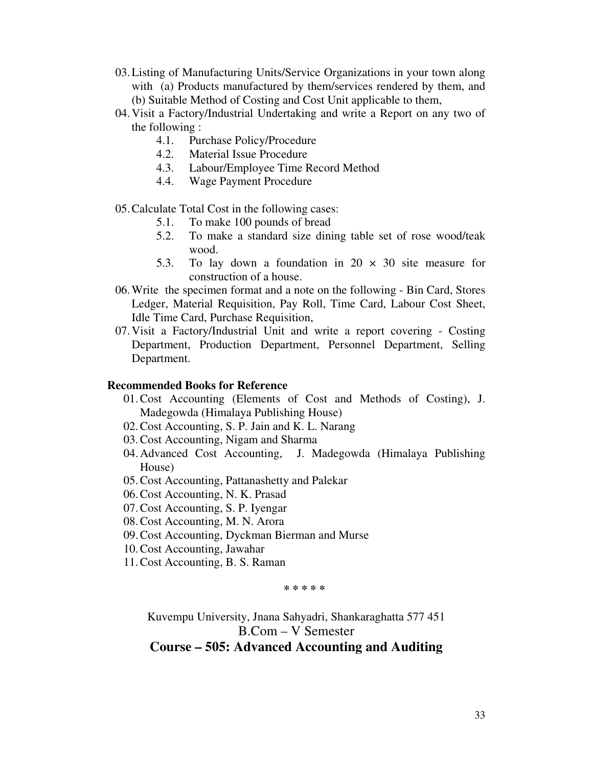03. Listing of Manufacturing Units/Service Organizations in your town along with (a) Products manufactured by them/services rendered by them, and (b) Suitable Method of Costing and Cost Unit applicable to them,
04. Visit a Factory/Industrial Undertaking and write a Report on any two of the following :
    - 4.1. Purchase Policy/Procedure
    - 4.2. Material Issue Procedure
    - 4.3. Labour/Employee Time Record Method
    - 4.4. Wage Payment Procedure
05. Calculate Total Cost in the following cases:
    - 5.1. To make 100 pounds of bread
    - 5.2. To make a standard size dining table set of rose wood/teak wood.
    - 5.3. To lay down a foundation in $20 \times 30$ site measure for construction of a house.
06. Write the specimen format and a note on the following - Bin Card, Stores Ledger, Material Requisition, Pay Roll, Time Card, Labour Cost Sheet, Idle Time Card, Purchase Requisition,
07. Visit a Factory/Industrial Unit and write a report covering - Costing Department, Production Department, Personnel Department, Selling Department.

**Recommended Books for Reference**

01. Cost Accounting (Elements of Cost and Methods of Costing), J. Madegowda (Himalaya Publishing House)
02. Cost Accounting, S. P. Jain and K. L. Narang
03. Cost Accounting, Nigam and Sharma
04. Advanced Cost Accounting, J. Madegowda (Himalaya Publishing House)
05. Cost Accounting, Pattanashetty and Palekar
06. Cost Accounting, N. K. Prasad
07. Cost Accounting, S. P. Iyengar
08. Cost Accounting, M. N. Arora
09. Cost Accounting, Dyckman Bierman and Murse
10. Cost Accounting, Jawahar
11. Cost Accounting, B. S. Raman

* * * * *

Kuvempu University, Jnana Sahyadri, Shankaraghatta 577 451

B.Com – V Semester

## Course – 505: Advanced Accounting and Auditing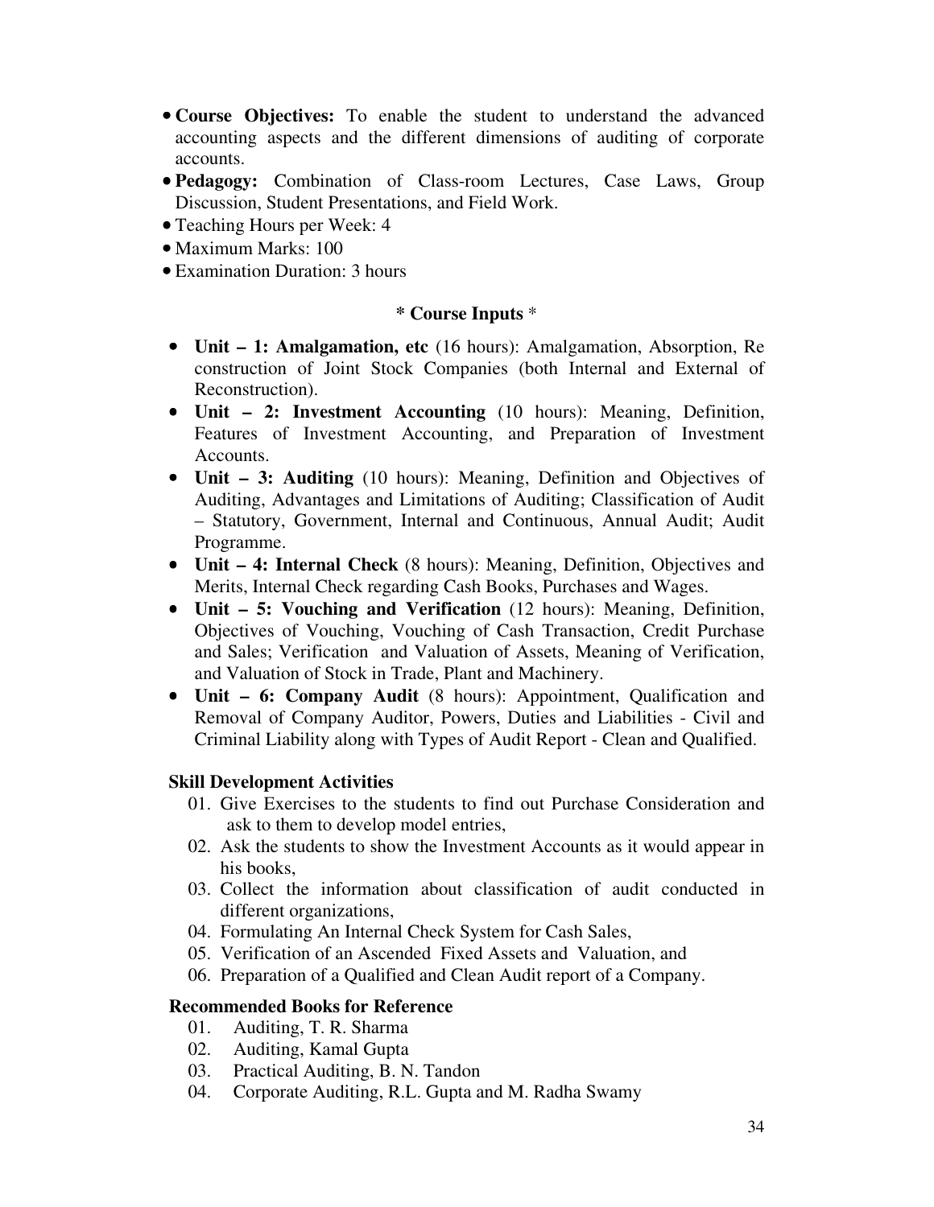- **Course Objectives:** To enable the student to understand the advanced accounting aspects and the different dimensions of auditing of corporate accounts.
- **Pedagogy:** Combination of Class-room Lectures, Case Laws, Group Discussion, Student Presentations, and Field Work.
- Teaching Hours per Week: 4
- Maximum Marks: 100
- Examination Duration: 3 hours

### * Course Inputs *

- **Unit – 1: Amalgamation, etc** (16 hours): Amalgamation, Absorption, Re construction of Joint Stock Companies (both Internal and External of Reconstruction).
- **Unit – 2: Investment Accounting** (10 hours): Meaning, Definition, Features of Investment Accounting, and Preparation of Investment Accounts.
- **Unit – 3: Auditing** (10 hours): Meaning, Definition and Objectives of Auditing, Advantages and Limitations of Auditing; Classification of Audit – Statutory, Government, Internal and Continuous, Annual Audit; Audit Programme.
- **Unit – 4: Internal Check** (8 hours): Meaning, Definition, Objectives and Merits, Internal Check regarding Cash Books, Purchases and Wages.
- **Unit – 5: Vouching and Verification** (12 hours): Meaning, Definition, Objectives of Vouching, Vouching of Cash Transaction, Credit Purchase and Sales; Verification and Valuation of Assets, Meaning of Verification, and Valuation of Stock in Trade, Plant and Machinery.
- **Unit – 6: Company Audit** (8 hours): Appointment, Qualification and Removal of Company Auditor, Powers, Duties and Liabilities - Civil and Criminal Liability along with Types of Audit Report - Clean and Qualified.

**Skill Development Activities**

01. Give Exercises to the students to find out Purchase Consideration and ask to them to develop model entries,
02. Ask the students to show the Investment Accounts as it would appear in his books,
03. Collect the information about classification of audit conducted in different organizations,
04. Formulating An Internal Check System for Cash Sales,
05. Verification of an Ascended Fixed Assets and Valuation, and
06. Preparation of a Qualified and Clean Audit report of a Company.

**Recommended Books for Reference**

01. Auditing, T. R. Sharma
02. Auditing, Kamal Gupta
03. Practical Auditing, B. N. Tandon
04. Corporate Auditing, R.L. Gupta and M. Radha Swamy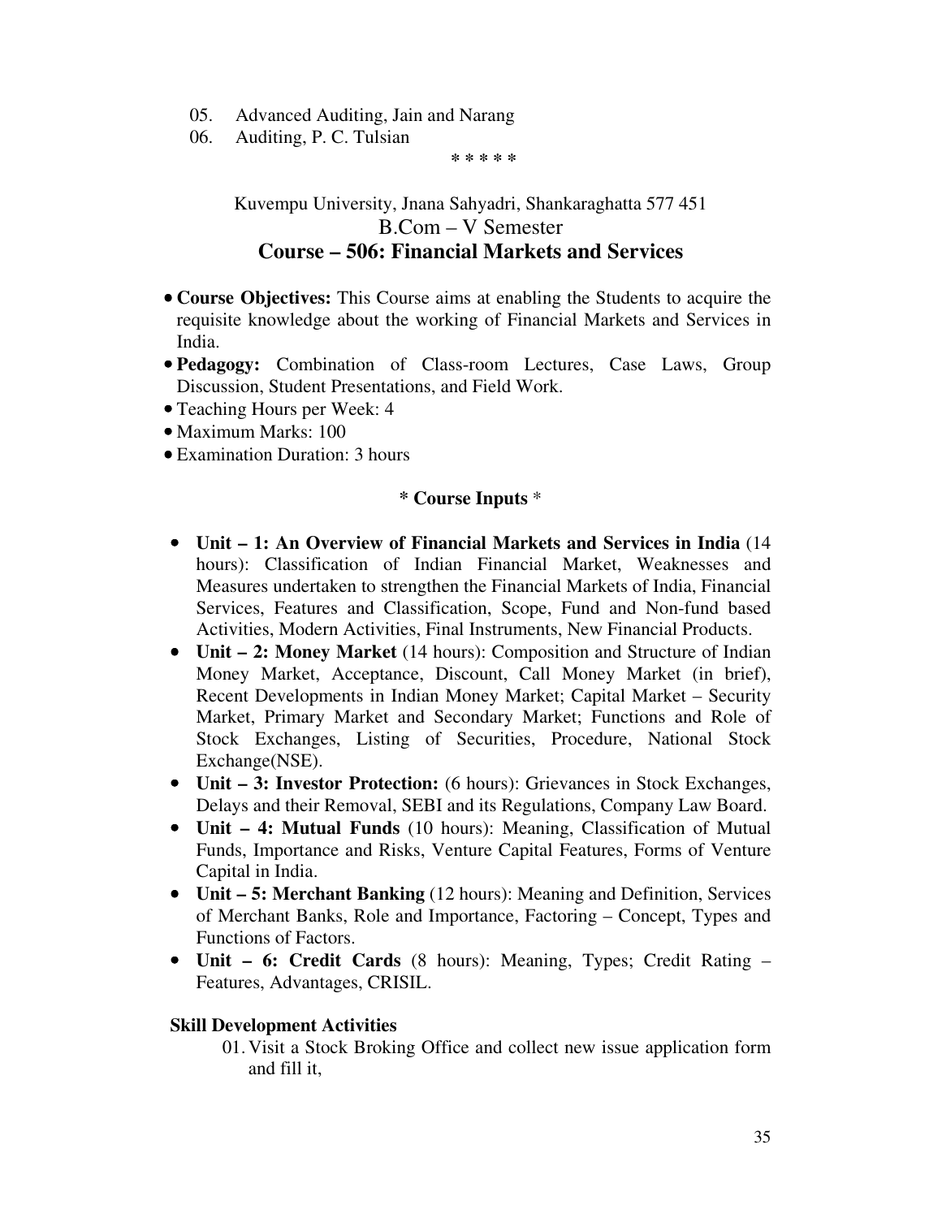05. Advanced Auditing, Jain and Narang
06. Auditing, P. C. Tulsian

* * * * *

Kuvempu University, Jnana Sahyadri, Shankaraghatta 577 451

B.Com – V Semester

## Course – 506: Financial Markets and Services

- **Course Objectives:** This Course aims at enabling the Students to acquire the requisite knowledge about the working of Financial Markets and Services in India.
- **Pedagogy:** Combination of Class-room Lectures, Case Laws, Group Discussion, Student Presentations, and Field Work.
- Teaching Hours per Week: 4
- Maximum Marks: 100
- Examination Duration: 3 hours

### * Course Inputs *

- **Unit – 1: An Overview of Financial Markets and Services in India** (14 hours): Classification of Indian Financial Market, Weaknesses and Measures undertaken to strengthen the Financial Markets of India, Financial Services, Features and Classification, Scope, Fund and Non-fund based Activities, Modern Activities, Final Instruments, New Financial Products.
- **Unit – 2: Money Market** (14 hours): Composition and Structure of Indian Money Market, Acceptance, Discount, Call Money Market (in brief), Recent Developments in Indian Money Market; Capital Market – Security Market, Primary Market and Secondary Market; Functions and Role of Stock Exchanges, Listing of Securities, Procedure, National Stock Exchange(NSE).
- **Unit – 3: Investor Protection:** (6 hours): Grievances in Stock Exchanges, Delays and their Removal, SEBI and its Regulations, Company Law Board.
- **Unit – 4: Mutual Funds** (10 hours): Meaning, Classification of Mutual Funds, Importance and Risks, Venture Capital Features, Forms of Venture Capital in India.
- **Unit – 5: Merchant Banking** (12 hours): Meaning and Definition, Services of Merchant Banks, Role and Importance, Factoring – Concept, Types and Functions of Factors.
- **Unit – 6: Credit Cards** (8 hours): Meaning, Types; Credit Rating – Features, Advantages, CRISIL.

**Skill Development Activities**

01. Visit a Stock Broking Office and collect new issue application form and fill it,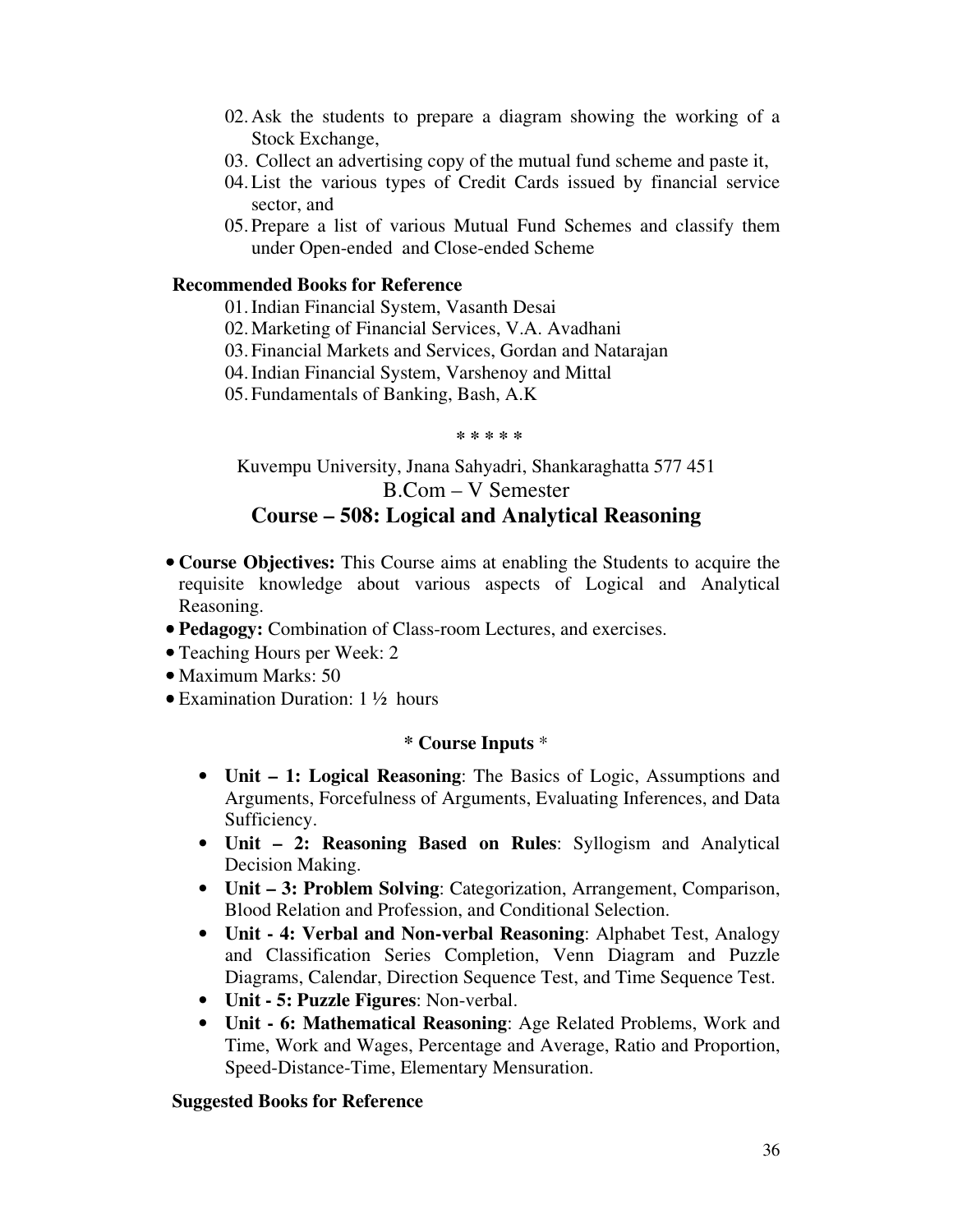02. Ask the students to prepare a diagram showing the working of a Stock Exchange,
03. Collect an advertising copy of the mutual fund scheme and paste it,
04. List the various types of Credit Cards issued by financial service sector, and
05. Prepare a list of various Mutual Fund Schemes and classify them under Open-ended and Close-ended Scheme

**Recommended Books for Reference**

01. Indian Financial System, Vasanth Desai
02. Marketing of Financial Services, V.A. Avadhani
03. Financial Markets and Services, Gordan and Natarajan
04. Indian Financial System, Varshenoy and Mittal
05. Fundamentals of Banking, Bash, A.K

\* \* \* \* \*

Kuvempu University, Jnana Sahyadri, Shankaraghatta 577 451

B.Com – V Semester

## Course – 508: Logical and Analytical Reasoning

- **Course Objectives:** This Course aims at enabling the Students to acquire the requisite knowledge about various aspects of Logical and Analytical Reasoning.
- **Pedagogy:** Combination of Class-room Lectures, and exercises.
- Teaching Hours per Week: 2
- Maximum Marks: 50
- Examination Duration: 1 ½ hours

**\* Course Inputs \***

- **Unit – 1: Logical Reasoning**: The Basics of Logic, Assumptions and Arguments, Forcefulness of Arguments, Evaluating Inferences, and Data Sufficiency.
- **Unit – 2: Reasoning Based on Rules**: Syllogism and Analytical Decision Making.
- **Unit – 3: Problem Solving**: Categorization, Arrangement, Comparison, Blood Relation and Profession, and Conditional Selection.
- **Unit - 4: Verbal and Non-verbal Reasoning**: Alphabet Test, Analogy and Classification Series Completion, Venn Diagram and Puzzle Diagrams, Calendar, Direction Sequence Test, and Time Sequence Test.
- **Unit - 5: Puzzle Figures**: Non-verbal.
- **Unit - 6: Mathematical Reasoning**: Age Related Problems, Work and Time, Work and Wages, Percentage and Average, Ratio and Proportion, Speed-Distance-Time, Elementary Mensuration.

**Suggested Books for Reference**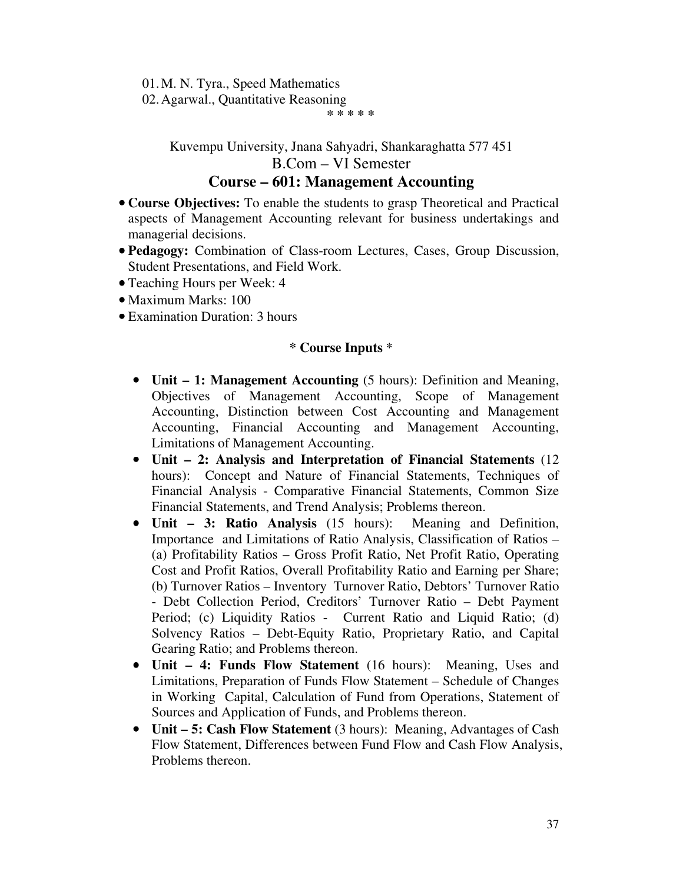01. M. N. Tyra., Speed Mathematics
02. Agarwal., Quantitative Reasoning

\* \* \* \* \*

Kuvempu University, Jnana Sahyadri, Shankaraghatta 577 451

B.Com – VI Semester

## Course – 601: Management Accounting

- **Course Objectives:** To enable the students to grasp Theoretical and Practical aspects of Management Accounting relevant for business undertakings and managerial decisions.
- **Pedagogy:** Combination of Class-room Lectures, Cases, Group Discussion, Student Presentations, and Field Work.
- Teaching Hours per Week: 4
- Maximum Marks: 100
- Examination Duration: 3 hours

**\* Course Inputs** \*

- **Unit – 1: Management Accounting** (5 hours): Definition and Meaning, Objectives of Management Accounting, Scope of Management Accounting, Distinction between Cost Accounting and Management Accounting, Financial Accounting and Management Accounting, Limitations of Management Accounting.
- **Unit – 2: Analysis and Interpretation of Financial Statements** (12 hours): Concept and Nature of Financial Statements, Techniques of Financial Analysis - Comparative Financial Statements, Common Size Financial Statements, and Trend Analysis; Problems thereon.
- **Unit – 3: Ratio Analysis** (15 hours): Meaning and Definition, Importance and Limitations of Ratio Analysis, Classification of Ratios – (a) Profitability Ratios – Gross Profit Ratio, Net Profit Ratio, Operating Cost and Profit Ratios, Overall Profitability Ratio and Earning per Share; (b) Turnover Ratios – Inventory Turnover Ratio, Debtors' Turnover Ratio - Debt Collection Period, Creditors' Turnover Ratio – Debt Payment Period; (c) Liquidity Ratios - Current Ratio and Liquid Ratio; (d) Solvency Ratios – Debt-Equity Ratio, Proprietary Ratio, and Capital Gearing Ratio; and Problems thereon.
- **Unit – 4: Funds Flow Statement** (16 hours): Meaning, Uses and Limitations, Preparation of Funds Flow Statement – Schedule of Changes in Working Capital, Calculation of Fund from Operations, Statement of Sources and Application of Funds, and Problems thereon.
- **Unit – 5: Cash Flow Statement** (3 hours): Meaning, Advantages of Cash Flow Statement, Differences between Fund Flow and Cash Flow Analysis, Problems thereon.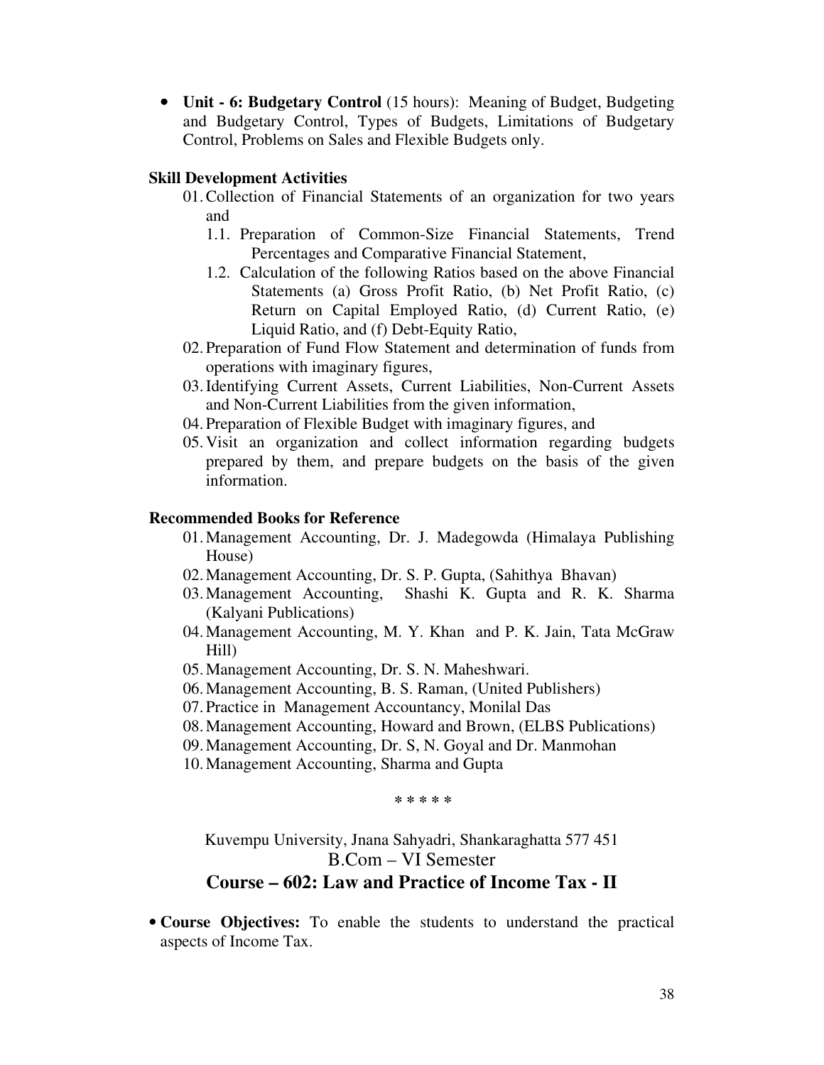- **Unit - 6: Budgetary Control** (15 hours): Meaning of Budget, Budgeting and Budgetary Control, Types of Budgets, Limitations of Budgetary Control, Problems on Sales and Flexible Budgets only.

**Skill Development Activities**

01. Collection of Financial Statements of an organization for two years and
    1.1. Preparation of Common-Size Financial Statements, Trend Percentages and Comparative Financial Statement,
    1.2. Calculation of the following Ratios based on the above Financial Statements (a) Gross Profit Ratio, (b) Net Profit Ratio, (c) Return on Capital Employed Ratio, (d) Current Ratio, (e) Liquid Ratio, and (f) Debt-Equity Ratio,
02. Preparation of Fund Flow Statement and determination of funds from operations with imaginary figures,
03. Identifying Current Assets, Current Liabilities, Non-Current Assets and Non-Current Liabilities from the given information,
04. Preparation of Flexible Budget with imaginary figures, and
05. Visit an organization and collect information regarding budgets prepared by them, and prepare budgets on the basis of the given information.

**Recommended Books for Reference**

01. Management Accounting, Dr. J. Madegowda (Himalaya Publishing House)
02. Management Accounting, Dr. S. P. Gupta, (Sahithya Bhavan)
03. Management Accounting, Shashi K. Gupta and R. K. Sharma (Kalyani Publications)
04. Management Accounting, M. Y. Khan and P. K. Jain, Tata McGraw Hill)
05. Management Accounting, Dr. S. N. Maheshwari.
06. Management Accounting, B. S. Raman, (United Publishers)
07. Practice in Management Accountancy, Monilal Das
08. Management Accounting, Howard and Brown, (ELBS Publications)
09. Management Accounting, Dr. S, N. Goyal and Dr. Manmohan
10. Management Accounting, Sharma and Gupta

\* \* \* \* \*

Kuvempu University, Jnana Sahyadri, Shankaraghatta 577 451

B.Com – VI Semester

## Course – 602: Law and Practice of Income Tax - II

- **Course Objectives:** To enable the students to understand the practical aspects of Income Tax.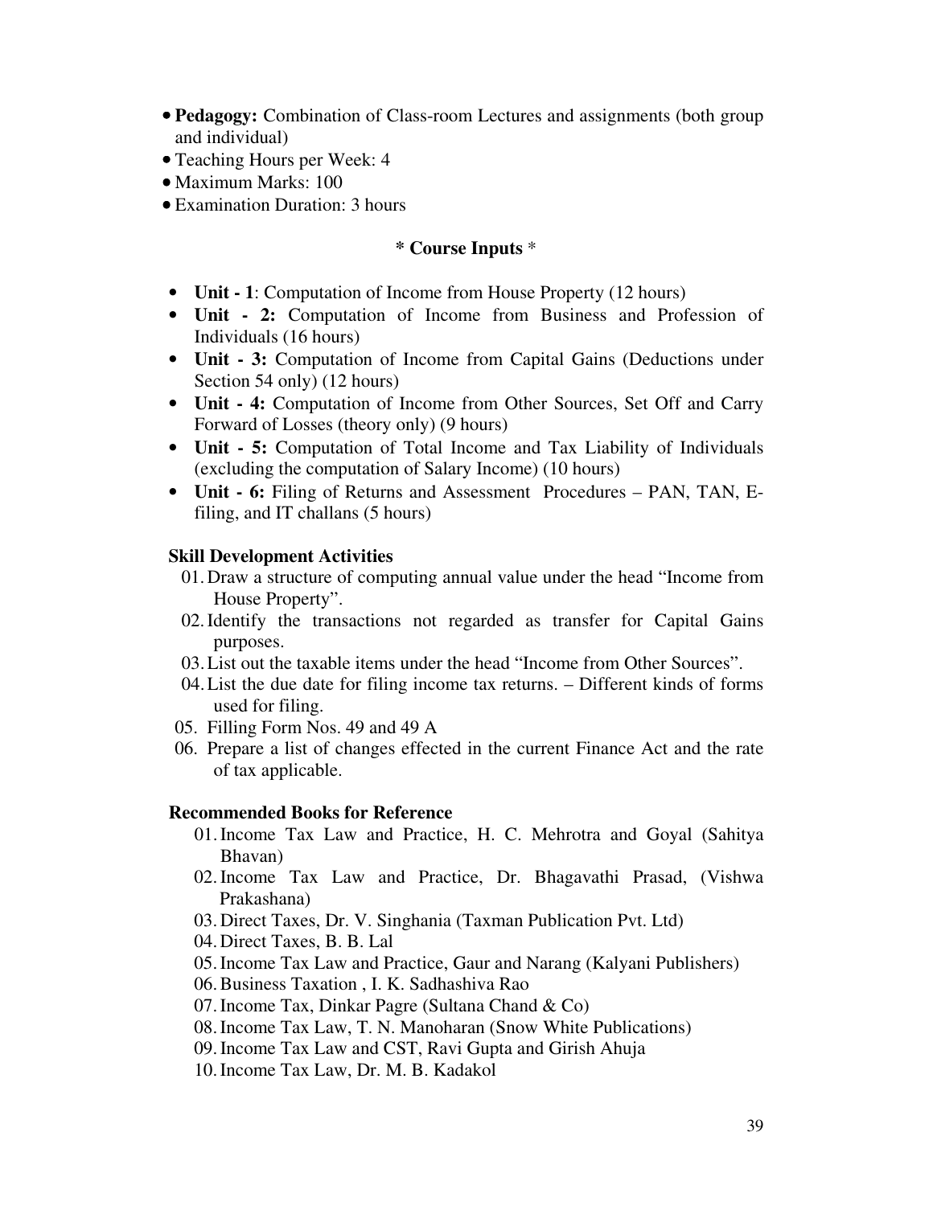- **Pedagogy:** Combination of Class-room Lectures and assignments (both group and individual)
- Teaching Hours per Week: 4
- Maximum Marks: 100
- Examination Duration: 3 hours

### * Course Inputs *

- **Unit - 1**: Computation of Income from House Property (12 hours)
- **Unit - 2:** Computation of Income from Business and Profession of Individuals (16 hours)
- **Unit - 3:** Computation of Income from Capital Gains (Deductions under Section 54 only) (12 hours)
- **Unit - 4:** Computation of Income from Other Sources, Set Off and Carry Forward of Losses (theory only) (9 hours)
- **Unit - 5:** Computation of Total Income and Tax Liability of Individuals (excluding the computation of Salary Income) (10 hours)
- **Unit - 6:** Filing of Returns and Assessment Procedures – PAN, TAN, E-filing, and IT challans (5 hours)

**Skill Development Activities**

01. Draw a structure of computing annual value under the head "Income from House Property".
02. Identify the transactions not regarded as transfer for Capital Gains purposes.
03. List out the taxable items under the head "Income from Other Sources".
04. List the due date for filing income tax returns. – Different kinds of forms used for filing.
05. Filling Form Nos. 49 and 49 A
06. Prepare a list of changes effected in the current Finance Act and the rate of tax applicable.

**Recommended Books for Reference**

01. Income Tax Law and Practice, H. C. Mehrotra and Goyal (Sahitya Bhavan)
02. Income Tax Law and Practice, Dr. Bhagavathi Prasad, (Vishwa Prakashana)
03. Direct Taxes, Dr. V. Singhania (Taxman Publication Pvt. Ltd)
04. Direct Taxes, B. B. Lal
05. Income Tax Law and Practice, Gaur and Narang (Kalyani Publishers)
06. Business Taxation , I. K. Sadhashiva Rao
07. Income Tax, Dinkar Pagre (Sultana Chand & Co)
08. Income Tax Law, T. N. Manoharan (Snow White Publications)
09. Income Tax Law and CST, Ravi Gupta and Girish Ahuja
10. Income Tax Law, Dr. M. B. Kadakol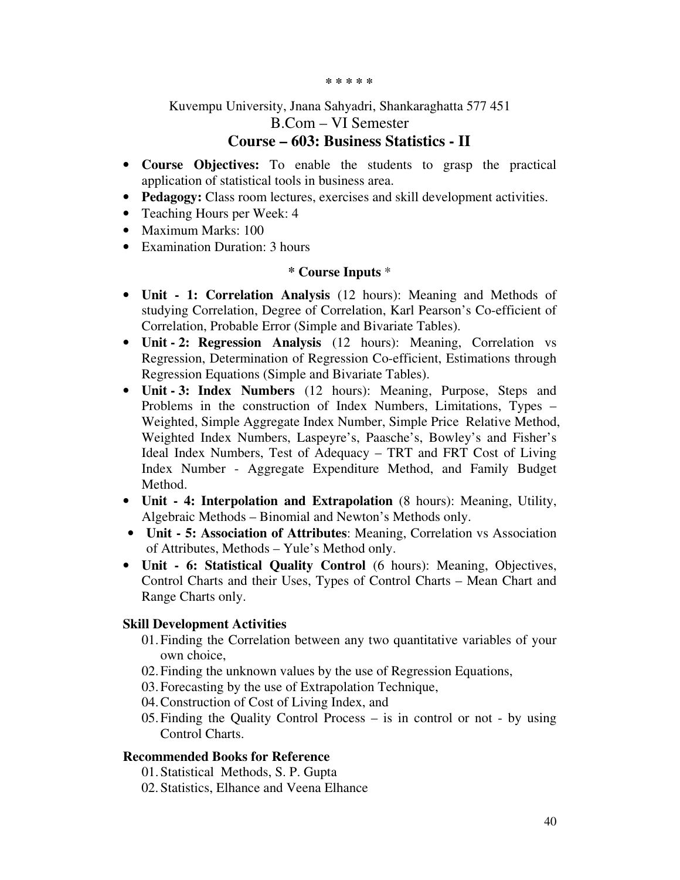\* \* \* \* \*

Kuvempu University, Jnana Sahyadri, Shankaraghatta 577 451

B.Com – VI Semester

## Course – 603: Business Statistics - II

- **Course Objectives:** To enable the students to grasp the practical application of statistical tools in business area.
- **Pedagogy:** Class room lectures, exercises and skill development activities.
- Teaching Hours per Week: 4
- Maximum Marks: 100
- Examination Duration: 3 hours

**\* Course Inputs** \*

- **Unit - 1: Correlation Analysis** (12 hours): Meaning and Methods of studying Correlation, Degree of Correlation, Karl Pearson's Co-efficient of Correlation, Probable Error (Simple and Bivariate Tables).
- **Unit - 2: Regression Analysis** (12 hours): Meaning, Correlation vs Regression, Determination of Regression Co-efficient, Estimations through Regression Equations (Simple and Bivariate Tables).
- **Unit - 3: Index Numbers** (12 hours): Meaning, Purpose, Steps and Problems in the construction of Index Numbers, Limitations, Types – Weighted, Simple Aggregate Index Number, Simple Price Relative Method, Weighted Index Numbers, Laspeyre's, Paasche's, Bowley's and Fisher's Ideal Index Numbers, Test of Adequacy – TRT and FRT Cost of Living Index Number - Aggregate Expenditure Method, and Family Budget Method.
- **Unit - 4: Interpolation and Extrapolation** (8 hours): Meaning, Utility, Algebraic Methods – Binomial and Newton's Methods only.
- **Unit - 5: Association of Attributes**: Meaning, Correlation vs Association of Attributes, Methods – Yule's Method only.
- **Unit - 6: Statistical Quality Control** (6 hours): Meaning, Objectives, Control Charts and their Uses, Types of Control Charts – Mean Chart and Range Charts only.

**Skill Development Activities**

01. Finding the Correlation between any two quantitative variables of your own choice,
02. Finding the unknown values by the use of Regression Equations,
03. Forecasting by the use of Extrapolation Technique,
04. Construction of Cost of Living Index, and
05. Finding the Quality Control Process – is in control or not - by using Control Charts.

**Recommended Books for Reference**

01. Statistical Methods, S. P. Gupta
02. Statistics, Elhance and Veena Elhance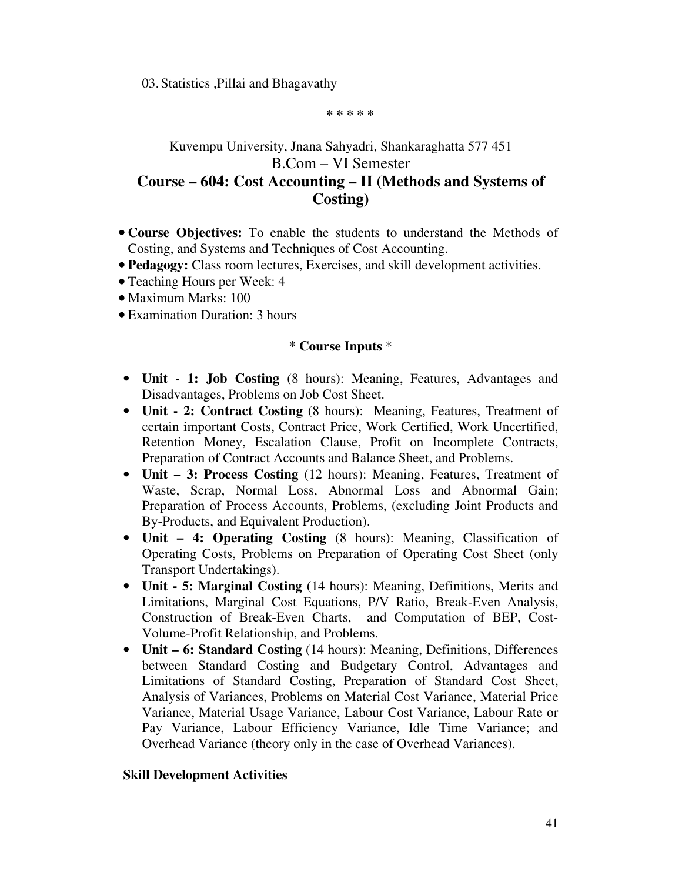03. Statistics ,Pillai and Bhagavathy

* * * * *

Kuvempu University, Jnana Sahyadri, Shankaraghatta 577 451

B.Com – VI Semester

## Course – 604: Cost Accounting – II (Methods and Systems of Costing)

- **Course Objectives:** To enable the students to understand the Methods of Costing, and Systems and Techniques of Cost Accounting.
- **Pedagogy:** Class room lectures, Exercises, and skill development activities.
- Teaching Hours per Week: 4
- Maximum Marks: 100
- Examination Duration: 3 hours

**\* Course Inputs \***

- **Unit - 1: Job Costing** (8 hours): Meaning, Features, Advantages and Disadvantages, Problems on Job Cost Sheet.
- **Unit - 2: Contract Costing** (8 hours): Meaning, Features, Treatment of certain important Costs, Contract Price, Work Certified, Work Uncertified, Retention Money, Escalation Clause, Profit on Incomplete Contracts, Preparation of Contract Accounts and Balance Sheet, and Problems.
- **Unit – 3: Process Costing** (12 hours): Meaning, Features, Treatment of Waste, Scrap, Normal Loss, Abnormal Loss and Abnormal Gain; Preparation of Process Accounts, Problems, (excluding Joint Products and By-Products, and Equivalent Production).
- **Unit – 4: Operating Costing** (8 hours): Meaning, Classification of Operating Costs, Problems on Preparation of Operating Cost Sheet (only Transport Undertakings).
- **Unit - 5: Marginal Costing** (14 hours): Meaning, Definitions, Merits and Limitations, Marginal Cost Equations, P/V Ratio, Break-Even Analysis, Construction of Break-Even Charts, and Computation of BEP, Cost-Volume-Profit Relationship, and Problems.
- **Unit – 6: Standard Costing** (14 hours): Meaning, Definitions, Differences between Standard Costing and Budgetary Control, Advantages and Limitations of Standard Costing, Preparation of Standard Cost Sheet, Analysis of Variances, Problems on Material Cost Variance, Material Price Variance, Material Usage Variance, Labour Cost Variance, Labour Rate or Pay Variance, Labour Efficiency Variance, Idle Time Variance; and Overhead Variance (theory only in the case of Overhead Variances).

**Skill Development Activities**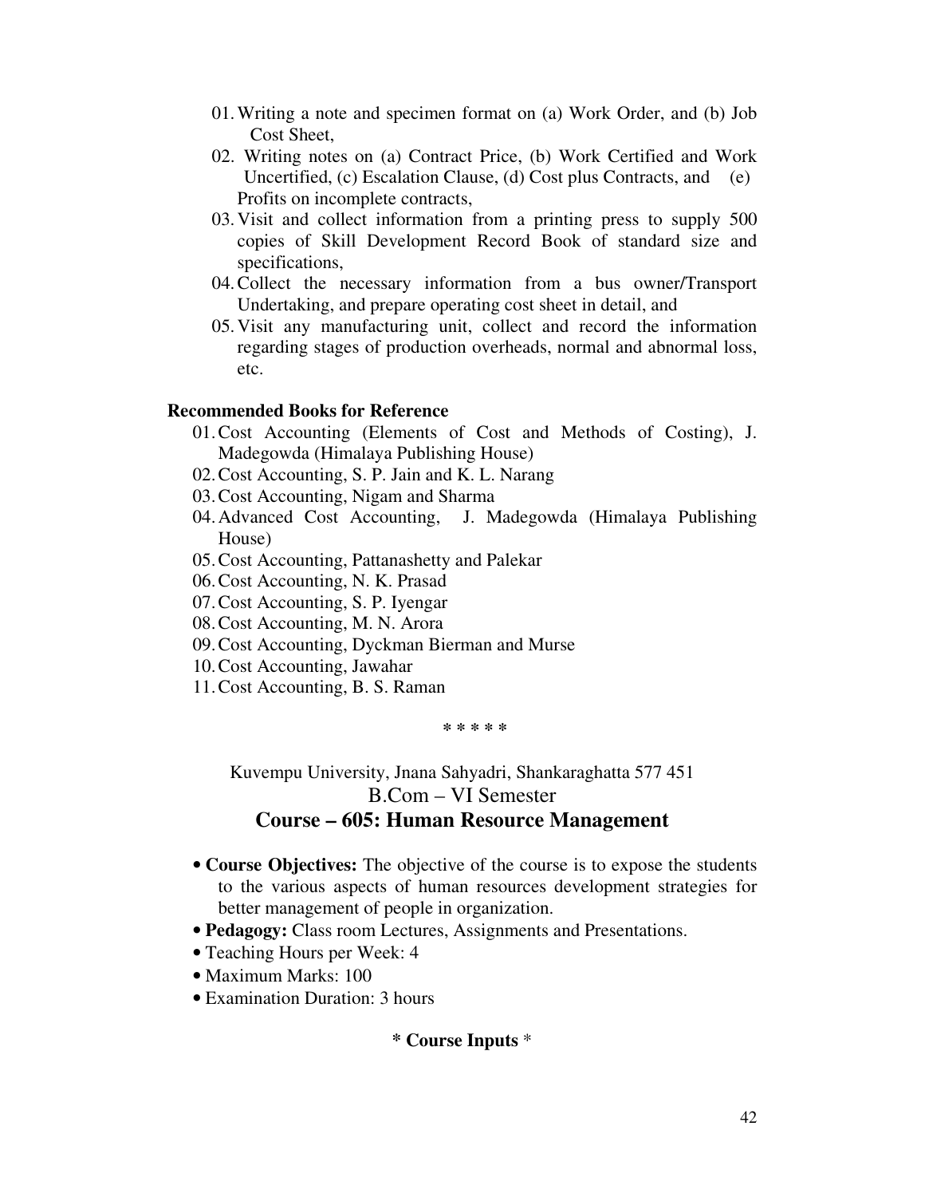01. Writing a note and specimen format on (a) Work Order, and (b) Job Cost Sheet,
02. Writing notes on (a) Contract Price, (b) Work Certified and Work Uncertified, (c) Escalation Clause, (d) Cost plus Contracts, and (e) Profits on incomplete contracts,
03. Visit and collect information from a printing press to supply 500 copies of Skill Development Record Book of standard size and specifications,
04. Collect the necessary information from a bus owner/Transport Undertaking, and prepare operating cost sheet in detail, and
05. Visit any manufacturing unit, collect and record the information regarding stages of production overheads, normal and abnormal loss, etc.

**Recommended Books for Reference**

01. Cost Accounting (Elements of Cost and Methods of Costing), J. Madegowda (Himalaya Publishing House)
02. Cost Accounting, S. P. Jain and K. L. Narang
03. Cost Accounting, Nigam and Sharma
04. Advanced Cost Accounting, J. Madegowda (Himalaya Publishing House)
05. Cost Accounting, Pattanashetty and Palekar
06. Cost Accounting, N. K. Prasad
07. Cost Accounting, S. P. Iyengar
08. Cost Accounting, M. N. Arora
09. Cost Accounting, Dyckman Bierman and Murse
10. Cost Accounting, Jawahar
11. Cost Accounting, B. S. Raman

\* \* \* \* \*

Kuvempu University, Jnana Sahyadri, Shankaraghatta 577 451

B.Com – VI Semester

## Course – 605: Human Resource Management

- **Course Objectives:** The objective of the course is to expose the students to the various aspects of human resources development strategies for better management of people in organization.
- **Pedagogy:** Class room Lectures, Assignments and Presentations.
- Teaching Hours per Week: 4
- Maximum Marks: 100
- Examination Duration: 3 hours

**\* Course Inputs \***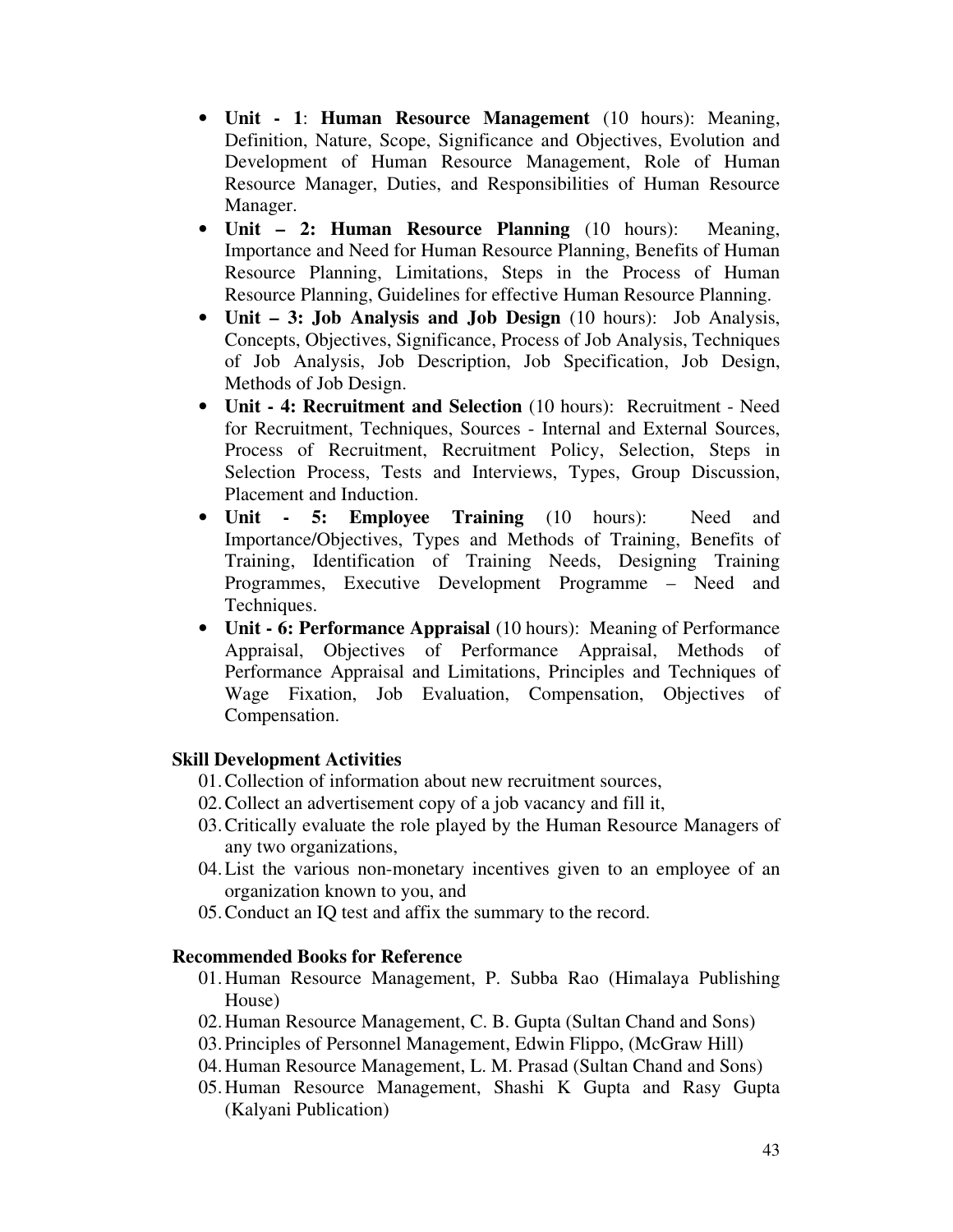- **Unit - 1**: **Human Resource Management** (10 hours): Meaning, Definition, Nature, Scope, Significance and Objectives, Evolution and Development of Human Resource Management, Role of Human Resource Manager, Duties, and Responsibilities of Human Resource Manager.
- **Unit – 2: Human Resource Planning** (10 hours): Meaning, Importance and Need for Human Resource Planning, Benefits of Human Resource Planning, Limitations, Steps in the Process of Human Resource Planning, Guidelines for effective Human Resource Planning.
- **Unit – 3: Job Analysis and Job Design** (10 hours): Job Analysis, Concepts, Objectives, Significance, Process of Job Analysis, Techniques of Job Analysis, Job Description, Job Specification, Job Design, Methods of Job Design.
- **Unit - 4: Recruitment and Selection** (10 hours): Recruitment - Need for Recruitment, Techniques, Sources - Internal and External Sources, Process of Recruitment, Recruitment Policy, Selection, Steps in Selection Process, Tests and Interviews, Types, Group Discussion, Placement and Induction.
- **Unit - 5: Employee Training** (10 hours): Need and Importance/Objectives, Types and Methods of Training, Benefits of Training, Identification of Training Needs, Designing Training Programmes, Executive Development Programme – Need and Techniques.
- **Unit - 6: Performance Appraisal** (10 hours): Meaning of Performance Appraisal, Objectives of Performance Appraisal, Methods of Performance Appraisal and Limitations, Principles and Techniques of Wage Fixation, Job Evaluation, Compensation, Objectives of Compensation.

### Skill Development Activities

01. Collection of information about new recruitment sources,
02. Collect an advertisement copy of a job vacancy and fill it,
03. Critically evaluate the role played by the Human Resource Managers of any two organizations,
04. List the various non-monetary incentives given to an employee of an organization known to you, and
05. Conduct an IQ test and affix the summary to the record.

### Recommended Books for Reference

01. Human Resource Management, P. Subba Rao (Himalaya Publishing House)
02. Human Resource Management, C. B. Gupta (Sultan Chand and Sons)
03. Principles of Personnel Management, Edwin Flippo, (McGraw Hill)
04. Human Resource Management, L. M. Prasad (Sultan Chand and Sons)
05. Human Resource Management, Shashi K Gupta and Rasy Gupta (Kalyani Publication)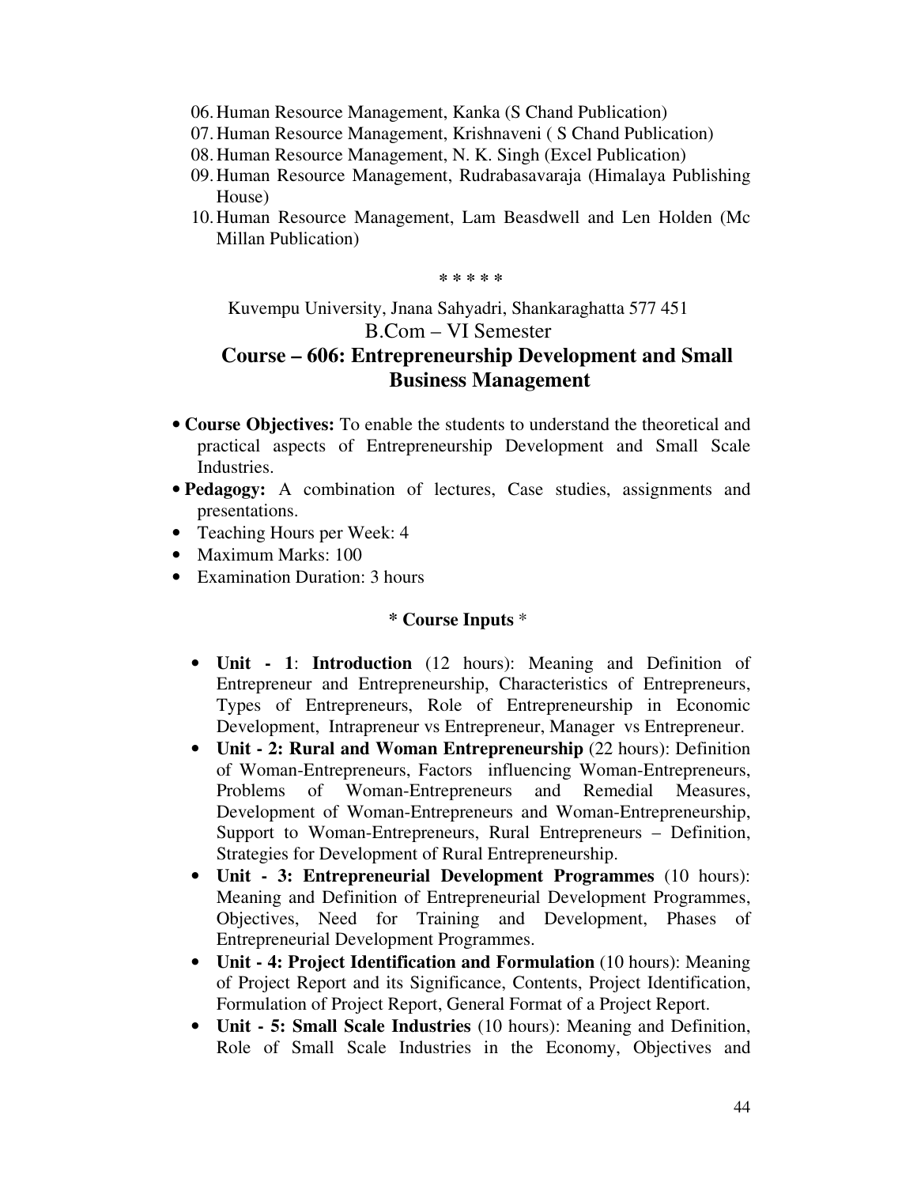06. Human Resource Management, Kanka (S Chand Publication)
07. Human Resource Management, Krishnaveni ( S Chand Publication)
08. Human Resource Management, N. K. Singh (Excel Publication)
09. Human Resource Management, Rudrabasavaraja (Himalaya Publishing House)
10. Human Resource Management, Lam Beasdwell and Len Holden (Mc Millan Publication)

\* \* \* \* \*

Kuvempu University, Jnana Sahyadri, Shankaraghatta 577 451

B.Com – VI Semester

## Course – 606: Entrepreneurship Development and Small Business Management

- **Course Objectives:** To enable the students to understand the theoretical and practical aspects of Entrepreneurship Development and Small Scale Industries.
- **Pedagogy:** A combination of lectures, Case studies, assignments and presentations.
- Teaching Hours per Week: 4
- Maximum Marks: 100
- Examination Duration: 3 hours

**\* Course Inputs** \*

- **Unit - 1**: **Introduction** (12 hours): Meaning and Definition of Entrepreneur and Entrepreneurship, Characteristics of Entrepreneurs, Types of Entrepreneurs, Role of Entrepreneurship in Economic Development, Intrapreneur vs Entrepreneur, Manager vs Entrepreneur.
- **Unit - 2: Rural and Woman Entrepreneurship** (22 hours): Definition of Woman-Entrepreneurs, Factors influencing Woman-Entrepreneurs, Problems of Woman-Entrepreneurs and Remedial Measures, Development of Woman-Entrepreneurs and Woman-Entrepreneurship, Support to Woman-Entrepreneurs, Rural Entrepreneurs – Definition, Strategies for Development of Rural Entrepreneurship.
- **Unit - 3: Entrepreneurial Development Programmes** (10 hours): Meaning and Definition of Entrepreneurial Development Programmes, Objectives, Need for Training and Development, Phases of Entrepreneurial Development Programmes.
- **Unit - 4: Project Identification and Formulation** (10 hours): Meaning of Project Report and its Significance, Contents, Project Identification, Formulation of Project Report, General Format of a Project Report.
- **Unit - 5: Small Scale Industries** (10 hours): Meaning and Definition, Role of Small Scale Industries in the Economy, Objectives and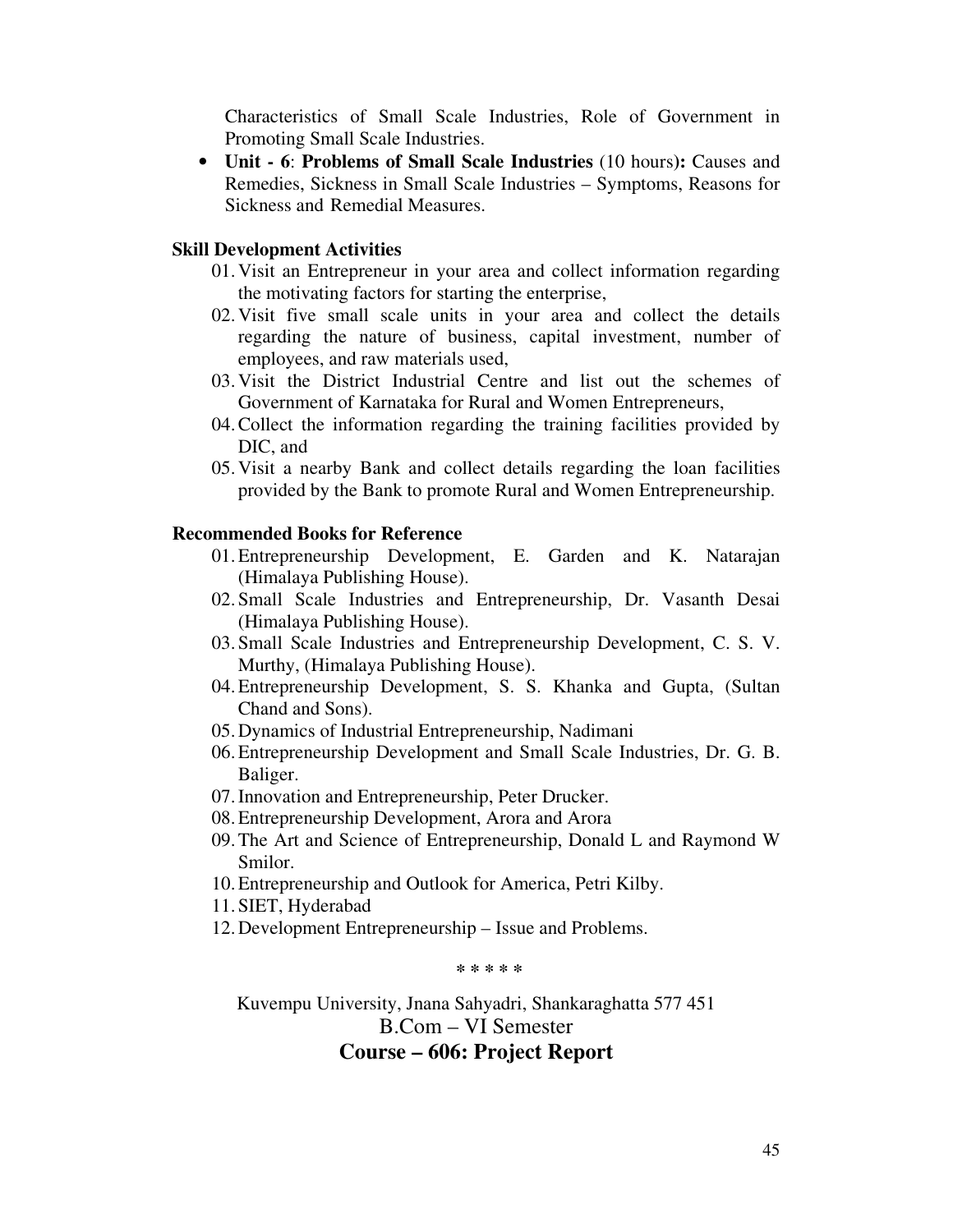Characteristics of Small Scale Industries, Role of Government in Promoting Small Scale Industries.

- **Unit - 6**: **Problems of Small Scale Industries** (10 hours)**:** Causes and Remedies, Sickness in Small Scale Industries – Symptoms, Reasons for Sickness and Remedial Measures.

**Skill Development Activities**

01. Visit an Entrepreneur in your area and collect information regarding the motivating factors for starting the enterprise,
02. Visit five small scale units in your area and collect the details regarding the nature of business, capital investment, number of employees, and raw materials used,
03. Visit the District Industrial Centre and list out the schemes of Government of Karnataka for Rural and Women Entrepreneurs,
04. Collect the information regarding the training facilities provided by DIC, and
05. Visit a nearby Bank and collect details regarding the loan facilities provided by the Bank to promote Rural and Women Entrepreneurship.

**Recommended Books for Reference**

01. Entrepreneurship Development, E. Garden and K. Natarajan (Himalaya Publishing House).
02. Small Scale Industries and Entrepreneurship, Dr. Vasanth Desai (Himalaya Publishing House).
03. Small Scale Industries and Entrepreneurship Development, C. S. V. Murthy, (Himalaya Publishing House).
04. Entrepreneurship Development, S. S. Khanka and Gupta, (Sultan Chand and Sons).
05. Dynamics of Industrial Entrepreneurship, Nadimani
06. Entrepreneurship Development and Small Scale Industries, Dr. G. B. Baliger.
07. Innovation and Entrepreneurship, Peter Drucker.
08. Entrepreneurship Development, Arora and Arora
09. The Art and Science of Entrepreneurship, Donald L and Raymond W Smilor.
10. Entrepreneurship and Outlook for America, Petri Kilby.
11. SIET, Hyderabad
12. Development Entrepreneurship – Issue and Problems.

\* \* \* \* \*

Kuvempu University, Jnana Sahyadri, Shankaraghatta 577 451

B.Com – VI Semester

## Course – 606: Project Report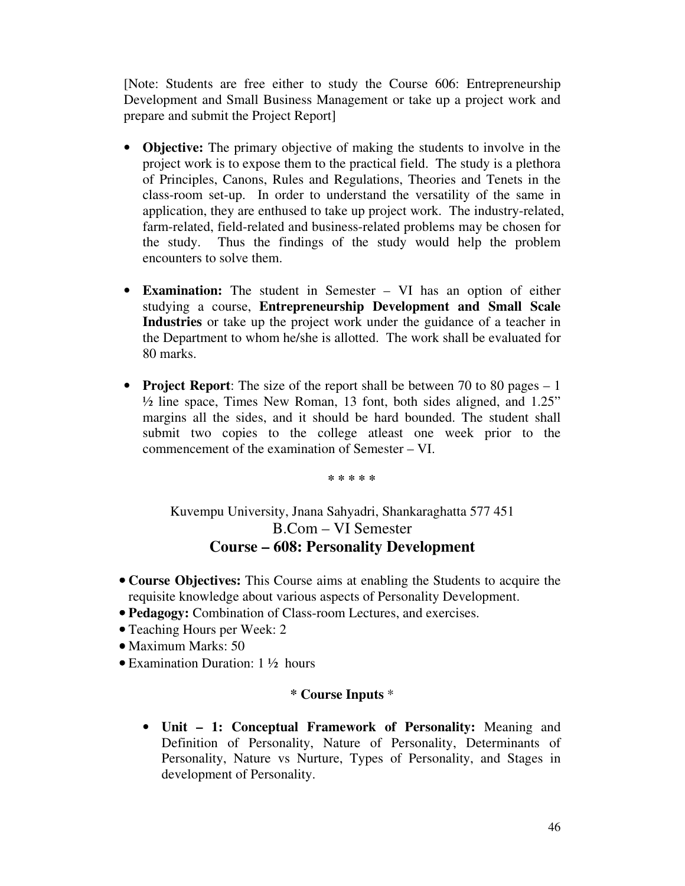[Note: Students are free either to study the Course 606: Entrepreneurship Development and Small Business Management or take up a project work and prepare and submit the Project Report]

- **Objective:** The primary objective of making the students to involve in the project work is to expose them to the practical field. The study is a plethora of Principles, Canons, Rules and Regulations, Theories and Tenets in the class-room set-up. In order to understand the versatility of the same in application, they are enthused to take up project work. The industry-related, farm-related, field-related and business-related problems may be chosen for the study. Thus the findings of the study would help the problem encounters to solve them.

- **Examination:** The student in Semester – VI has an option of either studying a course, **Entrepreneurship Development and Small Scale Industries** or take up the project work under the guidance of a teacher in the Department to whom he/she is allotted. The work shall be evaluated for 80 marks.

- **Project Report**: The size of the report shall be between 70 to 80 pages – 1 ½ line space, Times New Roman, 13 font, both sides aligned, and 1.25" margins all the sides, and it should be hard bounded. The student shall submit two copies to the college atleast one week prior to the commencement of the examination of Semester – VI.

\* \* \* \* \*

Kuvempu University, Jnana Sahyadri, Shankaraghatta 577 451

B.Com – VI Semester

## Course – 608: Personality Development

- **Course Objectives:** This Course aims at enabling the Students to acquire the requisite knowledge about various aspects of Personality Development.
- **Pedagogy:** Combination of Class-room Lectures, and exercises.
- Teaching Hours per Week: 2
- Maximum Marks: 50
- Examination Duration: 1 ½ hours

**\* Course Inputs** \*

- **Unit – 1: Conceptual Framework of Personality:** Meaning and Definition of Personality, Nature of Personality, Determinants of Personality, Nature vs Nurture, Types of Personality, and Stages in development of Personality.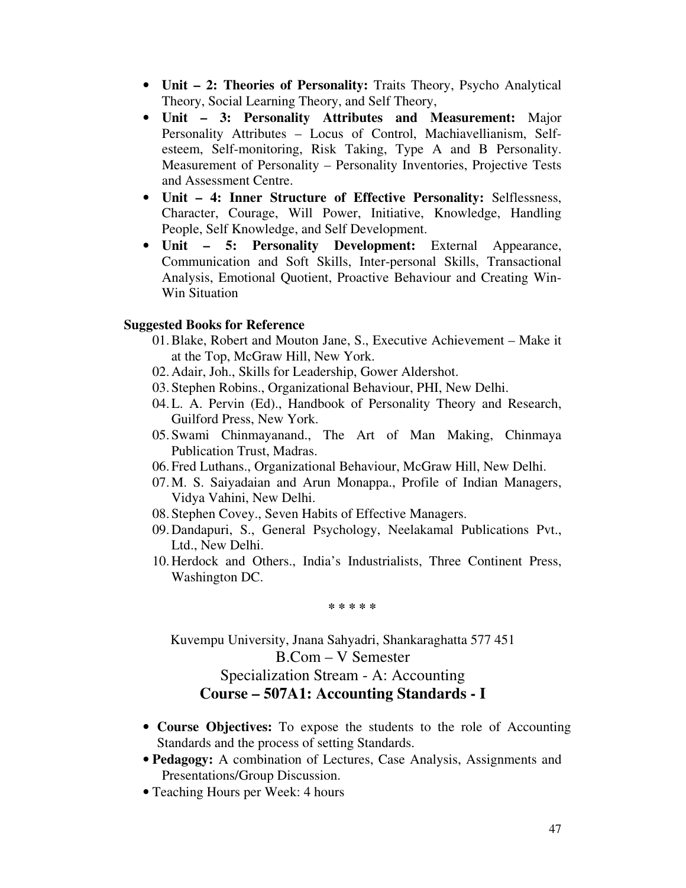- **Unit – 2: Theories of Personality:** Traits Theory, Psycho Analytical Theory, Social Learning Theory, and Self Theory,
- **Unit – 3: Personality Attributes and Measurement:** Major Personality Attributes – Locus of Control, Machiavellianism, Self-esteem, Self-monitoring, Risk Taking, Type A and B Personality. Measurement of Personality – Personality Inventories, Projective Tests and Assessment Centre.
- **Unit – 4: Inner Structure of Effective Personality:** Selflessness, Character, Courage, Will Power, Initiative, Knowledge, Handling People, Self Knowledge, and Self Development.
- **Unit – 5: Personality Development:** External Appearance, Communication and Soft Skills, Inter-personal Skills, Transactional Analysis, Emotional Quotient, Proactive Behaviour and Creating Win-Win Situation

**Suggested Books for Reference**

01. Blake, Robert and Mouton Jane, S., Executive Achievement – Make it at the Top, McGraw Hill, New York.
02. Adair, Joh., Skills for Leadership, Gower Aldershot.
03. Stephen Robins., Organizational Behaviour, PHI, New Delhi.
04. L. A. Pervin (Ed)., Handbook of Personality Theory and Research, Guilford Press, New York.
05. Swami Chinmayanand., The Art of Man Making, Chinmaya Publication Trust, Madras.
06. Fred Luthans., Organizational Behaviour, McGraw Hill, New Delhi.
07. M. S. Saiyadaian and Arun Monappa., Profile of Indian Managers, Vidya Vahini, New Delhi.
08. Stephen Covey., Seven Habits of Effective Managers.
09. Dandapuri, S., General Psychology, Neelakamal Publications Pvt., Ltd., New Delhi.
10. Herdock and Others., India's Industrialists, Three Continent Press, Washington DC.

\* \* \* \* \*

Kuvempu University, Jnana Sahyadri, Shankaraghatta 577 451

B.Com – V Semester

Specialization Stream - A: Accounting

## Course – 507A1: Accounting Standards - I

- **Course Objectives:** To expose the students to the role of Accounting Standards and the process of setting Standards.
- **Pedagogy:** A combination of Lectures, Case Analysis, Assignments and Presentations/Group Discussion.
- Teaching Hours per Week: 4 hours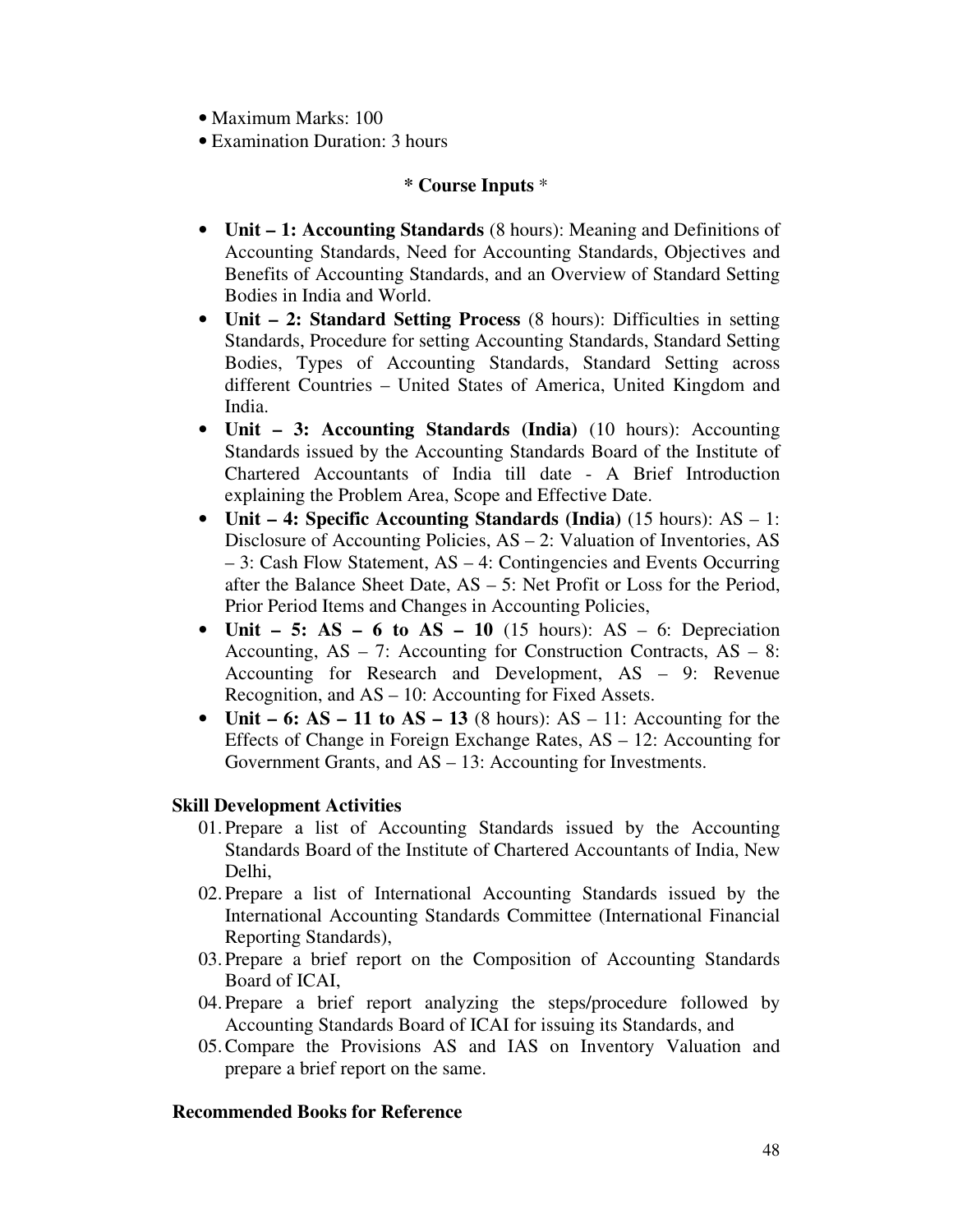- Maximum Marks: 100
- Examination Duration: 3 hours

### * Course Inputs *

- **Unit – 1: Accounting Standards** (8 hours): Meaning and Definitions of Accounting Standards, Need for Accounting Standards, Objectives and Benefits of Accounting Standards, and an Overview of Standard Setting Bodies in India and World.
- **Unit – 2: Standard Setting Process** (8 hours): Difficulties in setting Standards, Procedure for setting Accounting Standards, Standard Setting Bodies, Types of Accounting Standards, Standard Setting across different Countries – United States of America, United Kingdom and India.
- **Unit – 3: Accounting Standards (India)** (10 hours): Accounting Standards issued by the Accounting Standards Board of the Institute of Chartered Accountants of India till date - A Brief Introduction explaining the Problem Area, Scope and Effective Date.
- **Unit – 4: Specific Accounting Standards (India)** (15 hours): AS – 1: Disclosure of Accounting Policies, AS – 2: Valuation of Inventories, AS – 3: Cash Flow Statement, AS – 4: Contingencies and Events Occurring after the Balance Sheet Date, AS – 5: Net Profit or Loss for the Period, Prior Period Items and Changes in Accounting Policies,
- **Unit – 5: AS – 6 to AS – 10** (15 hours): AS – 6: Depreciation Accounting, AS – 7: Accounting for Construction Contracts, AS – 8: Accounting for Research and Development, AS – 9: Revenue Recognition, and AS – 10: Accounting for Fixed Assets.
- **Unit – 6: AS – 11 to AS – 13** (8 hours): AS – 11: Accounting for the Effects of Change in Foreign Exchange Rates, AS – 12: Accounting for Government Grants, and AS – 13: Accounting for Investments.

### Skill Development Activities

01. Prepare a list of Accounting Standards issued by the Accounting Standards Board of the Institute of Chartered Accountants of India, New Delhi,
02. Prepare a list of International Accounting Standards issued by the International Accounting Standards Committee (International Financial Reporting Standards),
03. Prepare a brief report on the Composition of Accounting Standards Board of ICAI,
04. Prepare a brief report analyzing the steps/procedure followed by Accounting Standards Board of ICAI for issuing its Standards, and
05. Compare the Provisions AS and IAS on Inventory Valuation and prepare a brief report on the same.

### Recommended Books for Reference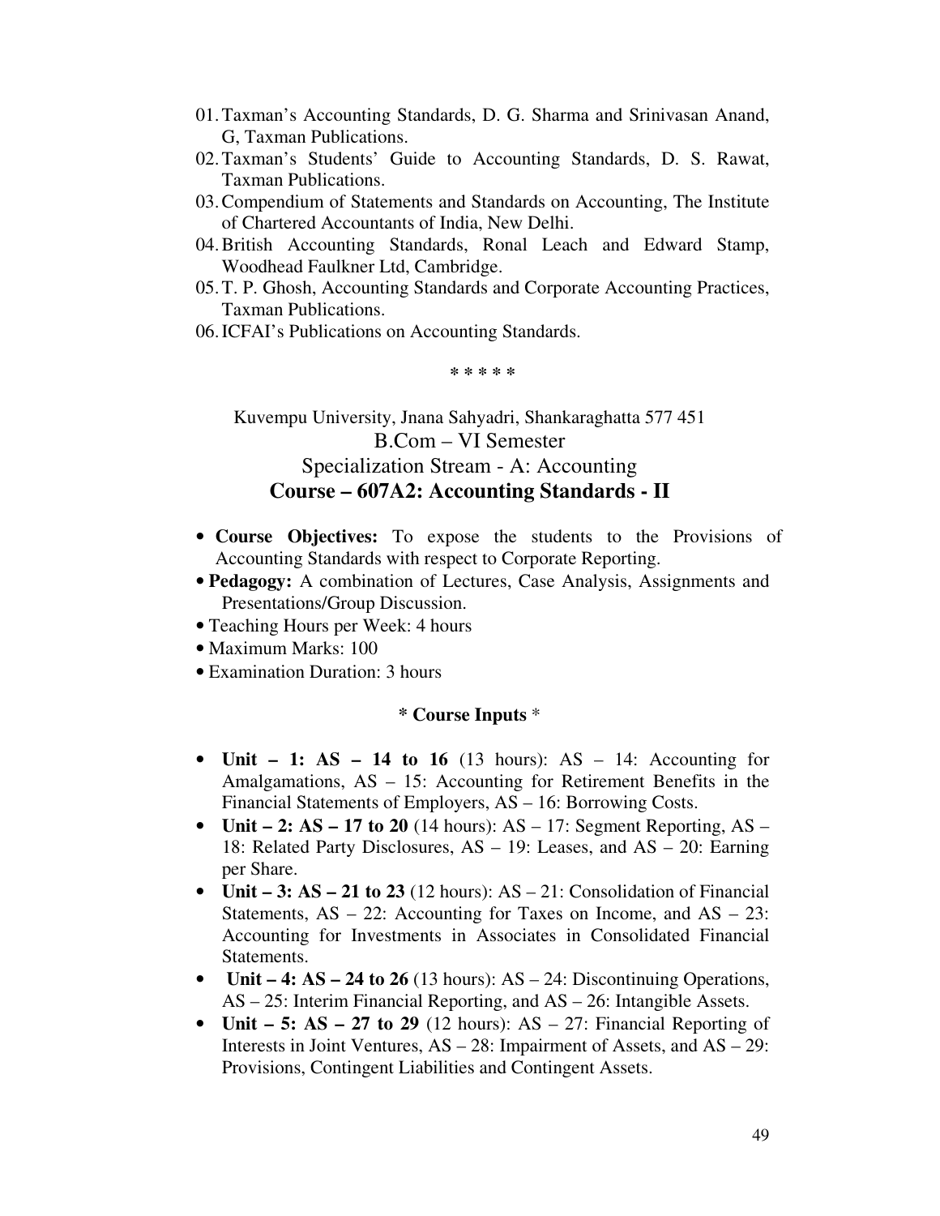01. Taxman's Accounting Standards, D. G. Sharma and Srinivasan Anand, G, Taxman Publications.
02. Taxman's Students' Guide to Accounting Standards, D. S. Rawat, Taxman Publications.
03. Compendium of Statements and Standards on Accounting, The Institute of Chartered Accountants of India, New Delhi.
04. British Accounting Standards, Ronal Leach and Edward Stamp, Woodhead Faulkner Ltd, Cambridge.
05. T. P. Ghosh, Accounting Standards and Corporate Accounting Practices, Taxman Publications.
06. ICFAI's Publications on Accounting Standards.

\* \* \* \* \*

Kuvempu University, Jnana Sahyadri, Shankaraghatta 577 451

B.Com – VI Semester

Specialization Stream - A: Accounting

## Course – 607A2: Accounting Standards - II

- **Course Objectives:** To expose the students to the Provisions of Accounting Standards with respect to Corporate Reporting.
- **Pedagogy:** A combination of Lectures, Case Analysis, Assignments and Presentations/Group Discussion.
- Teaching Hours per Week: 4 hours
- Maximum Marks: 100
- Examination Duration: 3 hours

**\* Course Inputs** \*

- **Unit – 1: AS – 14 to 16** (13 hours): AS – 14: Accounting for Amalgamations, AS – 15: Accounting for Retirement Benefits in the Financial Statements of Employers, AS – 16: Borrowing Costs.
- **Unit – 2: AS – 17 to 20** (14 hours): AS – 17: Segment Reporting, AS – 18: Related Party Disclosures, AS – 19: Leases, and AS – 20: Earning per Share.
- **Unit – 3: AS – 21 to 23** (12 hours): AS – 21: Consolidation of Financial Statements, AS – 22: Accounting for Taxes on Income, and AS – 23: Accounting for Investments in Associates in Consolidated Financial Statements.
- **Unit – 4: AS – 24 to 26** (13 hours): AS – 24: Discontinuing Operations, AS – 25: Interim Financial Reporting, and AS – 26: Intangible Assets.
- **Unit – 5: AS – 27 to 29** (12 hours): AS – 27: Financial Reporting of Interests in Joint Ventures, AS – 28: Impairment of Assets, and AS – 29: Provisions, Contingent Liabilities and Contingent Assets.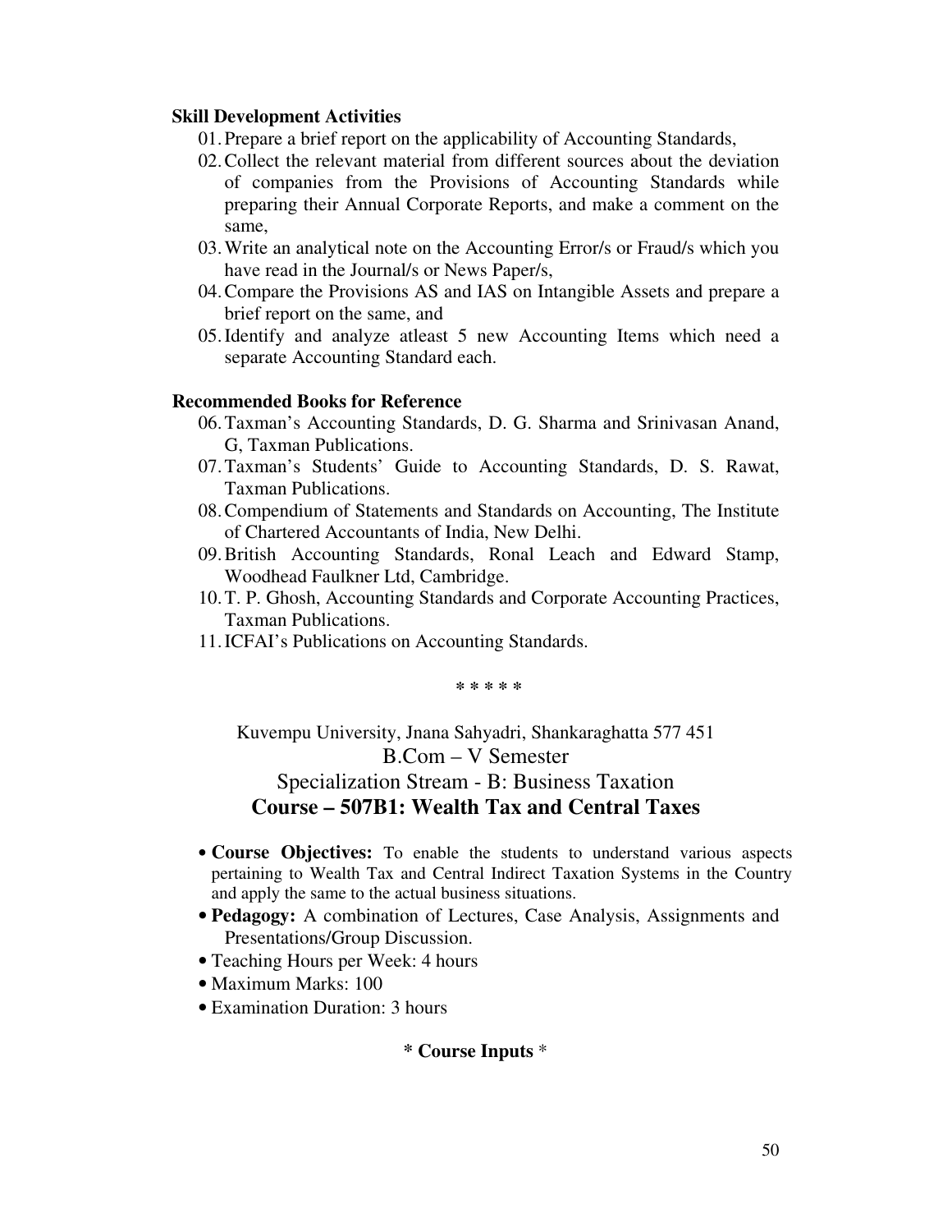**Skill Development Activities**

01. Prepare a brief report on the applicability of Accounting Standards,
02. Collect the relevant material from different sources about the deviation of companies from the Provisions of Accounting Standards while preparing their Annual Corporate Reports, and make a comment on the same,
03. Write an analytical note on the Accounting Error/s or Fraud/s which you have read in the Journal/s or News Paper/s,
04. Compare the Provisions AS and IAS on Intangible Assets and prepare a brief report on the same, and
05. Identify and analyze atleast 5 new Accounting Items which need a separate Accounting Standard each.

**Recommended Books for Reference**

06. Taxman's Accounting Standards, D. G. Sharma and Srinivasan Anand, G, Taxman Publications.
07. Taxman's Students' Guide to Accounting Standards, D. S. Rawat, Taxman Publications.
08. Compendium of Statements and Standards on Accounting, The Institute of Chartered Accountants of India, New Delhi.
09. British Accounting Standards, Ronal Leach and Edward Stamp, Woodhead Faulkner Ltd, Cambridge.
10. T. P. Ghosh, Accounting Standards and Corporate Accounting Practices, Taxman Publications.
11. ICFAI's Publications on Accounting Standards.

\* \* \* \* \*

Kuvempu University, Jnana Sahyadri, Shankaraghatta 577 451

B.Com – V Semester

Specialization Stream - B: Business Taxation

## Course – 507B1: Wealth Tax and Central Taxes

- **Course Objectives:** To enable the students to understand various aspects pertaining to Wealth Tax and Central Indirect Taxation Systems in the Country and apply the same to the actual business situations.
- **Pedagogy:** A combination of Lectures, Case Analysis, Assignments and Presentations/Group Discussion.
- Teaching Hours per Week: 4 hours
- Maximum Marks: 100
- Examination Duration: 3 hours

**\* Course Inputs** \*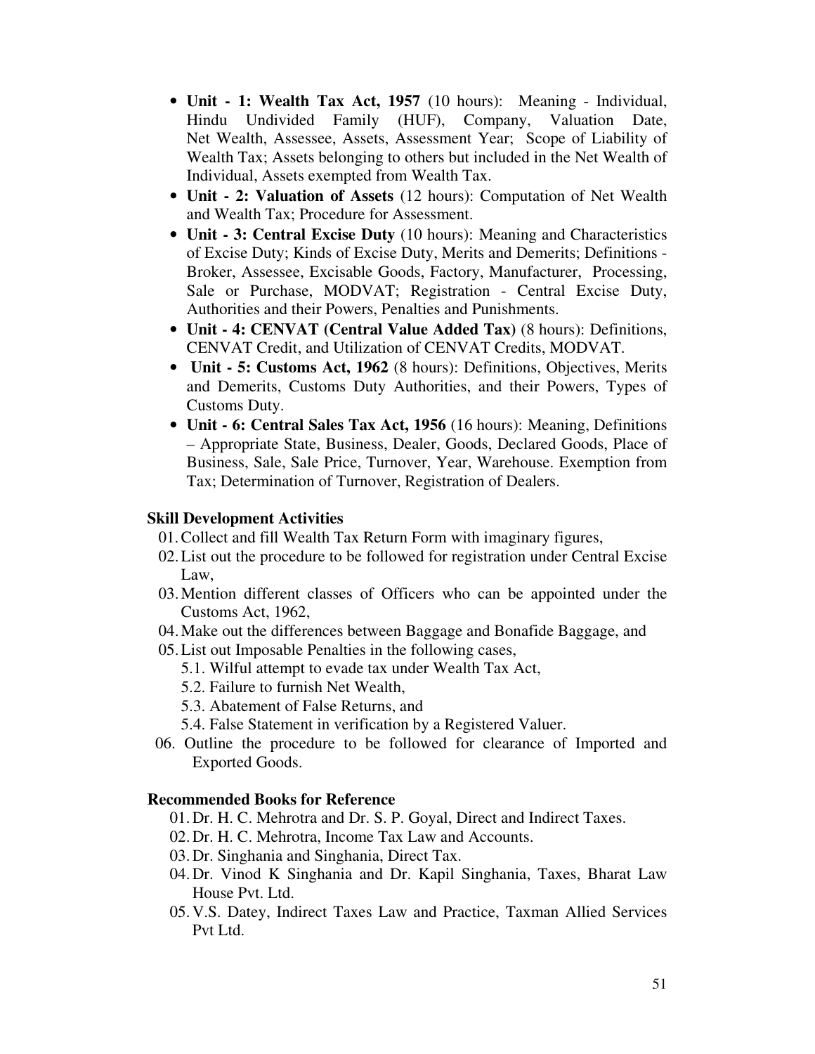- **Unit - 1: Wealth Tax Act, 1957** (10 hours): Meaning - Individual, Hindu Undivided Family (HUF), Company, Valuation Date, Net Wealth, Assessee, Assets, Assessment Year; Scope of Liability of Wealth Tax; Assets belonging to others but included in the Net Wealth of Individual, Assets exempted from Wealth Tax.
- **Unit - 2: Valuation of Assets** (12 hours): Computation of Net Wealth and Wealth Tax; Procedure for Assessment.
- **Unit - 3: Central Excise Duty** (10 hours): Meaning and Characteristics of Excise Duty; Kinds of Excise Duty, Merits and Demerits; Definitions - Broker, Assessee, Excisable Goods, Factory, Manufacturer, Processing, Sale or Purchase, MODVAT; Registration - Central Excise Duty, Authorities and their Powers, Penalties and Punishments.
- **Unit - 4: CENVAT (Central Value Added Tax)** (8 hours): Definitions, CENVAT Credit, and Utilization of CENVAT Credits, MODVAT.
- **Unit - 5: Customs Act, 1962** (8 hours): Definitions, Objectives, Merits and Demerits, Customs Duty Authorities, and their Powers, Types of Customs Duty.
- **Unit - 6: Central Sales Tax Act, 1956** (16 hours): Meaning, Definitions – Appropriate State, Business, Dealer, Goods, Declared Goods, Place of Business, Sale, Sale Price, Turnover, Year, Warehouse. Exemption from Tax; Determination of Turnover, Registration of Dealers.

**Skill Development Activities**

01. Collect and fill Wealth Tax Return Form with imaginary figures,
02. List out the procedure to be followed for registration under Central Excise Law,
03. Mention different classes of Officers who can be appointed under the Customs Act, 1962,
04. Make out the differences between Baggage and Bonafide Baggage, and
05. List out Imposable Penalties in the following cases,
    - 5.1. Wilful attempt to evade tax under Wealth Tax Act,
    - 5.2. Failure to furnish Net Wealth,
    - 5.3. Abatement of False Returns, and
    - 5.4. False Statement in verification by a Registered Valuer.
06. Outline the procedure to be followed for clearance of Imported and Exported Goods.

**Recommended Books for Reference**

01. Dr. H. C. Mehrotra and Dr. S. P. Goyal, Direct and Indirect Taxes.
02. Dr. H. C. Mehrotra, Income Tax Law and Accounts.
03. Dr. Singhania and Singhania, Direct Tax.
04. Dr. Vinod K Singhania and Dr. Kapil Singhania, Taxes, Bharat Law House Pvt. Ltd.
05. V.S. Datey, Indirect Taxes Law and Practice, Taxman Allied Services Pvt Ltd.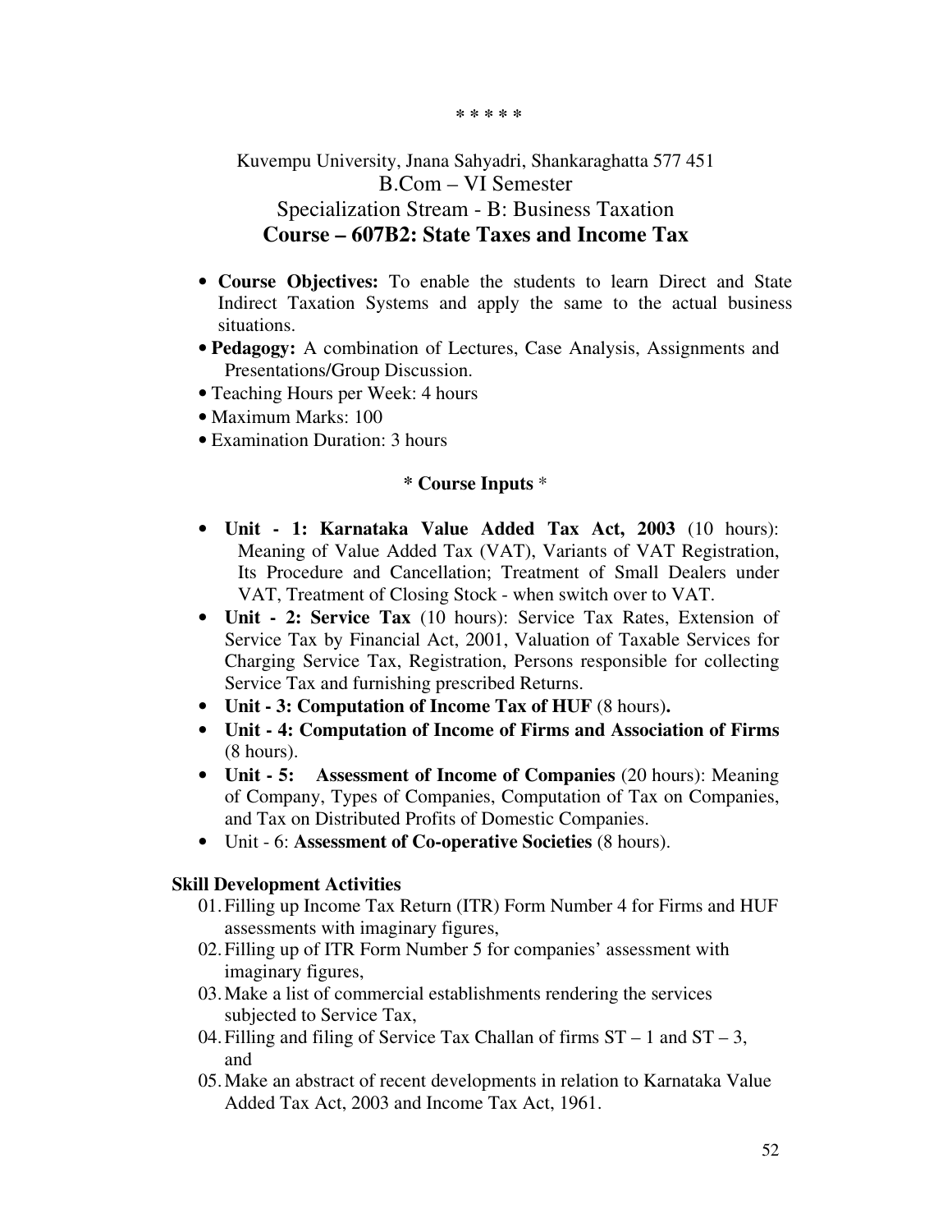\* \* \* \* \*

Kuvempu University, Jnana Sahyadri, Shankaraghatta 577 451

B.Com – VI Semester

Specialization Stream - B: Business Taxation

## Course – 607B2: State Taxes and Income Tax

- **Course Objectives:** To enable the students to learn Direct and State Indirect Taxation Systems and apply the same to the actual business situations.
- **Pedagogy:** A combination of Lectures, Case Analysis, Assignments and Presentations/Group Discussion.
- Teaching Hours per Week: 4 hours
- Maximum Marks: 100
- Examination Duration: 3 hours

### \* Course Inputs \*

- **Unit - 1: Karnataka Value Added Tax Act, 2003** (10 hours): Meaning of Value Added Tax (VAT), Variants of VAT Registration, Its Procedure and Cancellation; Treatment of Small Dealers under VAT, Treatment of Closing Stock - when switch over to VAT.
- **Unit - 2: Service Tax** (10 hours): Service Tax Rates, Extension of Service Tax by Financial Act, 2001, Valuation of Taxable Services for Charging Service Tax, Registration, Persons responsible for collecting Service Tax and furnishing prescribed Returns.
- **Unit - 3: Computation of Income Tax of HUF** (8 hours)**.**
- **Unit - 4: Computation of Income of Firms and Association of Firms** (8 hours).
- **Unit - 5: Assessment of Income of Companies** (20 hours): Meaning of Company, Types of Companies, Computation of Tax on Companies, and Tax on Distributed Profits of Domestic Companies.
- Unit - 6: **Assessment of Co-operative Societies** (8 hours).

**Skill Development Activities**

01. Filling up Income Tax Return (ITR) Form Number 4 for Firms and HUF assessments with imaginary figures,
02. Filling up of ITR Form Number 5 for companies' assessment with imaginary figures,
03. Make a list of commercial establishments rendering the services subjected to Service Tax,
04. Filling and filing of Service Tax Challan of firms ST – 1 and ST – 3, and
05. Make an abstract of recent developments in relation to Karnataka Value Added Tax Act, 2003 and Income Tax Act, 1961.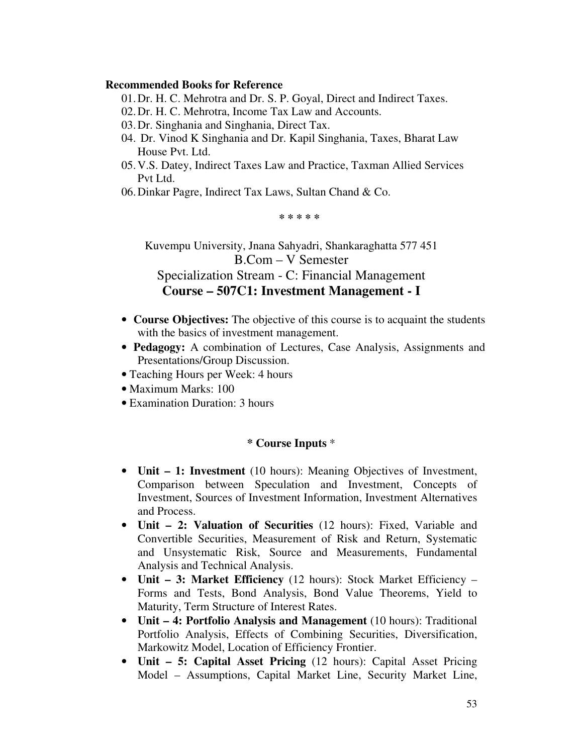**Recommended Books for Reference**

01. Dr. H. C. Mehrotra and Dr. S. P. Goyal, Direct and Indirect Taxes.
02. Dr. H. C. Mehrotra, Income Tax Law and Accounts.
03. Dr. Singhania and Singhania, Direct Tax.
04. Dr. Vinod K Singhania and Dr. Kapil Singhania, Taxes, Bharat Law House Pvt. Ltd.
05. V.S. Datey, Indirect Taxes Law and Practice, Taxman Allied Services Pvt Ltd.
06. Dinkar Pagre, Indirect Tax Laws, Sultan Chand & Co.

\* \* \* \* \*

Kuvempu University, Jnana Sahyadri, Shankaraghatta 577 451

B.Com – V Semester

Specialization Stream - C: Financial Management

## Course – 507C1: Investment Management - I

- **Course Objectives:** The objective of this course is to acquaint the students with the basics of investment management.
- **Pedagogy:** A combination of Lectures, Case Analysis, Assignments and Presentations/Group Discussion.
- Teaching Hours per Week: 4 hours
- Maximum Marks: 100
- Examination Duration: 3 hours

**\* Course Inputs \***

- **Unit – 1: Investment** (10 hours): Meaning Objectives of Investment, Comparison between Speculation and Investment, Concepts of Investment, Sources of Investment Information, Investment Alternatives and Process.
- **Unit – 2: Valuation of Securities** (12 hours): Fixed, Variable and Convertible Securities, Measurement of Risk and Return, Systematic and Unsystematic Risk, Source and Measurements, Fundamental Analysis and Technical Analysis.
- **Unit – 3: Market Efficiency** (12 hours): Stock Market Efficiency – Forms and Tests, Bond Analysis, Bond Value Theorems, Yield to Maturity, Term Structure of Interest Rates.
- **Unit – 4: Portfolio Analysis and Management** (10 hours): Traditional Portfolio Analysis, Effects of Combining Securities, Diversification, Markowitz Model, Location of Efficiency Frontier.
- **Unit – 5: Capital Asset Pricing** (12 hours): Capital Asset Pricing Model – Assumptions, Capital Market Line, Security Market Line,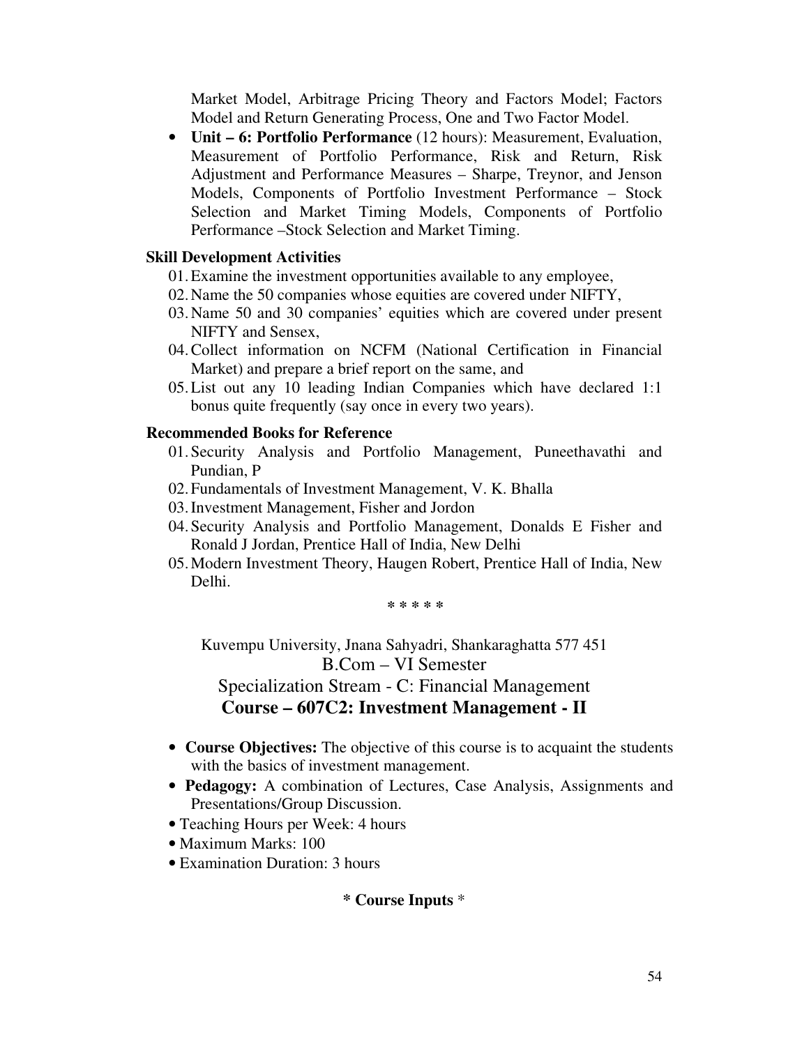Market Model, Arbitrage Pricing Theory and Factors Model; Factors Model and Return Generating Process, One and Two Factor Model.

- **Unit – 6: Portfolio Performance** (12 hours): Measurement, Evaluation, Measurement of Portfolio Performance, Risk and Return, Risk Adjustment and Performance Measures – Sharpe, Treynor, and Jenson Models, Components of Portfolio Investment Performance – Stock Selection and Market Timing Models, Components of Portfolio Performance –Stock Selection and Market Timing.

**Skill Development Activities**

01. Examine the investment opportunities available to any employee,
02. Name the 50 companies whose equities are covered under NIFTY,
03. Name 50 and 30 companies' equities which are covered under present NIFTY and Sensex,
04. Collect information on NCFM (National Certification in Financial Market) and prepare a brief report on the same, and
05. List out any 10 leading Indian Companies which have declared 1:1 bonus quite frequently (say once in every two years).

**Recommended Books for Reference**

01. Security Analysis and Portfolio Management, Puneethavathi and Pundian, P
02. Fundamentals of Investment Management, V. K. Bhalla
03. Investment Management, Fisher and Jordon
04. Security Analysis and Portfolio Management, Donalds E Fisher and Ronald J Jordan, Prentice Hall of India, New Delhi
05. Modern Investment Theory, Haugen Robert, Prentice Hall of India, New Delhi.

\* \* \* \* \*

Kuvempu University, Jnana Sahyadri, Shankaraghatta 577 451

B.Com – VI Semester

Specialization Stream - C: Financial Management

## Course – 607C2: Investment Management - II

- **Course Objectives:** The objective of this course is to acquaint the students with the basics of investment management.
- **Pedagogy:** A combination of Lectures, Case Analysis, Assignments and Presentations/Group Discussion.
- Teaching Hours per Week: 4 hours
- Maximum Marks: 100
- Examination Duration: 3 hours

**\* Course Inputs** \*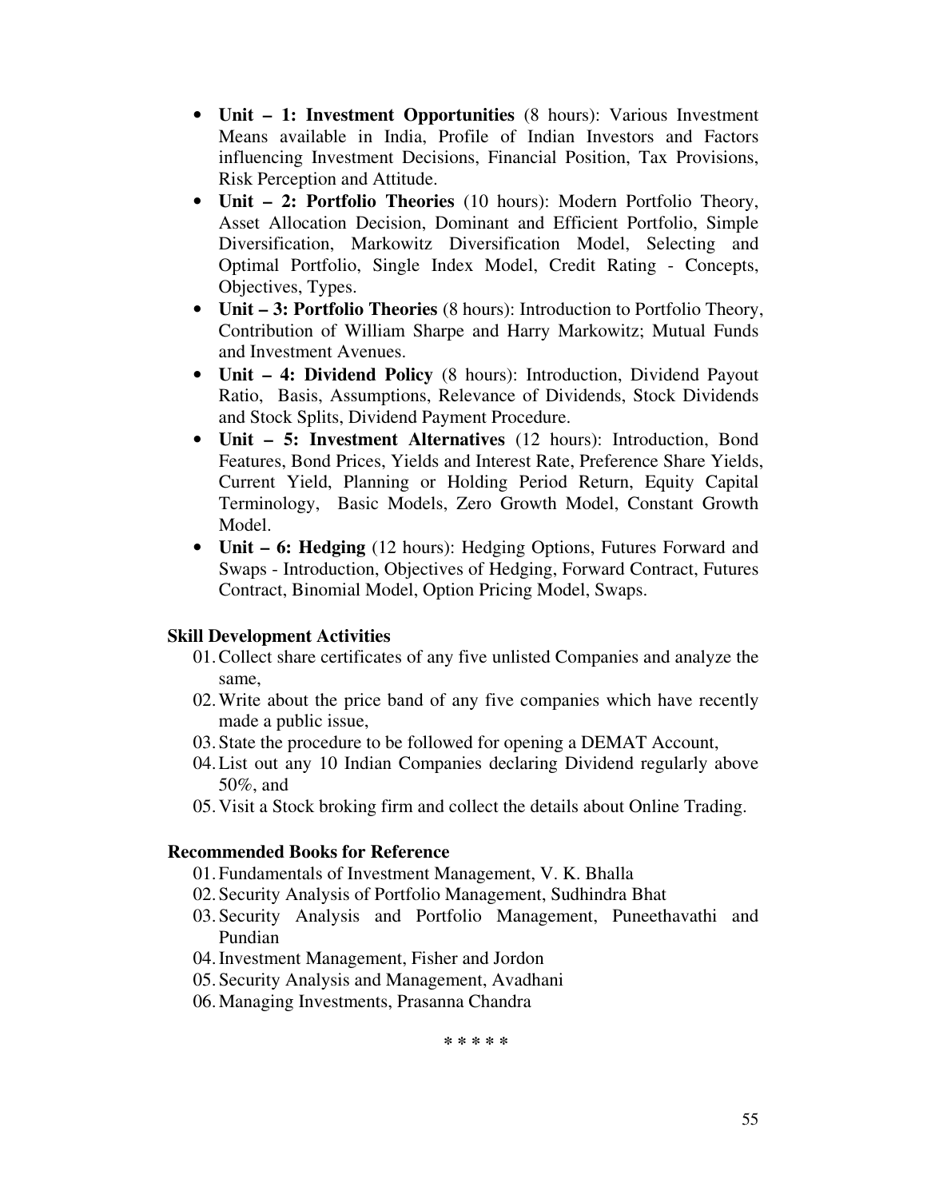- **Unit – 1: Investment Opportunities** (8 hours): Various Investment Means available in India, Profile of Indian Investors and Factors influencing Investment Decisions, Financial Position, Tax Provisions, Risk Perception and Attitude.
- **Unit – 2: Portfolio Theories** (10 hours): Modern Portfolio Theory, Asset Allocation Decision, Dominant and Efficient Portfolio, Simple Diversification, Markowitz Diversification Model, Selecting and Optimal Portfolio, Single Index Model, Credit Rating - Concepts, Objectives, Types.
- **Unit – 3: Portfolio Theories** (8 hours): Introduction to Portfolio Theory, Contribution of William Sharpe and Harry Markowitz; Mutual Funds and Investment Avenues.
- **Unit – 4: Dividend Policy** (8 hours): Introduction, Dividend Payout Ratio, Basis, Assumptions, Relevance of Dividends, Stock Dividends and Stock Splits, Dividend Payment Procedure.
- **Unit – 5: Investment Alternatives** (12 hours): Introduction, Bond Features, Bond Prices, Yields and Interest Rate, Preference Share Yields, Current Yield, Planning or Holding Period Return, Equity Capital Terminology, Basic Models, Zero Growth Model, Constant Growth Model.
- **Unit – 6: Hedging** (12 hours): Hedging Options, Futures Forward and Swaps - Introduction, Objectives of Hedging, Forward Contract, Futures Contract, Binomial Model, Option Pricing Model, Swaps.

**Skill Development Activities**

01. Collect share certificates of any five unlisted Companies and analyze the same,
02. Write about the price band of any five companies which have recently made a public issue,
03. State the procedure to be followed for opening a DEMAT Account,
04. List out any 10 Indian Companies declaring Dividend regularly above 50%, and
05. Visit a Stock broking firm and collect the details about Online Trading.

**Recommended Books for Reference**

01. Fundamentals of Investment Management, V. K. Bhalla
02. Security Analysis of Portfolio Management, Sudhindra Bhat
03. Security Analysis and Portfolio Management, Puneethavathi and Pundian
04. Investment Management, Fisher and Jordon
05. Security Analysis and Management, Avadhani
06. Managing Investments, Prasanna Chandra

\* \* \* \* \*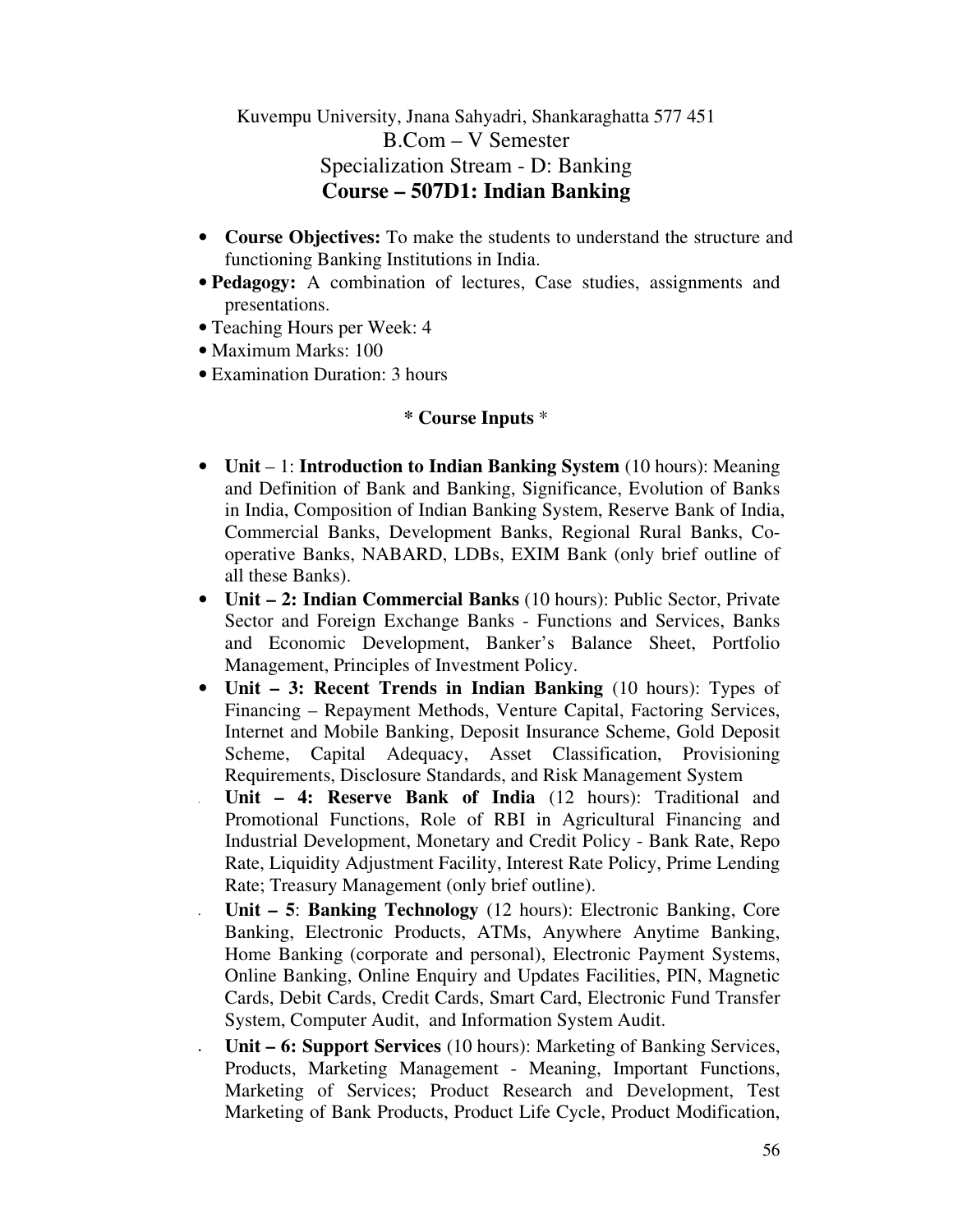Kuvempu University, Jnana Sahyadri, Shankaraghatta 577 451

B.Com – V Semester

Specialization Stream - D: Banking

**Course – 507D1: Indian Banking**

- **Course Objectives:** To make the students to understand the structure and functioning Banking Institutions in India.
- **Pedagogy:** A combination of lectures, Case studies, assignments and presentations.
- Teaching Hours per Week: 4
- Maximum Marks: 100
- Examination Duration: 3 hours

**\* Course Inputs \***

- **Unit** – 1: **Introduction to Indian Banking System** (10 hours): Meaning and Definition of Bank and Banking, Significance, Evolution of Banks in India, Composition of Indian Banking System, Reserve Bank of India, Commercial Banks, Development Banks, Regional Rural Banks, Co-operative Banks, NABARD, LDBs, EXIM Bank (only brief outline of all these Banks).
- **Unit – 2: Indian Commercial Banks** (10 hours): Public Sector, Private Sector and Foreign Exchange Banks - Functions and Services, Banks and Economic Development, Banker's Balance Sheet, Portfolio Management, Principles of Investment Policy.
- **Unit – 3: Recent Trends in Indian Banking** (10 hours): Types of Financing – Repayment Methods, Venture Capital, Factoring Services, Internet and Mobile Banking, Deposit Insurance Scheme, Gold Deposit Scheme, Capital Adequacy, Asset Classification, Provisioning Requirements, Disclosure Standards, and Risk Management System
- **Unit – 4: Reserve Bank of India** (12 hours): Traditional and Promotional Functions, Role of RBI in Agricultural Financing and Industrial Development, Monetary and Credit Policy - Bank Rate, Repo Rate, Liquidity Adjustment Facility, Interest Rate Policy, Prime Lending Rate; Treasury Management (only brief outline).
- **Unit – 5**: **Banking Technology** (12 hours): Electronic Banking, Core Banking, Electronic Products, ATMs, Anywhere Anytime Banking, Home Banking (corporate and personal), Electronic Payment Systems, Online Banking, Online Enquiry and Updates Facilities, PIN, Magnetic Cards, Debit Cards, Credit Cards, Smart Card, Electronic Fund Transfer System, Computer Audit, and Information System Audit.
- **Unit – 6: Support Services** (10 hours): Marketing of Banking Services, Products, Marketing Management - Meaning, Important Functions, Marketing of Services; Product Research and Development, Test Marketing of Bank Products, Product Life Cycle, Product Modification,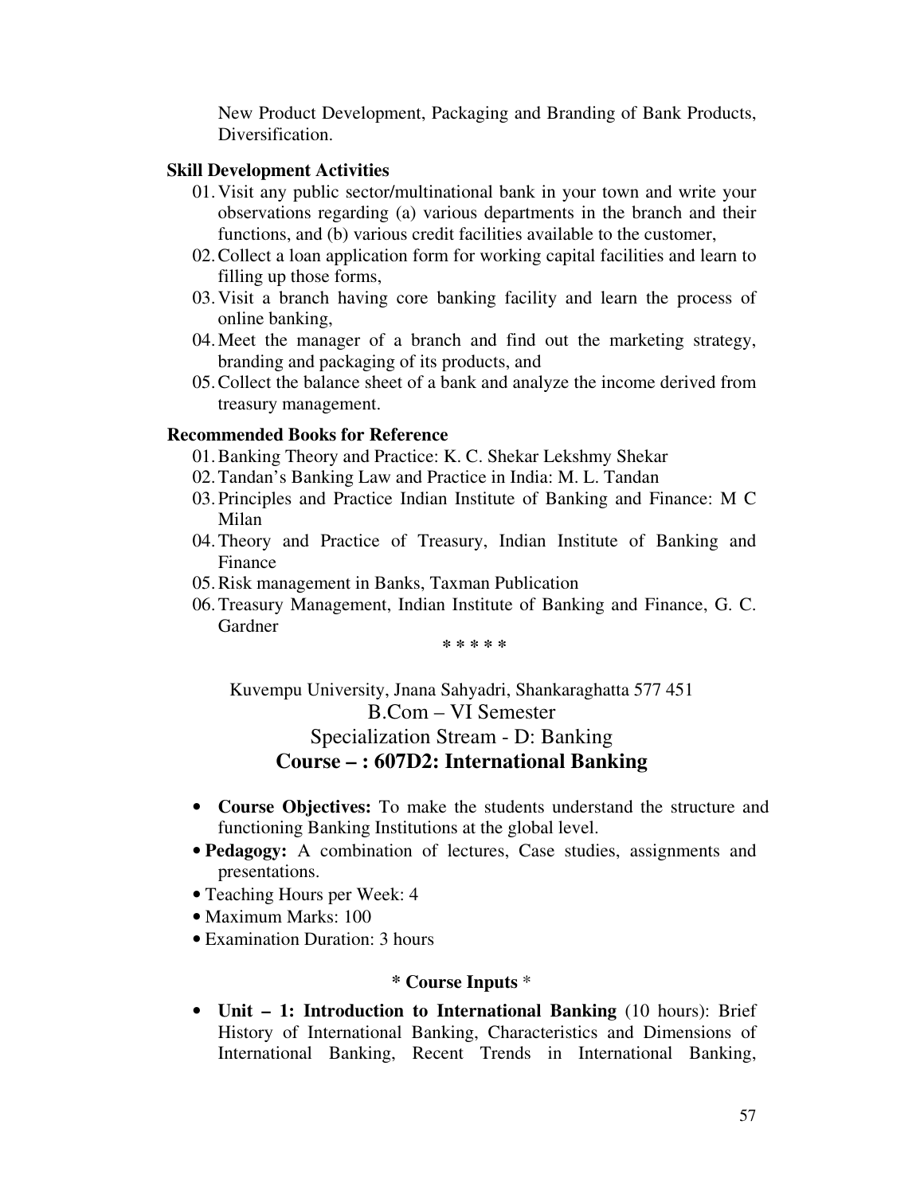New Product Development, Packaging and Branding of Bank Products, Diversification.

**Skill Development Activities**

01. Visit any public sector/multinational bank in your town and write your observations regarding (a) various departments in the branch and their functions, and (b) various credit facilities available to the customer,
02. Collect a loan application form for working capital facilities and learn to filling up those forms,
03. Visit a branch having core banking facility and learn the process of online banking,
04. Meet the manager of a branch and find out the marketing strategy, branding and packaging of its products, and
05. Collect the balance sheet of a bank and analyze the income derived from treasury management.

**Recommended Books for Reference**

01. Banking Theory and Practice: K. C. Shekar Lekshmy Shekar
02. Tandan's Banking Law and Practice in India: M. L. Tandan
03. Principles and Practice Indian Institute of Banking and Finance: M C Milan
04. Theory and Practice of Treasury, Indian Institute of Banking and Finance
05. Risk management in Banks, Taxman Publication
06. Treasury Management, Indian Institute of Banking and Finance, G. C. Gardner

\* \* \* \* \*

Kuvempu University, Jnana Sahyadri, Shankaraghatta 577 451

B.Com – VI Semester

Specialization Stream - D: Banking

## Course – : 607D2: International Banking

- **Course Objectives:** To make the students understand the structure and functioning Banking Institutions at the global level.
- **Pedagogy:** A combination of lectures, Case studies, assignments and presentations.
- Teaching Hours per Week: 4
- Maximum Marks: 100
- Examination Duration: 3 hours

**\* Course Inputs** \*

- **Unit – 1: Introduction to International Banking** (10 hours): Brief History of International Banking, Characteristics and Dimensions of International Banking, Recent Trends in International Banking,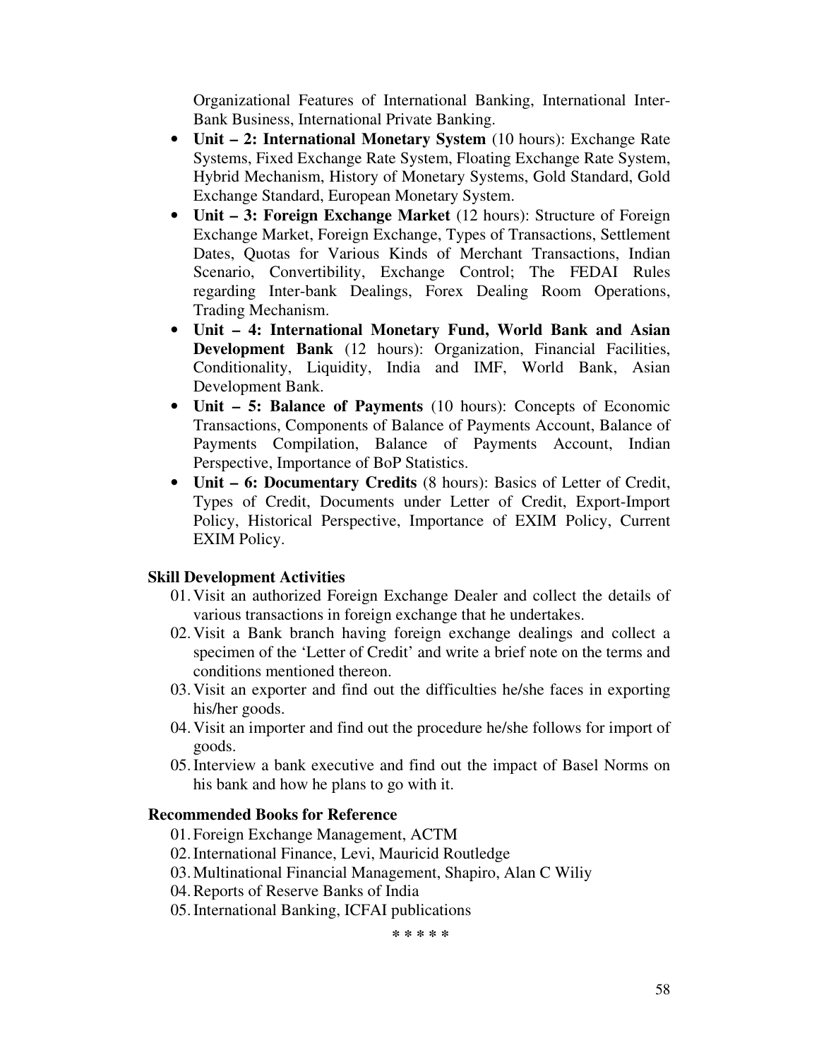Organizational Features of International Banking, International Inter-Bank Business, International Private Banking.

- **Unit – 2: International Monetary System** (10 hours): Exchange Rate Systems, Fixed Exchange Rate System, Floating Exchange Rate System, Hybrid Mechanism, History of Monetary Systems, Gold Standard, Gold Exchange Standard, European Monetary System.
- **Unit – 3: Foreign Exchange Market** (12 hours): Structure of Foreign Exchange Market, Foreign Exchange, Types of Transactions, Settlement Dates, Quotas for Various Kinds of Merchant Transactions, Indian Scenario, Convertibility, Exchange Control; The FEDAI Rules regarding Inter-bank Dealings, Forex Dealing Room Operations, Trading Mechanism.
- **Unit – 4: International Monetary Fund, World Bank and Asian Development Bank** (12 hours): Organization, Financial Facilities, Conditionality, Liquidity, India and IMF, World Bank, Asian Development Bank.
- **Unit – 5: Balance of Payments** (10 hours): Concepts of Economic Transactions, Components of Balance of Payments Account, Balance of Payments Compilation, Balance of Payments Account, Indian Perspective, Importance of BoP Statistics.
- **Unit – 6: Documentary Credits** (8 hours): Basics of Letter of Credit, Types of Credit, Documents under Letter of Credit, Export-Import Policy, Historical Perspective, Importance of EXIM Policy, Current EXIM Policy.

**Skill Development Activities**

01. Visit an authorized Foreign Exchange Dealer and collect the details of various transactions in foreign exchange that he undertakes.
02. Visit a Bank branch having foreign exchange dealings and collect a specimen of the 'Letter of Credit' and write a brief note on the terms and conditions mentioned thereon.
03. Visit an exporter and find out the difficulties he/she faces in exporting his/her goods.
04. Visit an importer and find out the procedure he/she follows for import of goods.
05. Interview a bank executive and find out the impact of Basel Norms on his bank and how he plans to go with it.

**Recommended Books for Reference**

01. Foreign Exchange Management, ACTM
02. International Finance, Levi, Mauricid Routledge
03. Multinational Financial Management, Shapiro, Alan C Wiliy
04. Reports of Reserve Banks of India
05. International Banking, ICFAI publications

\* \* \* \* \*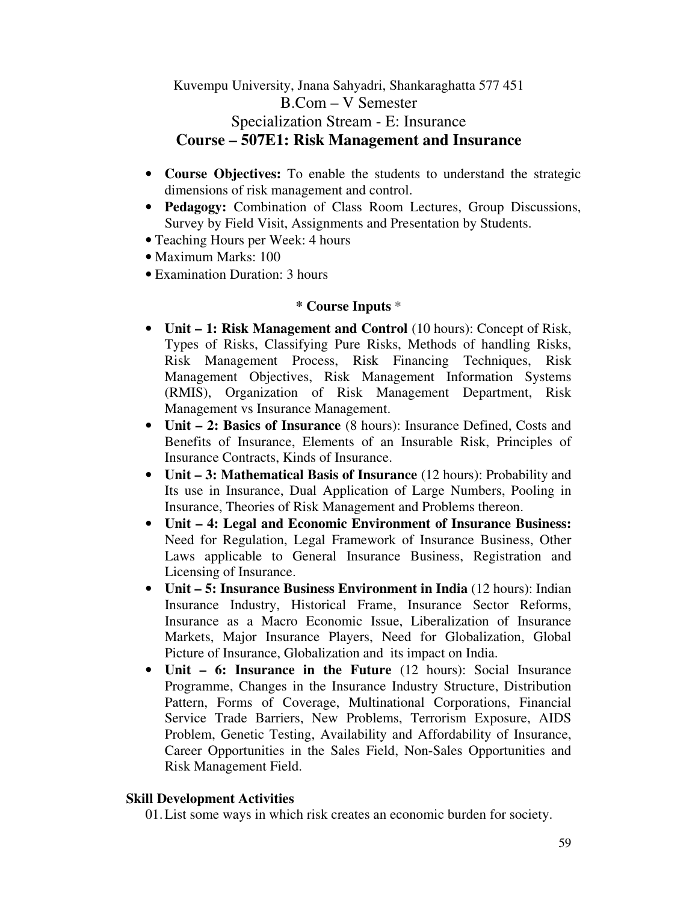Kuvempu University, Jnana Sahyadri, Shankaraghatta 577 451

B.Com – V Semester

Specialization Stream - E: Insurance

## Course – 507E1: Risk Management and Insurance

- **Course Objectives:** To enable the students to understand the strategic dimensions of risk management and control.
- **Pedagogy:** Combination of Class Room Lectures, Group Discussions, Survey by Field Visit, Assignments and Presentation by Students.
- Teaching Hours per Week: 4 hours
- Maximum Marks: 100
- Examination Duration: 3 hours

### * Course Inputs *

- **Unit – 1: Risk Management and Control** (10 hours): Concept of Risk, Types of Risks, Classifying Pure Risks, Methods of handling Risks, Risk Management Process, Risk Financing Techniques, Risk Management Objectives, Risk Management Information Systems (RMIS), Organization of Risk Management Department, Risk Management vs Insurance Management.
- **Unit – 2: Basics of Insurance** (8 hours): Insurance Defined, Costs and Benefits of Insurance, Elements of an Insurable Risk, Principles of Insurance Contracts, Kinds of Insurance.
- **Unit – 3: Mathematical Basis of Insurance** (12 hours): Probability and Its use in Insurance, Dual Application of Large Numbers, Pooling in Insurance, Theories of Risk Management and Problems thereon.
- **Unit – 4: Legal and Economic Environment of Insurance Business:** Need for Regulation, Legal Framework of Insurance Business, Other Laws applicable to General Insurance Business, Registration and Licensing of Insurance.
- **Unit – 5: Insurance Business Environment in India** (12 hours): Indian Insurance Industry, Historical Frame, Insurance Sector Reforms, Insurance as a Macro Economic Issue, Liberalization of Insurance Markets, Major Insurance Players, Need for Globalization, Global Picture of Insurance, Globalization and its impact on India.
- **Unit – 6: Insurance in the Future** (12 hours): Social Insurance Programme, Changes in the Insurance Industry Structure, Distribution Pattern, Forms of Coverage, Multinational Corporations, Financial Service Trade Barriers, New Problems, Terrorism Exposure, AIDS Problem, Genetic Testing, Availability and Affordability of Insurance, Career Opportunities in the Sales Field, Non-Sales Opportunities and Risk Management Field.

### Skill Development Activities

01. List some ways in which risk creates an economic burden for society.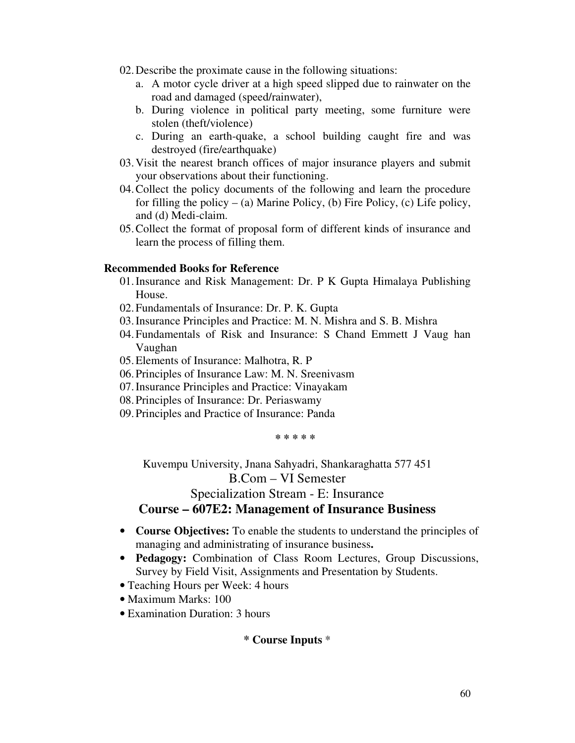02. Describe the proximate cause in the following situations:
    a. A motor cycle driver at a high speed slipped due to rainwater on the road and damaged (speed/rainwater),
    b. During violence in political party meeting, some furniture were stolen (theft/violence)
    c. During an earth-quake, a school building caught fire and was destroyed (fire/earthquake)
03. Visit the nearest branch offices of major insurance players and submit your observations about their functioning.
04. Collect the policy documents of the following and learn the procedure for filling the policy – (a) Marine Policy, (b) Fire Policy, (c) Life policy, and (d) Medi-claim.
05. Collect the format of proposal form of different kinds of insurance and learn the process of filling them.

**Recommended Books for Reference**

01. Insurance and Risk Management: Dr. P K Gupta Himalaya Publishing House.
02. Fundamentals of Insurance: Dr. P. K. Gupta
03. Insurance Principles and Practice: M. N. Mishra and S. B. Mishra
04. Fundamentals of Risk and Insurance: S Chand Emmett J Vaug han Vaughan
05. Elements of Insurance: Malhotra, R. P
06. Principles of Insurance Law: M. N. Sreenivasm
07. Insurance Principles and Practice: Vinayakam
08. Principles of Insurance: Dr. Periaswamy
09. Principles and Practice of Insurance: Panda

\* \* \* \* \*

Kuvempu University, Jnana Sahyadri, Shankaraghatta 577 451

B.Com – VI Semester

Specialization Stream - E: Insurance

## Course – 607E2: Management of Insurance Business

- **Course Objectives:** To enable the students to understand the principles of managing and administrating of insurance business**.**
- **Pedagogy:** Combination of Class Room Lectures, Group Discussions, Survey by Field Visit, Assignments and Presentation by Students.
- Teaching Hours per Week: 4 hours
- Maximum Marks: 100
- Examination Duration: 3 hours

**\* Course Inputs** \*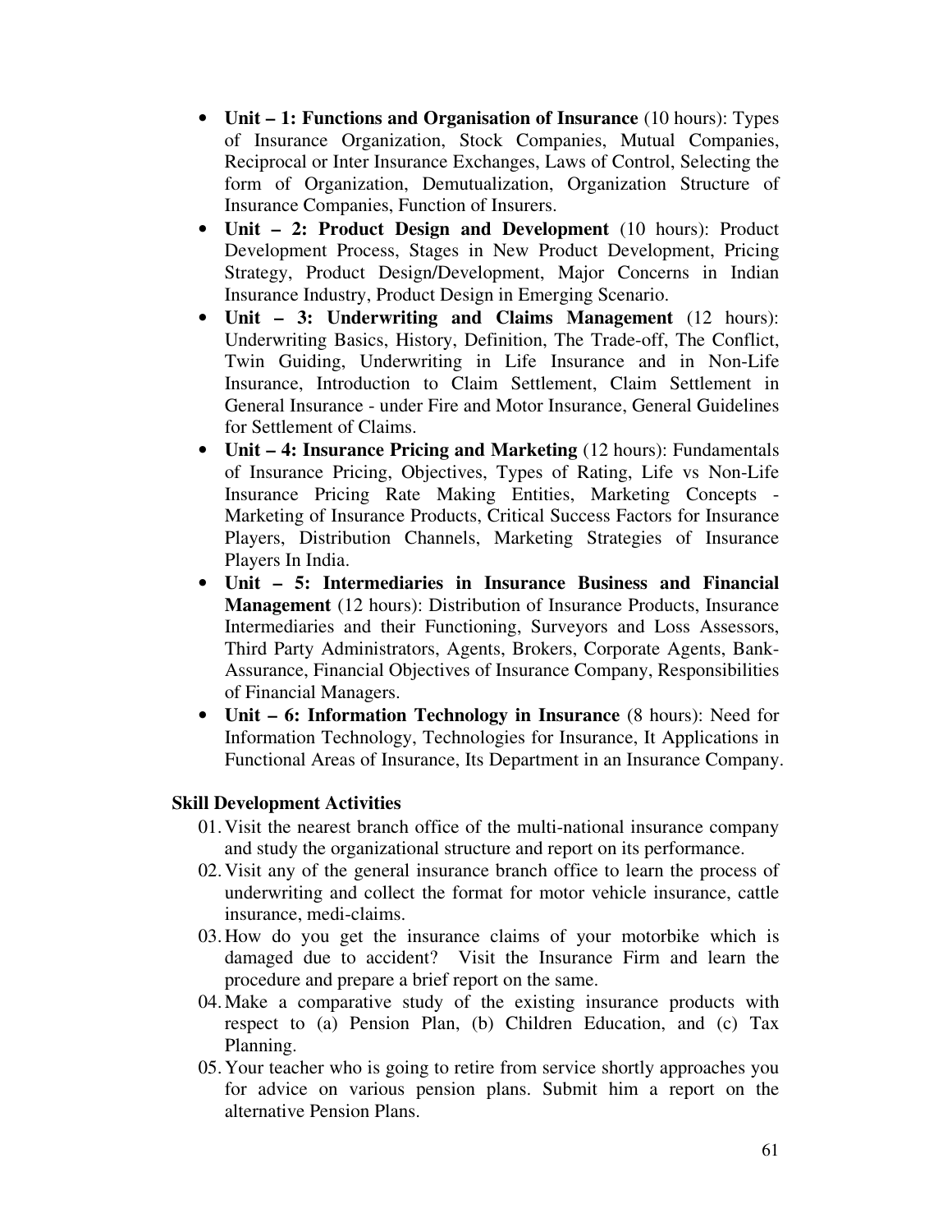- **Unit – 1: Functions and Organisation of Insurance** (10 hours): Types of Insurance Organization, Stock Companies, Mutual Companies, Reciprocal or Inter Insurance Exchanges, Laws of Control, Selecting the form of Organization, Demutualization, Organization Structure of Insurance Companies, Function of Insurers.
- **Unit – 2: Product Design and Development** (10 hours): Product Development Process, Stages in New Product Development, Pricing Strategy, Product Design/Development, Major Concerns in Indian Insurance Industry, Product Design in Emerging Scenario.
- **Unit – 3: Underwriting and Claims Management** (12 hours): Underwriting Basics, History, Definition, The Trade-off, The Conflict, Twin Guiding, Underwriting in Life Insurance and in Non-Life Insurance, Introduction to Claim Settlement, Claim Settlement in General Insurance - under Fire and Motor Insurance, General Guidelines for Settlement of Claims.
- **Unit – 4: Insurance Pricing and Marketing** (12 hours): Fundamentals of Insurance Pricing, Objectives, Types of Rating, Life vs Non-Life Insurance Pricing Rate Making Entities, Marketing Concepts - Marketing of Insurance Products, Critical Success Factors for Insurance Players, Distribution Channels, Marketing Strategies of Insurance Players In India.
- **Unit – 5: Intermediaries in Insurance Business and Financial Management** (12 hours): Distribution of Insurance Products, Insurance Intermediaries and their Functioning, Surveyors and Loss Assessors, Third Party Administrators, Agents, Brokers, Corporate Agents, Bank-Assurance, Financial Objectives of Insurance Company, Responsibilities of Financial Managers.
- **Unit – 6: Information Technology in Insurance** (8 hours): Need for Information Technology, Technologies for Insurance, It Applications in Functional Areas of Insurance, Its Department in an Insurance Company.

**Skill Development Activities**

01. Visit the nearest branch office of the multi-national insurance company and study the organizational structure and report on its performance.
02. Visit any of the general insurance branch office to learn the process of underwriting and collect the format for motor vehicle insurance, cattle insurance, medi-claims.
03. How do you get the insurance claims of your motorbike which is damaged due to accident? Visit the Insurance Firm and learn the procedure and prepare a brief report on the same.
04. Make a comparative study of the existing insurance products with respect to (a) Pension Plan, (b) Children Education, and (c) Tax Planning.
05. Your teacher who is going to retire from service shortly approaches you for advice on various pension plans. Submit him a report on the alternative Pension Plans.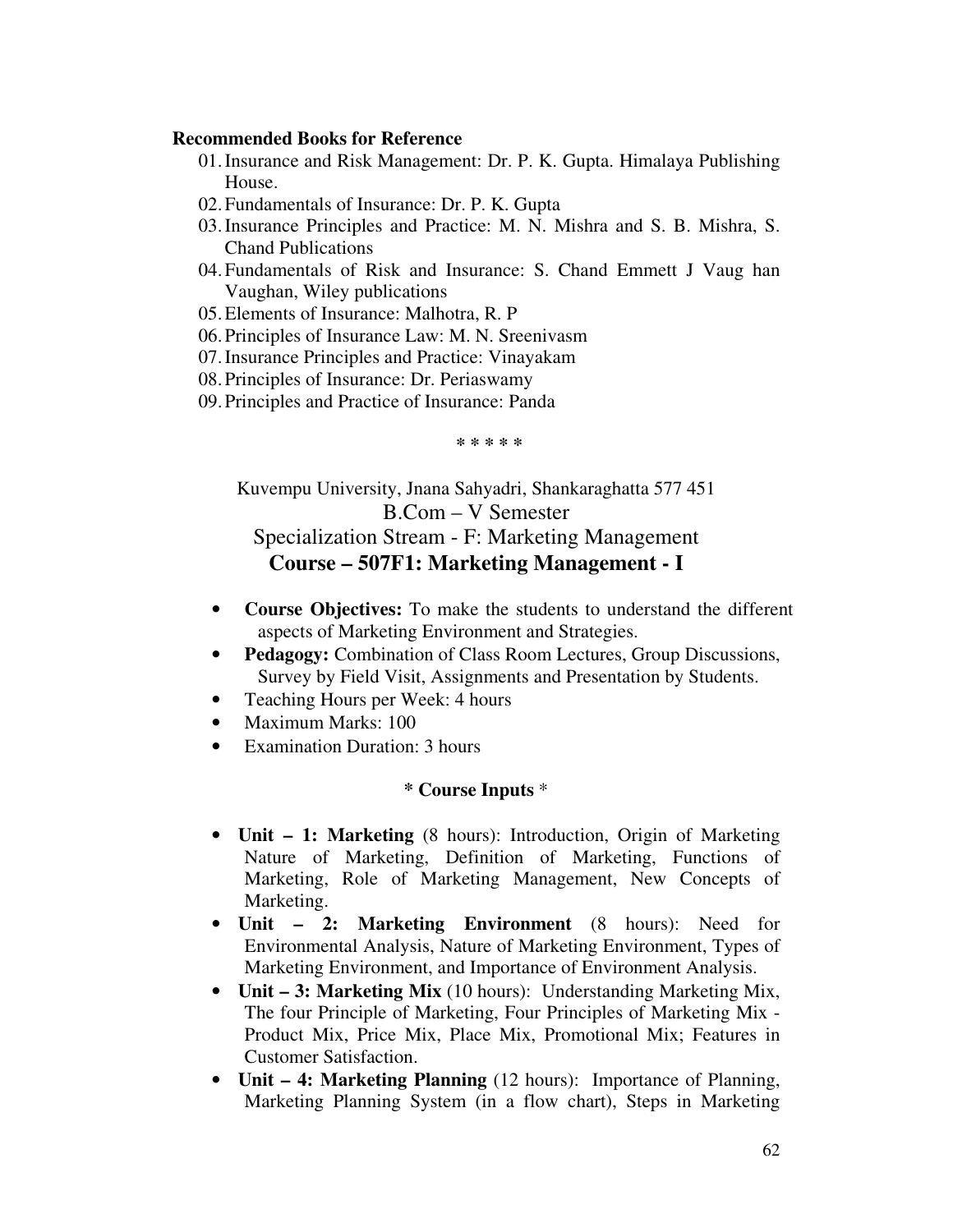**Recommended Books for Reference**

01. Insurance and Risk Management: Dr. P. K. Gupta. Himalaya Publishing House.
02. Fundamentals of Insurance: Dr. P. K. Gupta
03. Insurance Principles and Practice: M. N. Mishra and S. B. Mishra, S. Chand Publications
04. Fundamentals of Risk and Insurance: S. Chand Emmett J Vaug han Vaughan, Wiley publications
05. Elements of Insurance: Malhotra, R. P
06. Principles of Insurance Law: M. N. Sreenivasm
07. Insurance Principles and Practice: Vinayakam
08. Principles of Insurance: Dr. Periaswamy
09. Principles and Practice of Insurance: Panda

\* \* \* \* \*

Kuvempu University, Jnana Sahyadri, Shankaraghatta 577 451

B.Com – V Semester

Specialization Stream - F: Marketing Management

## Course – 507F1: Marketing Management - I

- **Course Objectives:** To make the students to understand the different aspects of Marketing Environment and Strategies.
- **Pedagogy:** Combination of Class Room Lectures, Group Discussions, Survey by Field Visit, Assignments and Presentation by Students.
- Teaching Hours per Week: 4 hours
- Maximum Marks: 100
- Examination Duration: 3 hours

### \* Course Inputs \*

- **Unit – 1: Marketing** (8 hours): Introduction, Origin of Marketing Nature of Marketing, Definition of Marketing, Functions of Marketing, Role of Marketing Management, New Concepts of Marketing.
- **Unit – 2: Marketing Environment** (8 hours): Need for Environmental Analysis, Nature of Marketing Environment, Types of Marketing Environment, and Importance of Environment Analysis.
- **Unit – 3: Marketing Mix** (10 hours): Understanding Marketing Mix, The four Principle of Marketing, Four Principles of Marketing Mix - Product Mix, Price Mix, Place Mix, Promotional Mix; Features in Customer Satisfaction.
- **Unit – 4: Marketing Planning** (12 hours): Importance of Planning, Marketing Planning System (in a flow chart), Steps in Marketing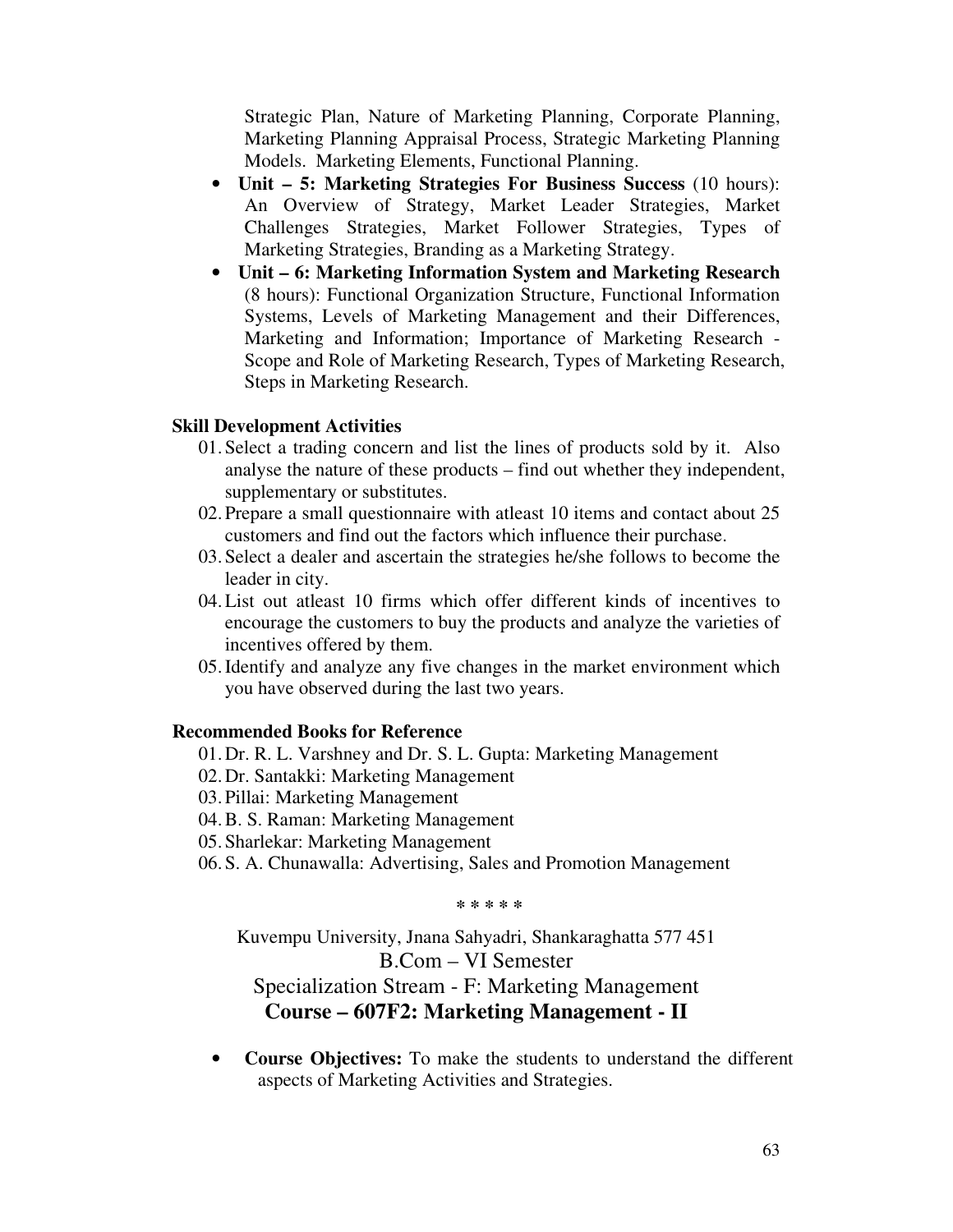Strategic Plan, Nature of Marketing Planning, Corporate Planning, Marketing Planning Appraisal Process, Strategic Marketing Planning Models. Marketing Elements, Functional Planning.

- **Unit – 5: Marketing Strategies For Business Success** (10 hours): An Overview of Strategy, Market Leader Strategies, Market Challenges Strategies, Market Follower Strategies, Types of Marketing Strategies, Branding as a Marketing Strategy.
- **Unit – 6: Marketing Information System and Marketing Research** (8 hours): Functional Organization Structure, Functional Information Systems, Levels of Marketing Management and their Differences, Marketing and Information; Importance of Marketing Research - Scope and Role of Marketing Research, Types of Marketing Research, Steps in Marketing Research.

**Skill Development Activities**

01. Select a trading concern and list the lines of products sold by it. Also analyse the nature of these products – find out whether they independent, supplementary or substitutes.
02. Prepare a small questionnaire with atleast 10 items and contact about 25 customers and find out the factors which influence their purchase.
03. Select a dealer and ascertain the strategies he/she follows to become the leader in city.
04. List out atleast 10 firms which offer different kinds of incentives to encourage the customers to buy the products and analyze the varieties of incentives offered by them.
05. Identify and analyze any five changes in the market environment which you have observed during the last two years.

**Recommended Books for Reference**

01. Dr. R. L. Varshney and Dr. S. L. Gupta: Marketing Management
02. Dr. Santakki: Marketing Management
03. Pillai: Marketing Management
04. B. S. Raman: Marketing Management
05. Sharlekar: Marketing Management
06. S. A. Chunawalla: Advertising, Sales and Promotion Management

\* \* \* \* \*

Kuvempu University, Jnana Sahyadri, Shankaraghatta 577 451

B.Com – VI Semester

Specialization Stream - F: Marketing Management

## Course – 607F2: Marketing Management - II

- **Course Objectives:** To make the students to understand the different aspects of Marketing Activities and Strategies.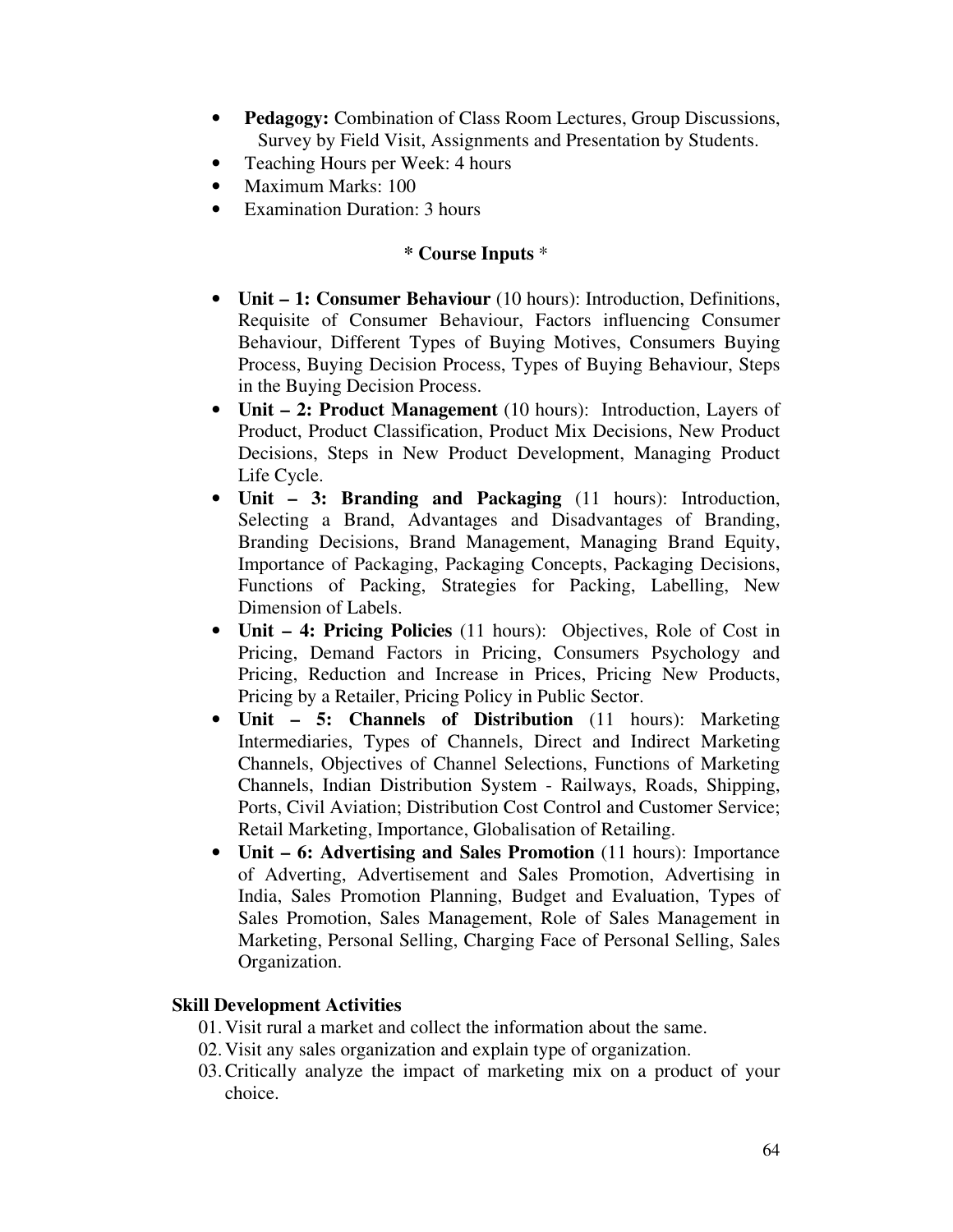- **Pedagogy:** Combination of Class Room Lectures, Group Discussions, Survey by Field Visit, Assignments and Presentation by Students.
- Teaching Hours per Week: 4 hours
- Maximum Marks: 100
- Examination Duration: 3 hours

### \* Course Inputs \*

- **Unit – 1: Consumer Behaviour** (10 hours): Introduction, Definitions, Requisite of Consumer Behaviour, Factors influencing Consumer Behaviour, Different Types of Buying Motives, Consumers Buying Process, Buying Decision Process, Types of Buying Behaviour, Steps in the Buying Decision Process.
- **Unit – 2: Product Management** (10 hours): Introduction, Layers of Product, Product Classification, Product Mix Decisions, New Product Decisions, Steps in New Product Development, Managing Product Life Cycle.
- **Unit – 3: Branding and Packaging** (11 hours): Introduction, Selecting a Brand, Advantages and Disadvantages of Branding, Branding Decisions, Brand Management, Managing Brand Equity, Importance of Packaging, Packaging Concepts, Packaging Decisions, Functions of Packing, Strategies for Packing, Labelling, New Dimension of Labels.
- **Unit – 4: Pricing Policies** (11 hours): Objectives, Role of Cost in Pricing, Demand Factors in Pricing, Consumers Psychology and Pricing, Reduction and Increase in Prices, Pricing New Products, Pricing by a Retailer, Pricing Policy in Public Sector.
- **Unit – 5: Channels of Distribution** (11 hours): Marketing Intermediaries, Types of Channels, Direct and Indirect Marketing Channels, Objectives of Channel Selections, Functions of Marketing Channels, Indian Distribution System - Railways, Roads, Shipping, Ports, Civil Aviation; Distribution Cost Control and Customer Service; Retail Marketing, Importance, Globalisation of Retailing.
- **Unit – 6: Advertising and Sales Promotion** (11 hours): Importance of Adverting, Advertisement and Sales Promotion, Advertising in India, Sales Promotion Planning, Budget and Evaluation, Types of Sales Promotion, Sales Management, Role of Sales Management in Marketing, Personal Selling, Charging Face of Personal Selling, Sales Organization.

**Skill Development Activities**

01. Visit rural a market and collect the information about the same.
02. Visit any sales organization and explain type of organization.
03. Critically analyze the impact of marketing mix on a product of your choice.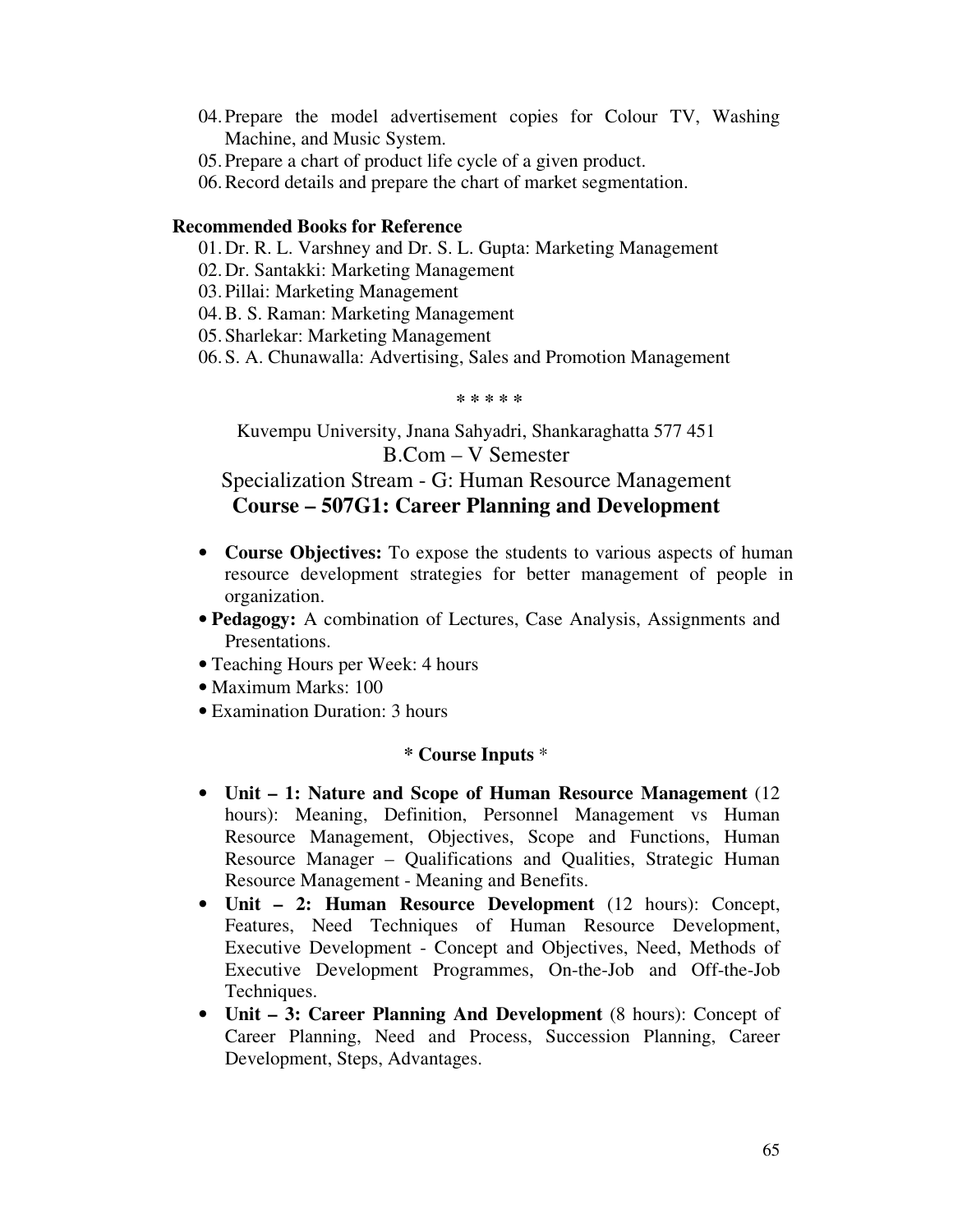04. Prepare the model advertisement copies for Colour TV, Washing Machine, and Music System.
05. Prepare a chart of product life cycle of a given product.
06. Record details and prepare the chart of market segmentation.

**Recommended Books for Reference**

01. Dr. R. L. Varshney and Dr. S. L. Gupta: Marketing Management
02. Dr. Santakki: Marketing Management
03. Pillai: Marketing Management
04. B. S. Raman: Marketing Management
05. Sharlekar: Marketing Management
06. S. A. Chunawalla: Advertising, Sales and Promotion Management

\* \* \* \* \*

Kuvempu University, Jnana Sahyadri, Shankaraghatta 577 451

B.Com – V Semester

Specialization Stream - G: Human Resource Management

## Course – 507G1: Career Planning and Development

- **Course Objectives:** To expose the students to various aspects of human resource development strategies for better management of people in organization.
- **Pedagogy:** A combination of Lectures, Case Analysis, Assignments and Presentations.
- Teaching Hours per Week: 4 hours
- Maximum Marks: 100
- Examination Duration: 3 hours

**\* Course Inputs \***

- **Unit – 1: Nature and Scope of Human Resource Management** (12 hours): Meaning, Definition, Personnel Management vs Human Resource Management, Objectives, Scope and Functions, Human Resource Manager – Qualifications and Qualities, Strategic Human Resource Management - Meaning and Benefits.
- **Unit – 2: Human Resource Development** (12 hours): Concept, Features, Need Techniques of Human Resource Development, Executive Development - Concept and Objectives, Need, Methods of Executive Development Programmes, On-the-Job and Off-the-Job Techniques.
- **Unit – 3: Career Planning And Development** (8 hours): Concept of Career Planning, Need and Process, Succession Planning, Career Development, Steps, Advantages.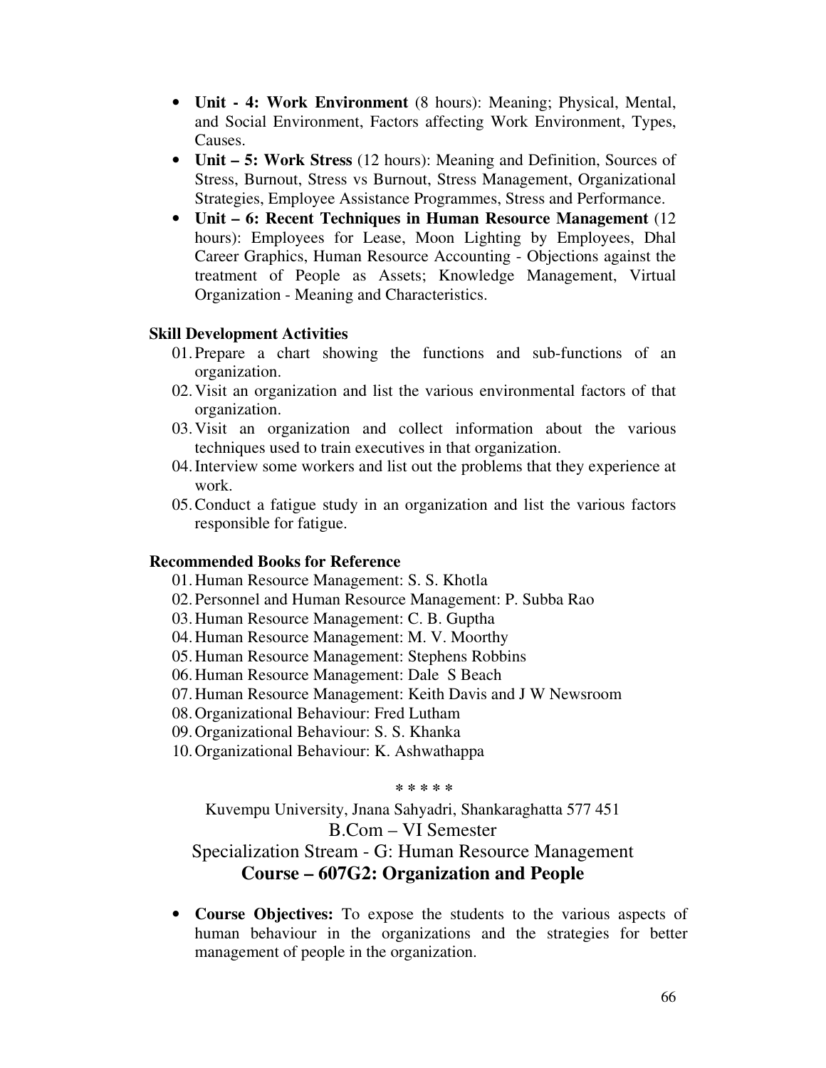- **Unit - 4: Work Environment** (8 hours): Meaning; Physical, Mental, and Social Environment, Factors affecting Work Environment, Types, Causes.
- **Unit – 5: Work Stress** (12 hours): Meaning and Definition, Sources of Stress, Burnout, Stress vs Burnout, Stress Management, Organizational Strategies, Employee Assistance Programmes, Stress and Performance.
- **Unit – 6: Recent Techniques in Human Resource Management** (12 hours): Employees for Lease, Moon Lighting by Employees, Dhal Career Graphics, Human Resource Accounting - Objections against the treatment of People as Assets; Knowledge Management, Virtual Organization - Meaning and Characteristics.

**Skill Development Activities**

01. Prepare a chart showing the functions and sub-functions of an organization.
02. Visit an organization and list the various environmental factors of that organization.
03. Visit an organization and collect information about the various techniques used to train executives in that organization.
04. Interview some workers and list out the problems that they experience at work.
05. Conduct a fatigue study in an organization and list the various factors responsible for fatigue.

**Recommended Books for Reference**

01. Human Resource Management: S. S. Khotla
02. Personnel and Human Resource Management: P. Subba Rao
03. Human Resource Management: C. B. Guptha
04. Human Resource Management: M. V. Moorthy
05. Human Resource Management: Stephens Robbins
06. Human Resource Management: Dale S Beach
07. Human Resource Management: Keith Davis and J W Newsroom
08. Organizational Behaviour: Fred Lutham
09. Organizational Behaviour: S. S. Khanka
10. Organizational Behaviour: K. Ashwathappa

\* \* \* \* \*

Kuvempu University, Jnana Sahyadri, Shankaraghatta 577 451

B.Com – VI Semester

Specialization Stream - G: Human Resource Management

## Course – 607G2: Organization and People

- **Course Objectives:** To expose the students to the various aspects of human behaviour in the organizations and the strategies for better management of people in the organization.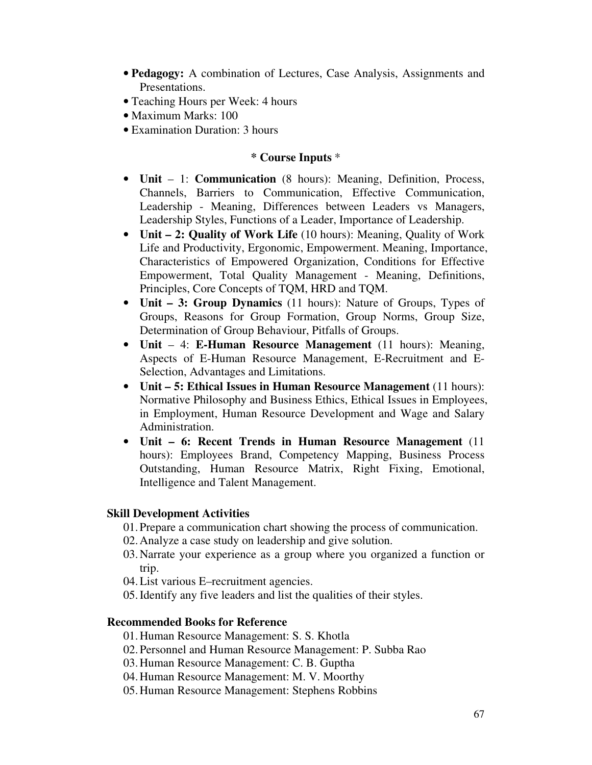- **Pedagogy:** A combination of Lectures, Case Analysis, Assignments and Presentations.
- Teaching Hours per Week: 4 hours
- Maximum Marks: 100
- Examination Duration: 3 hours

### * Course Inputs *

- **Unit** – 1: **Communication** (8 hours): Meaning, Definition, Process, Channels, Barriers to Communication, Effective Communication, Leadership - Meaning, Differences between Leaders vs Managers, Leadership Styles, Functions of a Leader, Importance of Leadership.
- **Unit – 2: Quality of Work Life** (10 hours): Meaning, Quality of Work Life and Productivity, Ergonomic, Empowerment. Meaning, Importance, Characteristics of Empowered Organization, Conditions for Effective Empowerment, Total Quality Management - Meaning, Definitions, Principles, Core Concepts of TQM, HRD and TQM.
- **Unit – 3: Group Dynamics** (11 hours): Nature of Groups, Types of Groups, Reasons for Group Formation, Group Norms, Group Size, Determination of Group Behaviour, Pitfalls of Groups.
- **Unit** – 4: **E-Human Resource Management** (11 hours): Meaning, Aspects of E-Human Resource Management, E-Recruitment and E-Selection, Advantages and Limitations.
- **Unit – 5: Ethical Issues in Human Resource Management** (11 hours): Normative Philosophy and Business Ethics, Ethical Issues in Employees, in Employment, Human Resource Development and Wage and Salary Administration.
- **Unit – 6: Recent Trends in Human Resource Management** (11 hours): Employees Brand, Competency Mapping, Business Process Outstanding, Human Resource Matrix, Right Fixing, Emotional, Intelligence and Talent Management.

### Skill Development Activities

01. Prepare a communication chart showing the process of communication.
02. Analyze a case study on leadership and give solution.
03. Narrate your experience as a group where you organized a function or trip.
04. List various E–recruitment agencies.
05. Identify any five leaders and list the qualities of their styles.

### Recommended Books for Reference

01. Human Resource Management: S. S. Khotla
02. Personnel and Human Resource Management: P. Subba Rao
03. Human Resource Management: C. B. Guptha
04. Human Resource Management: M. V. Moorthy
05. Human Resource Management: Stephens Robbins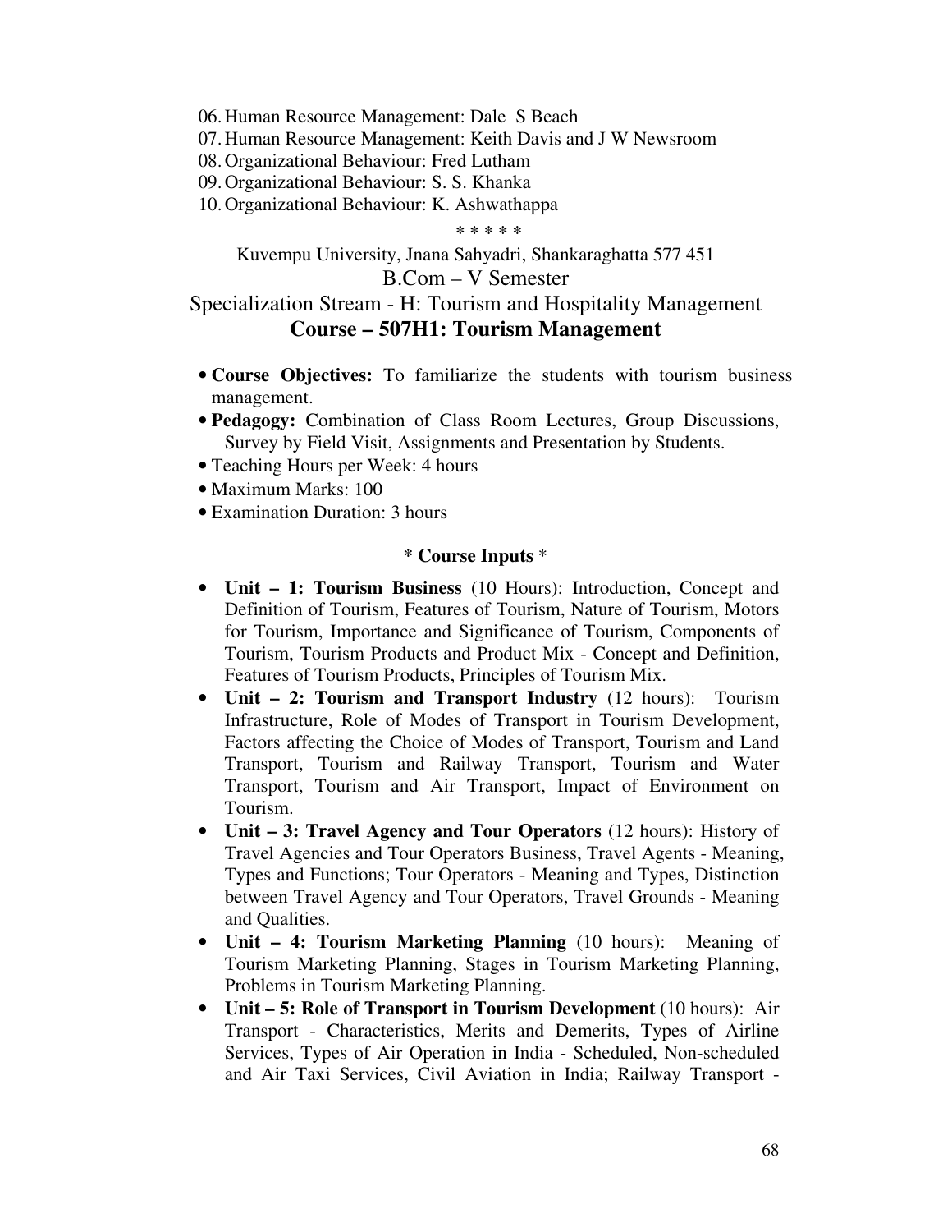06. Human Resource Management: Dale S Beach
07. Human Resource Management: Keith Davis and J W Newsroom
08. Organizational Behaviour: Fred Lutham
09. Organizational Behaviour: S. S. Khanka
10. Organizational Behaviour: K. Ashwathappa

\* \* \* \* \*

Kuvempu University, Jnana Sahyadri, Shankaraghatta 577 451

B.Com – V Semester

Specialization Stream - H: Tourism and Hospitality Management

## Course – 507H1: Tourism Management

- **Course Objectives:** To familiarize the students with tourism business management.
- **Pedagogy:** Combination of Class Room Lectures, Group Discussions, Survey by Field Visit, Assignments and Presentation by Students.
- Teaching Hours per Week: 4 hours
- Maximum Marks: 100
- Examination Duration: 3 hours

### \* Course Inputs \*

- **Unit – 1: Tourism Business** (10 Hours): Introduction, Concept and Definition of Tourism, Features of Tourism, Nature of Tourism, Motors for Tourism, Importance and Significance of Tourism, Components of Tourism, Tourism Products and Product Mix - Concept and Definition, Features of Tourism Products, Principles of Tourism Mix.
- **Unit – 2: Tourism and Transport Industry** (12 hours): Tourism Infrastructure, Role of Modes of Transport in Tourism Development, Factors affecting the Choice of Modes of Transport, Tourism and Land Transport, Tourism and Railway Transport, Tourism and Water Transport, Tourism and Air Transport, Impact of Environment on Tourism.
- **Unit – 3: Travel Agency and Tour Operators** (12 hours): History of Travel Agencies and Tour Operators Business, Travel Agents - Meaning, Types and Functions; Tour Operators - Meaning and Types, Distinction between Travel Agency and Tour Operators, Travel Grounds - Meaning and Qualities.
- **Unit – 4: Tourism Marketing Planning** (10 hours): Meaning of Tourism Marketing Planning, Stages in Tourism Marketing Planning, Problems in Tourism Marketing Planning.
- **Unit – 5: Role of Transport in Tourism Development** (10 hours): Air Transport - Characteristics, Merits and Demerits, Types of Airline Services, Types of Air Operation in India - Scheduled, Non-scheduled and Air Taxi Services, Civil Aviation in India; Railway Transport -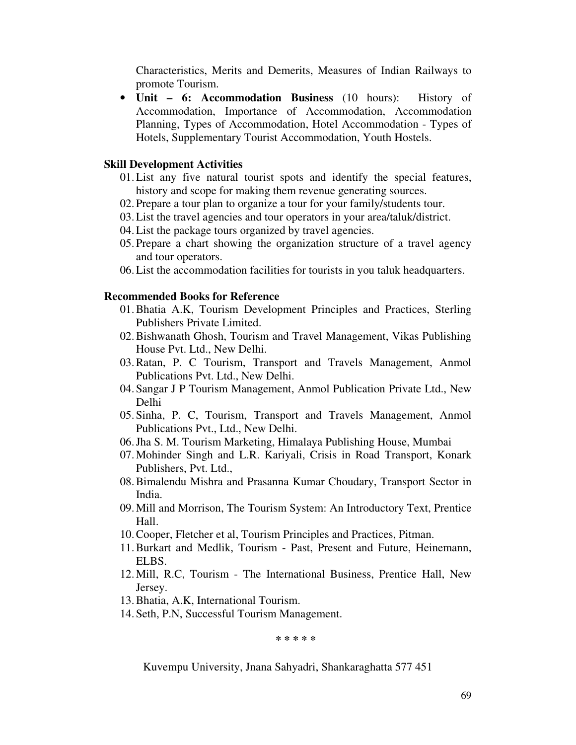Characteristics, Merits and Demerits, Measures of Indian Railways to promote Tourism.

- **Unit – 6: Accommodation Business** (10 hours): History of Accommodation, Importance of Accommodation, Accommodation Planning, Types of Accommodation, Hotel Accommodation - Types of Hotels, Supplementary Tourist Accommodation, Youth Hostels.

**Skill Development Activities**

01. List any five natural tourist spots and identify the special features, history and scope for making them revenue generating sources.
02. Prepare a tour plan to organize a tour for your family/students tour.
03. List the travel agencies and tour operators in your area/taluk/district.
04. List the package tours organized by travel agencies.
05. Prepare a chart showing the organization structure of a travel agency and tour operators.
06. List the accommodation facilities for tourists in you taluk headquarters.

**Recommended Books for Reference**

01. Bhatia A.K, Tourism Development Principles and Practices, Sterling Publishers Private Limited.
02. Bishwanath Ghosh, Tourism and Travel Management, Vikas Publishing House Pvt. Ltd., New Delhi.
03. Ratan, P. C Tourism, Transport and Travels Management, Anmol Publications Pvt. Ltd., New Delhi.
04. Sangar J P Tourism Management, Anmol Publication Private Ltd., New Delhi
05. Sinha, P. C, Tourism, Transport and Travels Management, Anmol Publications Pvt., Ltd., New Delhi.
06. Jha S. M. Tourism Marketing, Himalaya Publishing House, Mumbai
07. Mohinder Singh and L.R. Kariyali, Crisis in Road Transport, Konark Publishers, Pvt. Ltd.,
08. Bimalendu Mishra and Prasanna Kumar Choudary, Transport Sector in India.
09. Mill and Morrison, The Tourism System: An Introductory Text, Prentice Hall.
10. Cooper, Fletcher et al, Tourism Principles and Practices, Pitman.
11. Burkart and Medlik, Tourism - Past, Present and Future, Heinemann, ELBS.
12. Mill, R.C, Tourism - The International Business, Prentice Hall, New Jersey.
13. Bhatia, A.K, International Tourism.
14. Seth, P.N, Successful Tourism Management.

\* \* \* \* \*

Kuvempu University, Jnana Sahyadri, Shankaraghatta 577 451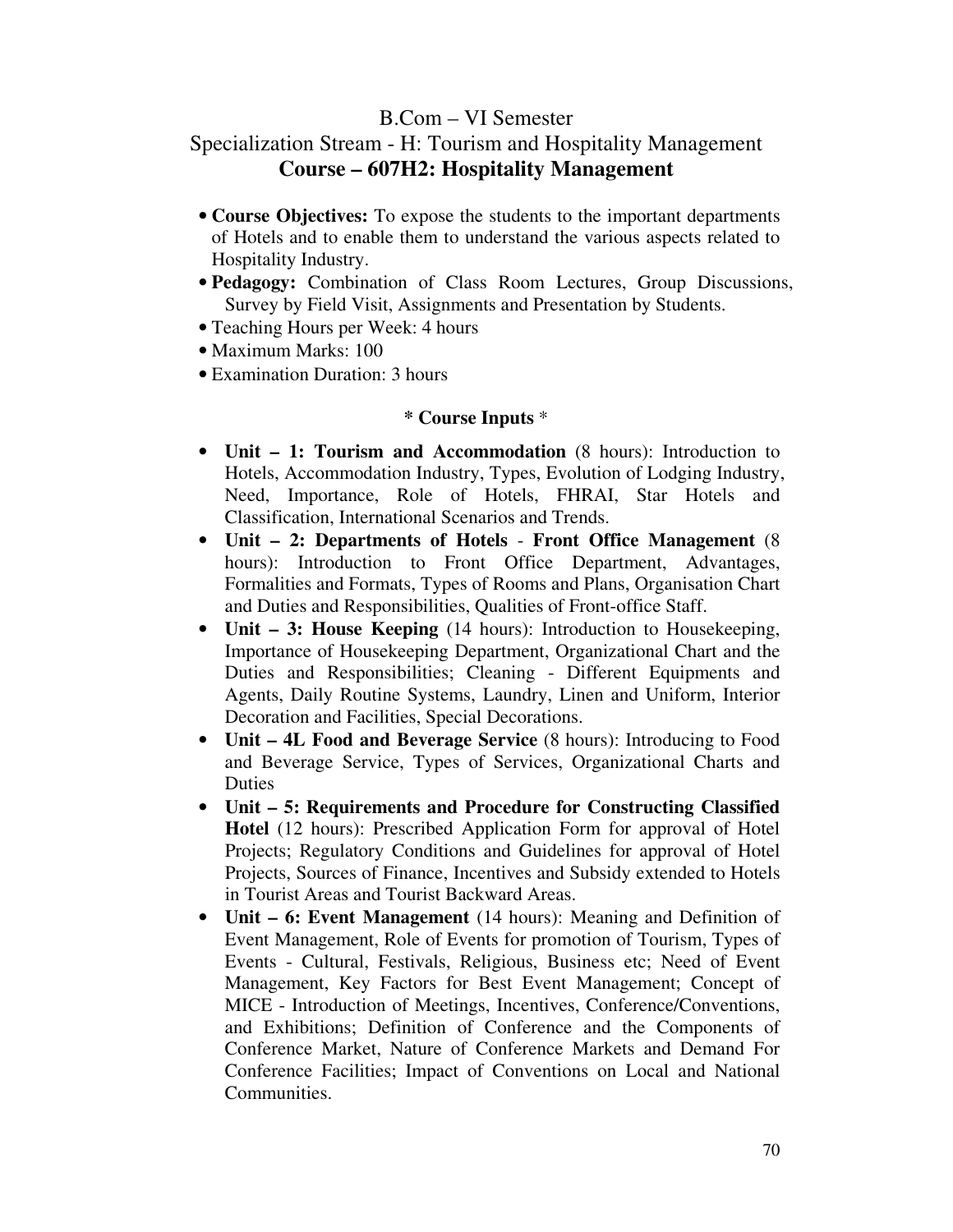# B.Com – VI Semester

## Specialization Stream - H: Tourism and Hospitality Management

## Course – 607H2: Hospitality Management

- **Course Objectives:** To expose the students to the important departments of Hotels and to enable them to understand the various aspects related to Hospitality Industry.
- **Pedagogy:** Combination of Class Room Lectures, Group Discussions, Survey by Field Visit, Assignments and Presentation by Students.
- Teaching Hours per Week: 4 hours
- Maximum Marks: 100
- Examination Duration: 3 hours

**\* Course Inputs \***

- **Unit – 1: Tourism and Accommodation** (8 hours): Introduction to Hotels, Accommodation Industry, Types, Evolution of Lodging Industry, Need, Importance, Role of Hotels, FHRAI, Star Hotels and Classification, International Scenarios and Trends.
- **Unit – 2: Departments of Hotels** - **Front Office Management** (8 hours): Introduction to Front Office Department, Advantages, Formalities and Formats, Types of Rooms and Plans, Organisation Chart and Duties and Responsibilities, Qualities of Front-office Staff.
- **Unit – 3: House Keeping** (14 hours): Introduction to Housekeeping, Importance of Housekeeping Department, Organizational Chart and the Duties and Responsibilities; Cleaning - Different Equipments and Agents, Daily Routine Systems, Laundry, Linen and Uniform, Interior Decoration and Facilities, Special Decorations.
- **Unit – 4L Food and Beverage Service** (8 hours): Introducing to Food and Beverage Service, Types of Services, Organizational Charts and Duties
- **Unit – 5: Requirements and Procedure for Constructing Classified Hotel** (12 hours): Prescribed Application Form for approval of Hotel Projects; Regulatory Conditions and Guidelines for approval of Hotel Projects, Sources of Finance, Incentives and Subsidy extended to Hotels in Tourist Areas and Tourist Backward Areas.
- **Unit – 6: Event Management** (14 hours): Meaning and Definition of Event Management, Role of Events for promotion of Tourism, Types of Events - Cultural, Festivals, Religious, Business etc; Need of Event Management, Key Factors for Best Event Management; Concept of MICE - Introduction of Meetings, Incentives, Conference/Conventions, and Exhibitions; Definition of Conference and the Components of Conference Market, Nature of Conference Markets and Demand For Conference Facilities; Impact of Conventions on Local and National Communities.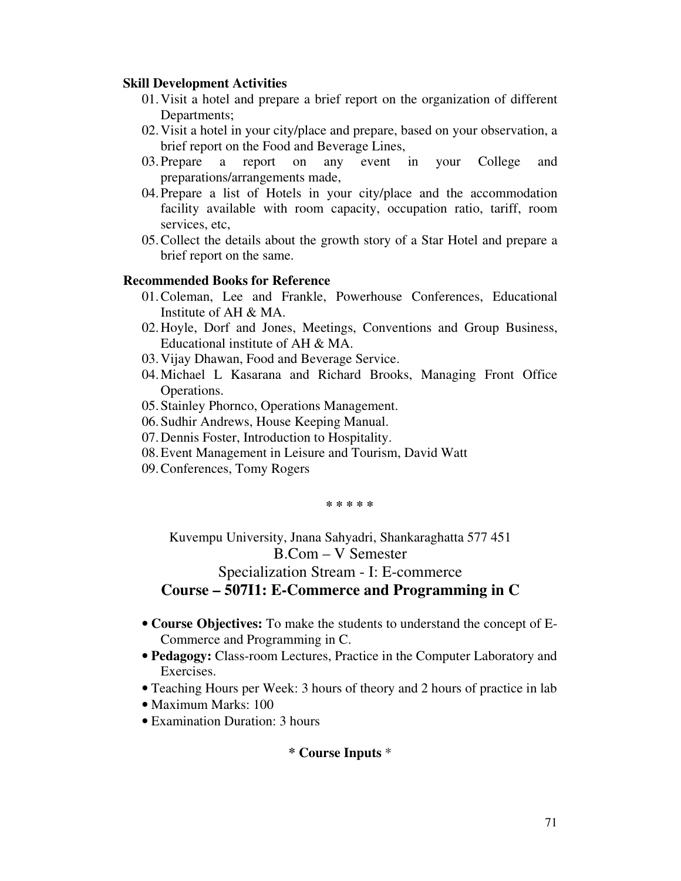**Skill Development Activities**

01. Visit a hotel and prepare a brief report on the organization of different Departments;
02. Visit a hotel in your city/place and prepare, based on your observation, a brief report on the Food and Beverage Lines,
03. Prepare a report on any event in your College and preparations/arrangements made,
04. Prepare a list of Hotels in your city/place and the accommodation facility available with room capacity, occupation ratio, tariff, room services, etc,
05. Collect the details about the growth story of a Star Hotel and prepare a brief report on the same.

**Recommended Books for Reference**

01. Coleman, Lee and Frankle, Powerhouse Conferences, Educational Institute of AH & MA.
02. Hoyle, Dorf and Jones, Meetings, Conventions and Group Business, Educational institute of AH & MA.
03. Vijay Dhawan, Food and Beverage Service.
04. Michael L Kasarana and Richard Brooks, Managing Front Office Operations.
05. Stainley Phornco, Operations Management.
06. Sudhir Andrews, House Keeping Manual.
07. Dennis Foster, Introduction to Hospitality.
08. Event Management in Leisure and Tourism, David Watt
09. Conferences, Tomy Rogers

\* \* \* \* \*

Kuvempu University, Jnana Sahyadri, Shankaraghatta 577 451

B.Com – V Semester

Specialization Stream - I: E-commerce

## Course – 507I1: E-Commerce and Programming in C

- **Course Objectives:** To make the students to understand the concept of E-Commerce and Programming in C.
- **Pedagogy:** Class-room Lectures, Practice in the Computer Laboratory and Exercises.
- Teaching Hours per Week: 3 hours of theory and 2 hours of practice in lab
- Maximum Marks: 100
- Examination Duration: 3 hours

**\* Course Inputs \***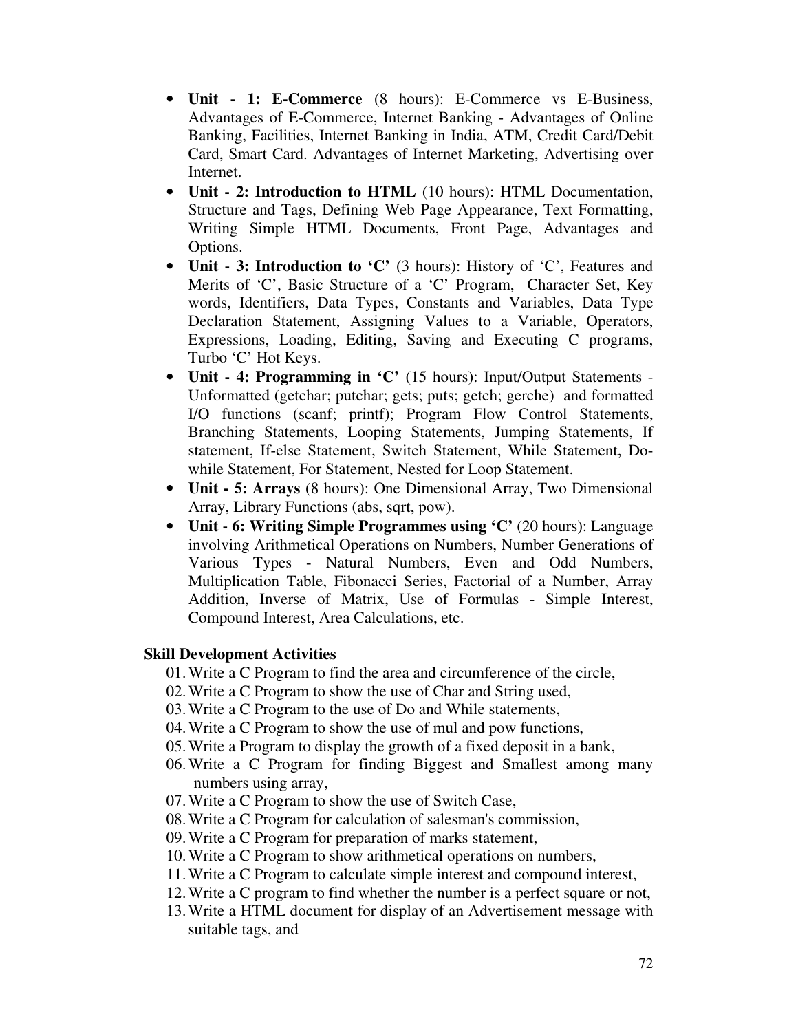- **Unit - 1: E-Commerce** (8 hours): E-Commerce vs E-Business, Advantages of E-Commerce, Internet Banking - Advantages of Online Banking, Facilities, Internet Banking in India, ATM, Credit Card/Debit Card, Smart Card. Advantages of Internet Marketing, Advertising over Internet.
- **Unit - 2: Introduction to HTML** (10 hours): HTML Documentation, Structure and Tags, Defining Web Page Appearance, Text Formatting, Writing Simple HTML Documents, Front Page, Advantages and Options.
- **Unit - 3: Introduction to 'C'** (3 hours): History of 'C', Features and Merits of 'C', Basic Structure of a 'C' Program, Character Set, Key words, Identifiers, Data Types, Constants and Variables, Data Type Declaration Statement, Assigning Values to a Variable, Operators, Expressions, Loading, Editing, Saving and Executing C programs, Turbo 'C' Hot Keys.
- **Unit - 4: Programming in 'C'** (15 hours): Input/Output Statements - Unformatted (getchar; putchar; gets; puts; getch; gerche) and formatted I/O functions (scanf; printf); Program Flow Control Statements, Branching Statements, Looping Statements, Jumping Statements, If statement, If-else Statement, Switch Statement, While Statement, Do-while Statement, For Statement, Nested for Loop Statement.
- **Unit - 5: Arrays** (8 hours): One Dimensional Array, Two Dimensional Array, Library Functions (abs, sqrt, pow).
- **Unit - 6: Writing Simple Programmes using 'C'** (20 hours): Language involving Arithmetical Operations on Numbers, Number Generations of Various Types - Natural Numbers, Even and Odd Numbers, Multiplication Table, Fibonacci Series, Factorial of a Number, Array Addition, Inverse of Matrix, Use of Formulas - Simple Interest, Compound Interest, Area Calculations, etc.

**Skill Development Activities**

01. Write a C Program to find the area and circumference of the circle,
02. Write a C Program to show the use of Char and String used,
03. Write a C Program to the use of Do and While statements,
04. Write a C Program to show the use of mul and pow functions,
05. Write a Program to display the growth of a fixed deposit in a bank,
06. Write a C Program for finding Biggest and Smallest among many numbers using array,
07. Write a C Program to show the use of Switch Case,
08. Write a C Program for calculation of salesman's commission,
09. Write a C Program for preparation of marks statement,
10. Write a C Program to show arithmetical operations on numbers,
11. Write a C Program to calculate simple interest and compound interest,
12. Write a C program to find whether the number is a perfect square or not,
13. Write a HTML document for display of an Advertisement message with suitable tags, and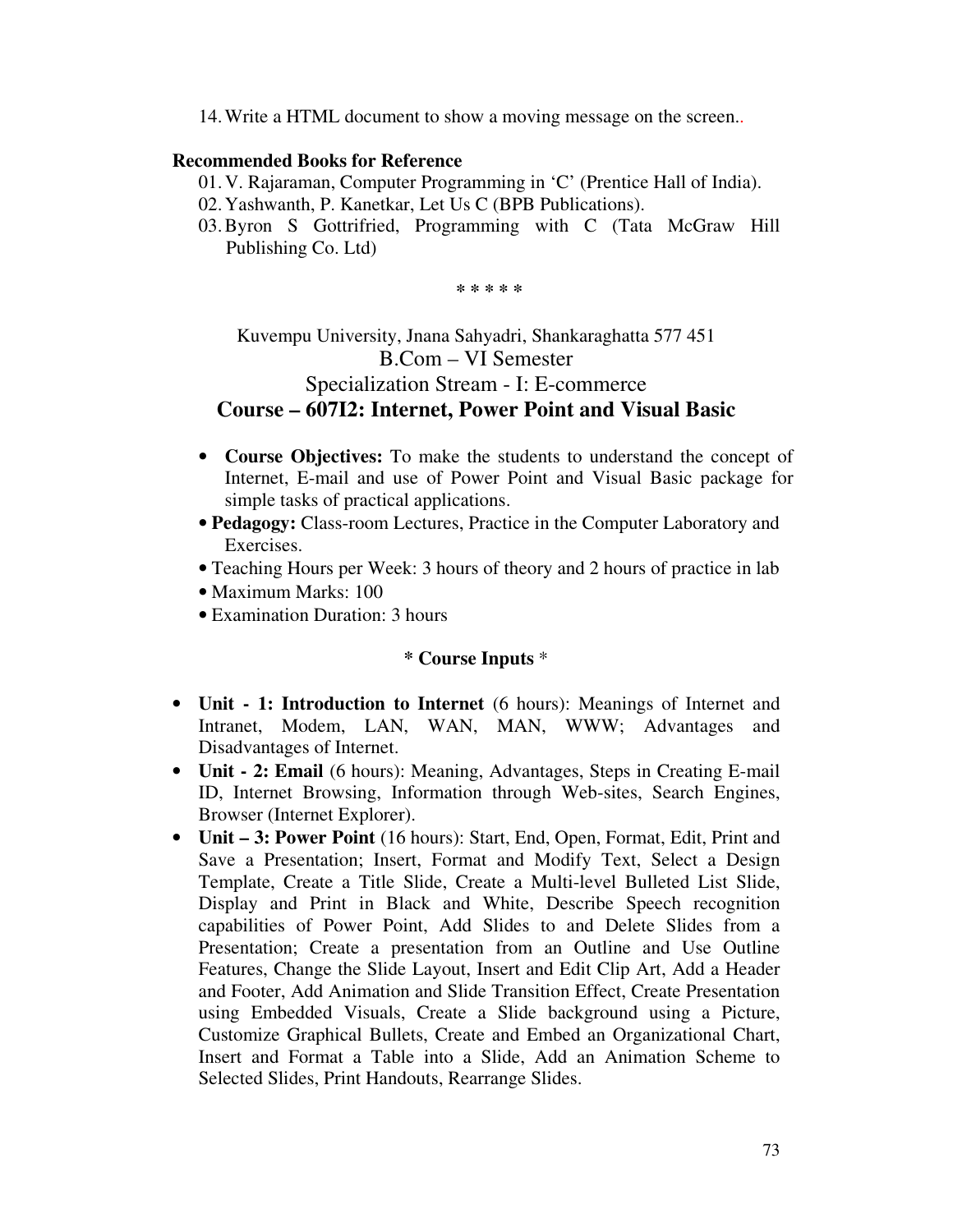14. Write a HTML document to show a moving message on the screen..

**Recommended Books for Reference**

01. V. Rajaraman, Computer Programming in 'C' (Prentice Hall of India).
02. Yashwanth, P. Kanetkar, Let Us C (BPB Publications).
03. Byron S Gottrifried, Programming with C (Tata McGraw Hill Publishing Co. Ltd)

\* \* \* \* \*

Kuvempu University, Jnana Sahyadri, Shankaraghatta 577 451

B.Com – VI Semester

Specialization Stream - I: E-commerce

## Course – 607I2: Internet, Power Point and Visual Basic

- **Course Objectives:** To make the students to understand the concept of Internet, E-mail and use of Power Point and Visual Basic package for simple tasks of practical applications.
- **Pedagogy:** Class-room Lectures, Practice in the Computer Laboratory and Exercises.
- Teaching Hours per Week: 3 hours of theory and 2 hours of practice in lab
- Maximum Marks: 100
- Examination Duration: 3 hours

**\* Course Inputs \***

- **Unit - 1: Introduction to Internet** (6 hours): Meanings of Internet and Intranet, Modem, LAN, WAN, MAN, WWW; Advantages and Disadvantages of Internet.
- **Unit - 2: Email** (6 hours): Meaning, Advantages, Steps in Creating E-mail ID, Internet Browsing, Information through Web-sites, Search Engines, Browser (Internet Explorer).
- **Unit – 3: Power Point** (16 hours): Start, End, Open, Format, Edit, Print and Save a Presentation; Insert, Format and Modify Text, Select a Design Template, Create a Title Slide, Create a Multi-level Bulleted List Slide, Display and Print in Black and White, Describe Speech recognition capabilities of Power Point, Add Slides to and Delete Slides from a Presentation; Create a presentation from an Outline and Use Outline Features, Change the Slide Layout, Insert and Edit Clip Art, Add a Header and Footer, Add Animation and Slide Transition Effect, Create Presentation using Embedded Visuals, Create a Slide background using a Picture, Customize Graphical Bullets, Create and Embed an Organizational Chart, Insert and Format a Table into a Slide, Add an Animation Scheme to Selected Slides, Print Handouts, Rearrange Slides.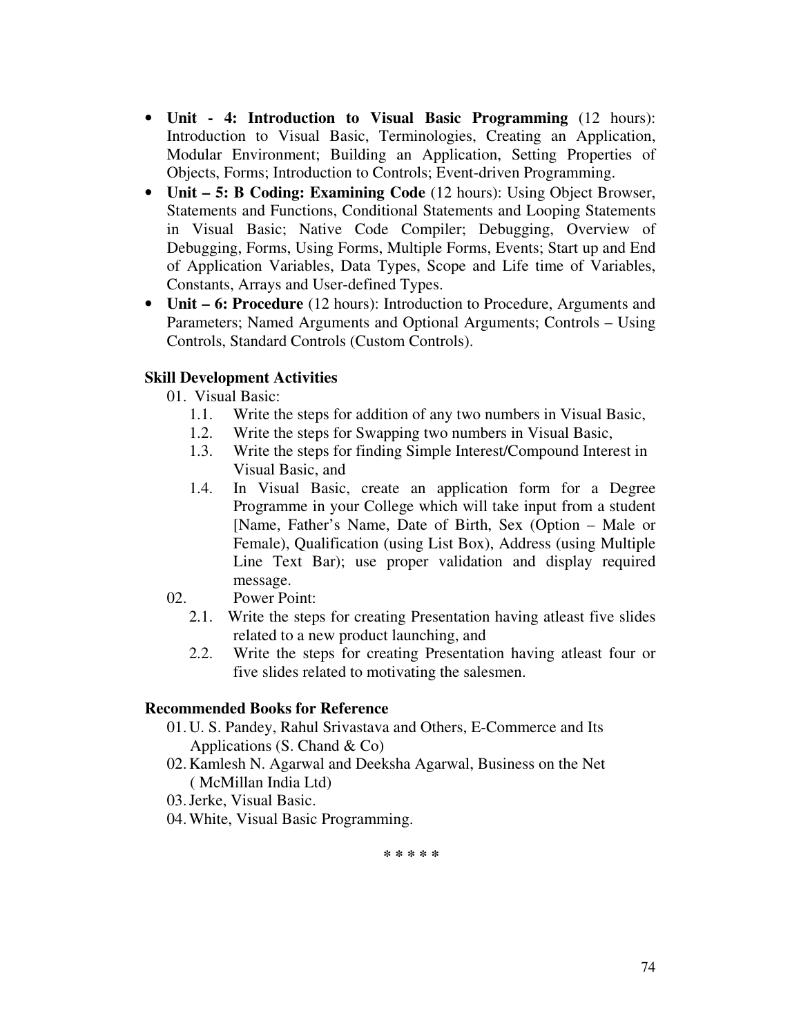- **Unit - 4: Introduction to Visual Basic Programming** (12 hours): Introduction to Visual Basic, Terminologies, Creating an Application, Modular Environment; Building an Application, Setting Properties of Objects, Forms; Introduction to Controls; Event-driven Programming.
- **Unit – 5: B Coding: Examining Code** (12 hours): Using Object Browser, Statements and Functions, Conditional Statements and Looping Statements in Visual Basic; Native Code Compiler; Debugging, Overview of Debugging, Forms, Using Forms, Multiple Forms, Events; Start up and End of Application Variables, Data Types, Scope and Life time of Variables, Constants, Arrays and User-defined Types.
- **Unit – 6: Procedure** (12 hours): Introduction to Procedure, Arguments and Parameters; Named Arguments and Optional Arguments; Controls – Using Controls, Standard Controls (Custom Controls).

**Skill Development Activities**

01. Visual Basic:
    - 1.1. Write the steps for addition of any two numbers in Visual Basic,
    - 1.2. Write the steps for Swapping two numbers in Visual Basic,
    - 1.3. Write the steps for finding Simple Interest/Compound Interest in Visual Basic, and
    - 1.4. In Visual Basic, create an application form for a Degree Programme in your College which will take input from a student [Name, Father's Name, Date of Birth, Sex (Option – Male or Female), Qualification (using List Box), Address (using Multiple Line Text Bar); use proper validation and display required message.
02. Power Point:
    - 2.1. Write the steps for creating Presentation having atleast five slides related to a new product launching, and
    - 2.2. Write the steps for creating Presentation having atleast four or five slides related to motivating the salesmen.

**Recommended Books for Reference**

01. U. S. Pandey, Rahul Srivastava and Others, E-Commerce and Its Applications (S. Chand & Co)
02. Kamlesh N. Agarwal and Deeksha Agarwal, Business on the Net ( McMillan India Ltd)
03. Jerke, Visual Basic.
04. White, Visual Basic Programming.

\* \* \* \* \*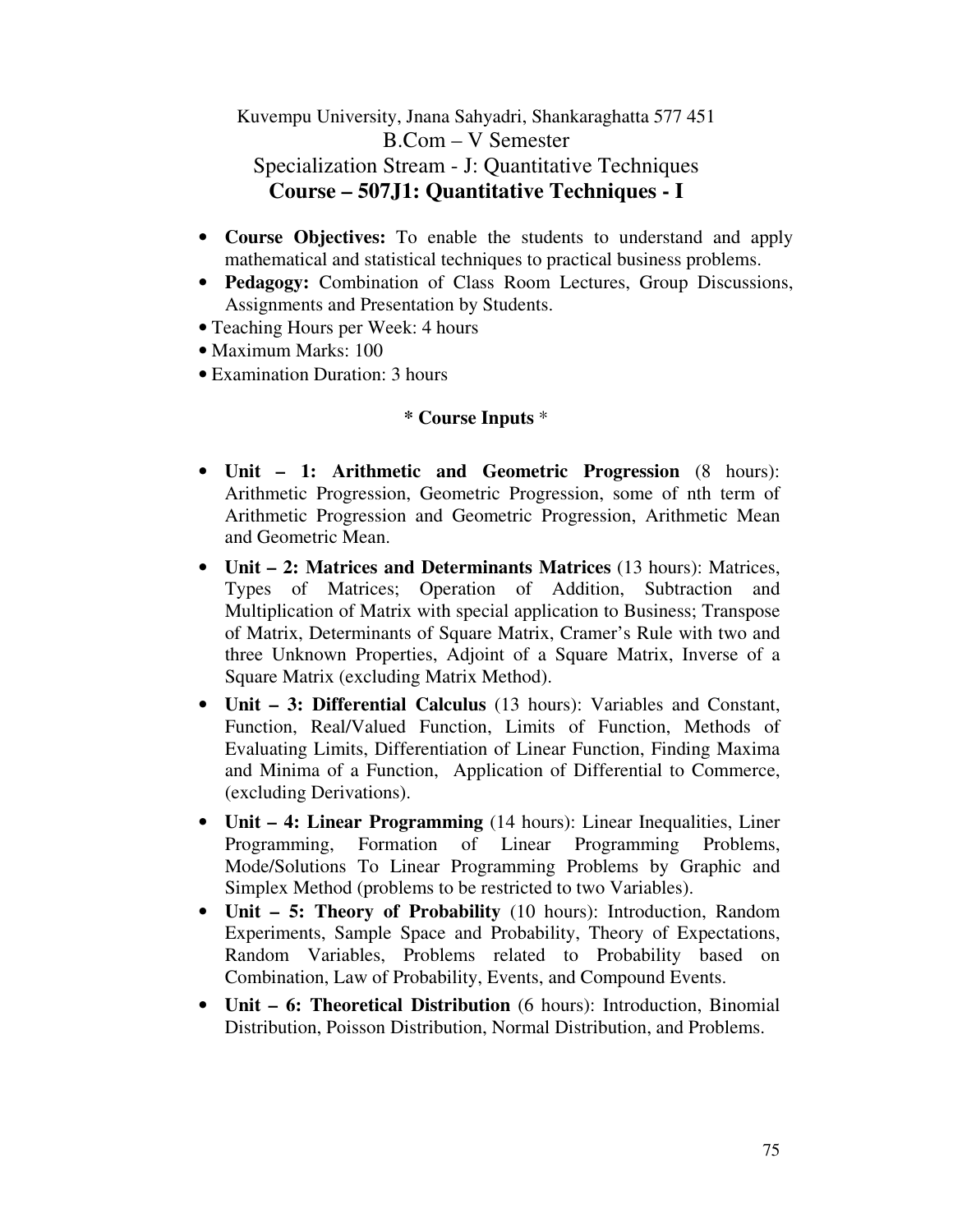Kuvempu University, Jnana Sahyadri, Shankaraghatta 577 451

B.Com – V Semester

Specialization Stream - J: Quantitative Techniques

**Course – 507J1: Quantitative Techniques - I**

- **Course Objectives:** To enable the students to understand and apply mathematical and statistical techniques to practical business problems.
- **Pedagogy:** Combination of Class Room Lectures, Group Discussions, Assignments and Presentation by Students.
- Teaching Hours per Week: 4 hours
- Maximum Marks: 100
- Examination Duration: 3 hours

**\* Course Inputs** *

- **Unit – 1: Arithmetic and Geometric Progression** (8 hours): Arithmetic Progression, Geometric Progression, some of nth term of Arithmetic Progression and Geometric Progression, Arithmetic Mean and Geometric Mean.
- **Unit – 2: Matrices and Determinants Matrices** (13 hours): Matrices, Types of Matrices; Operation of Addition, Subtraction and Multiplication of Matrix with special application to Business; Transpose of Matrix, Determinants of Square Matrix, Cramer's Rule with two and three Unknown Properties, Adjoint of a Square Matrix, Inverse of a Square Matrix (excluding Matrix Method).
- **Unit – 3: Differential Calculus** (13 hours): Variables and Constant, Function, Real/Valued Function, Limits of Function, Methods of Evaluating Limits, Differentiation of Linear Function, Finding Maxima and Minima of a Function, Application of Differential to Commerce, (excluding Derivations).
- **Unit – 4: Linear Programming** (14 hours): Linear Inequalities, Liner Programming, Formation of Linear Programming Problems, Mode/Solutions To Linear Programming Problems by Graphic and Simplex Method (problems to be restricted to two Variables).
- **Unit – 5: Theory of Probability** (10 hours): Introduction, Random Experiments, Sample Space and Probability, Theory of Expectations, Random Variables, Problems related to Probability based on Combination, Law of Probability, Events, and Compound Events.
- **Unit – 6: Theoretical Distribution** (6 hours): Introduction, Binomial Distribution, Poisson Distribution, Normal Distribution, and Problems.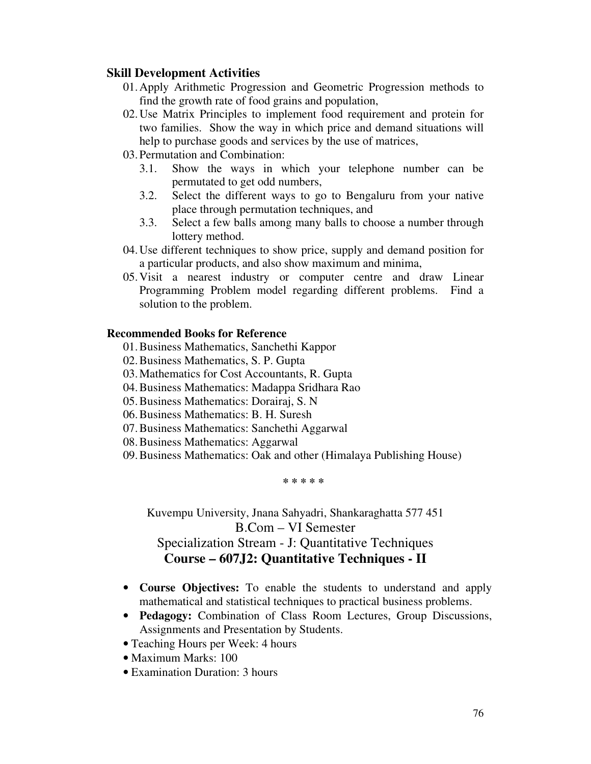**Skill Development Activities**

01. Apply Arithmetic Progression and Geometric Progression methods to find the growth rate of food grains and population,
02. Use Matrix Principles to implement food requirement and protein for two families. Show the way in which price and demand situations will help to purchase goods and services by the use of matrices,
03. Permutation and Combination:
    - 3.1. Show the ways in which your telephone number can be permutated to get odd numbers,
    - 3.2. Select the different ways to go to Bengaluru from your native place through permutation techniques, and
    - 3.3. Select a few balls among many balls to choose a number through lottery method.
04. Use different techniques to show price, supply and demand position for a particular products, and also show maximum and minima,
05. Visit a nearest industry or computer centre and draw Linear Programming Problem model regarding different problems. Find a solution to the problem.

**Recommended Books for Reference**

01. Business Mathematics, Sanchethi Kappor
02. Business Mathematics, S. P. Gupta
03. Mathematics for Cost Accountants, R. Gupta
04. Business Mathematics: Madappa Sridhara Rao
05. Business Mathematics: Dorairaj, S. N
06. Business Mathematics: B. H. Suresh
07. Business Mathematics: Sanchethi Aggarwal
08. Business Mathematics: Aggarwal
09. Business Mathematics: Oak and other (Himalaya Publishing House)

\* \* \* \* \*

Kuvempu University, Jnana Sahyadri, Shankaraghatta 577 451

B.Com – VI Semester

Specialization Stream - J: Quantitative Techniques

## Course – 607J2: Quantitative Techniques - II

- **Course Objectives:** To enable the students to understand and apply mathematical and statistical techniques to practical business problems.
- **Pedagogy:** Combination of Class Room Lectures, Group Discussions, Assignments and Presentation by Students.
- Teaching Hours per Week: 4 hours
- Maximum Marks: 100
- Examination Duration: 3 hours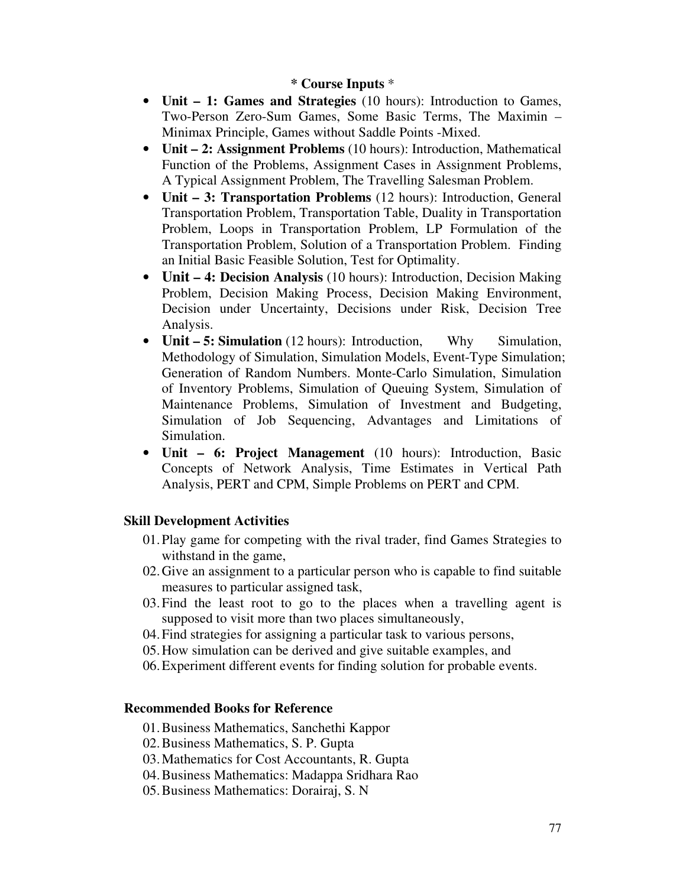**\* Course Inputs \***

- **Unit – 1: Games and Strategies** (10 hours): Introduction to Games, Two-Person Zero-Sum Games, Some Basic Terms, The Maximin – Minimax Principle, Games without Saddle Points -Mixed.
- **Unit – 2: Assignment Problems** (10 hours): Introduction, Mathematical Function of the Problems, Assignment Cases in Assignment Problems, A Typical Assignment Problem, The Travelling Salesman Problem.
- **Unit – 3: Transportation Problems** (12 hours): Introduction, General Transportation Problem, Transportation Table, Duality in Transportation Problem, Loops in Transportation Problem, LP Formulation of the Transportation Problem, Solution of a Transportation Problem. Finding an Initial Basic Feasible Solution, Test for Optimality.
- **Unit – 4: Decision Analysis** (10 hours): Introduction, Decision Making Problem, Decision Making Process, Decision Making Environment, Decision under Uncertainty, Decisions under Risk, Decision Tree Analysis.
- **Unit – 5: Simulation** (12 hours): Introduction, Why Simulation, Methodology of Simulation, Simulation Models, Event-Type Simulation; Generation of Random Numbers. Monte-Carlo Simulation, Simulation of Inventory Problems, Simulation of Queuing System, Simulation of Maintenance Problems, Simulation of Investment and Budgeting, Simulation of Job Sequencing, Advantages and Limitations of Simulation.
- **Unit – 6: Project Management** (10 hours): Introduction, Basic Concepts of Network Analysis, Time Estimates in Vertical Path Analysis, PERT and CPM, Simple Problems on PERT and CPM.

**Skill Development Activities**

01. Play game for competing with the rival trader, find Games Strategies to withstand in the game,
02. Give an assignment to a particular person who is capable to find suitable measures to particular assigned task,
03. Find the least root to go to the places when a travelling agent is supposed to visit more than two places simultaneously,
04. Find strategies for assigning a particular task to various persons,
05. How simulation can be derived and give suitable examples, and
06. Experiment different events for finding solution for probable events.

**Recommended Books for Reference**

01. Business Mathematics, Sanchethi Kappor
02. Business Mathematics, S. P. Gupta
03. Mathematics for Cost Accountants, R. Gupta
04. Business Mathematics: Madappa Sridhara Rao
05. Business Mathematics: Dorairaj, S. N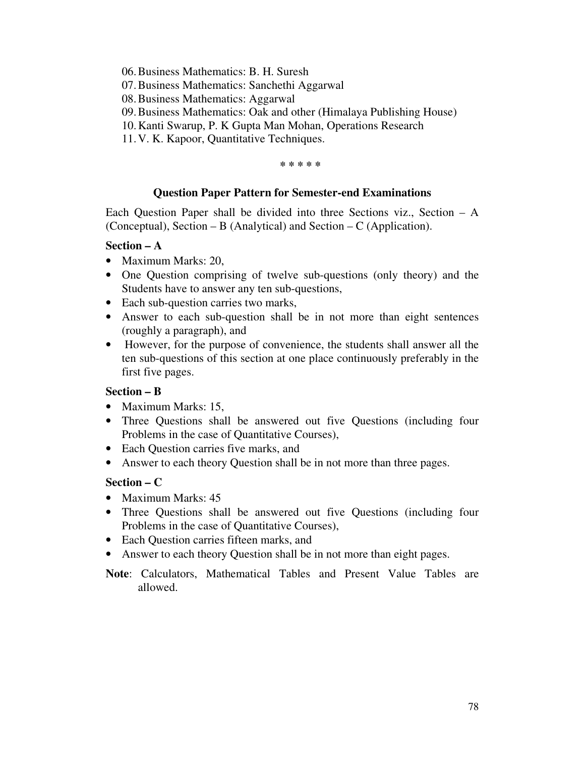06. Business Mathematics: B. H. Suresh
07. Business Mathematics: Sanchethi Aggarwal
08. Business Mathematics: Aggarwal
09. Business Mathematics: Oak and other (Himalaya Publishing House)
10. Kanti Swarup, P. K Gupta Man Mohan, Operations Research
11. V. K. Kapoor, Quantitative Techniques.

\* \* \* \* \*

## Question Paper Pattern for Semester-end Examinations

Each Question Paper shall be divided into three Sections viz., Section – A (Conceptual), Section – B (Analytical) and Section – C (Application).

### Section – A

- Maximum Marks: 20,
- One Question comprising of twelve sub-questions (only theory) and the Students have to answer any ten sub-questions,
- Each sub-question carries two marks,
- Answer to each sub-question shall be in not more than eight sentences (roughly a paragraph), and
- However, for the purpose of convenience, the students shall answer all the ten sub-questions of this section at one place continuously preferably in the first five pages.

### Section – B

- Maximum Marks: 15,
- Three Questions shall be answered out five Questions (including four Problems in the case of Quantitative Courses),
- Each Question carries five marks, and
- Answer to each theory Question shall be in not more than three pages.

### Section – C

- Maximum Marks: 45
- Three Questions shall be answered out five Questions (including four Problems in the case of Quantitative Courses),
- Each Question carries fifteen marks, and
- Answer to each theory Question shall be in not more than eight pages.

**Note**: Calculators, Mathematical Tables and Present Value Tables are allowed.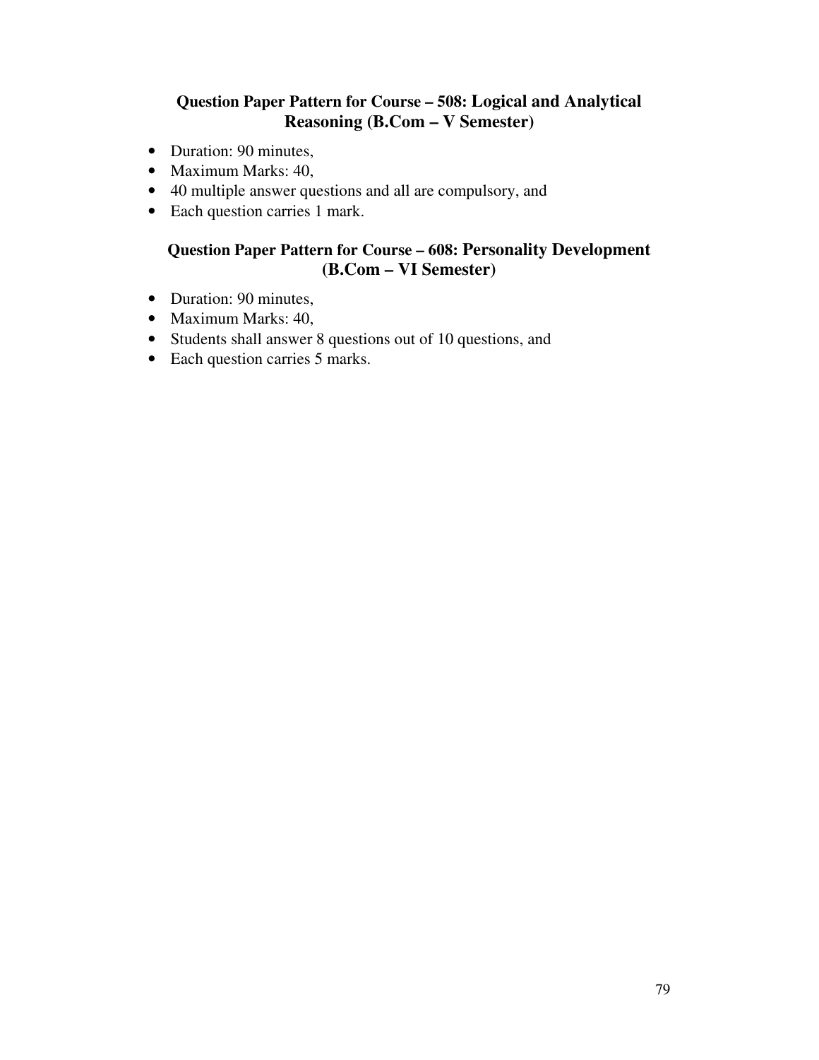## Question Paper Pattern for Course – 508: Logical and Analytical Reasoning (B.Com – V Semester)

- Duration: 90 minutes,
- Maximum Marks: 40,
- 40 multiple answer questions and all are compulsory, and
- Each question carries 1 mark.

## Question Paper Pattern for Course – 608: Personality Development (B.Com – VI Semester)

- Duration: 90 minutes,
- Maximum Marks: 40,
- Students shall answer 8 questions out of 10 questions, and
- Each question carries 5 marks.